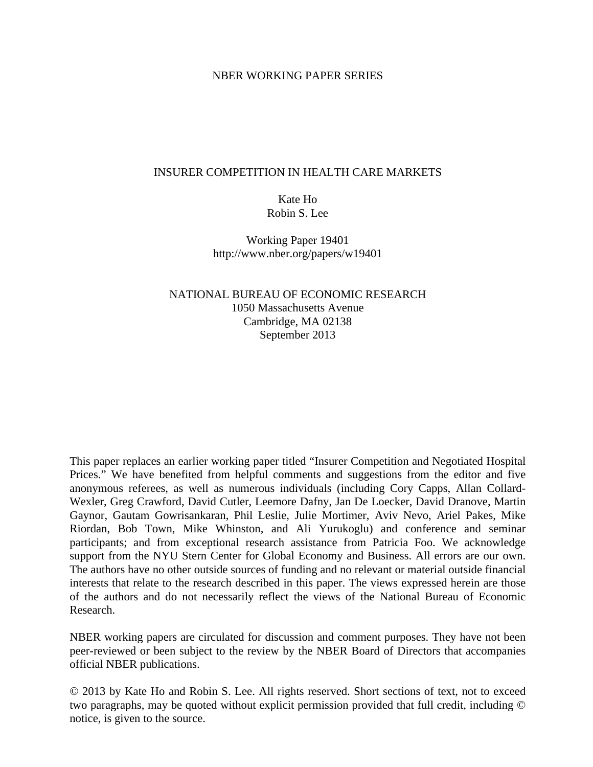NBER WORKING PAPER SERIES

# INSURER COMPETITION IN HEALTH CARE MARKETS

Kate Ho
Robin S. Lee

Working Paper 19401
http://www.nber.org/papers/w19401

NATIONAL BUREAU OF ECONOMIC RESEARCH
1050 Massachusetts Avenue
Cambridge, MA 02138
September 2013

This paper replaces an earlier working paper titled "Insurer Competition and Negotiated Hospital Prices." We have benefited from helpful comments and suggestions from the editor and five anonymous referees, as well as numerous individuals (including Cory Capps, Allan Collard-Wexler, Greg Crawford, David Cutler, Leemore Dafny, Jan De Loecker, David Dranove, Martin Gaynor, Gautam Gowrisankaran, Phil Leslie, Julie Mortimer, Aviv Nevo, Ariel Pakes, Mike Riordan, Bob Town, Mike Whinston, and Ali Yurukoglu) and conference and seminar participants; and from exceptional research assistance from Patricia Foo. We acknowledge support from the NYU Stern Center for Global Economy and Business. All errors are our own. The authors have no other outside sources of funding and no relevant or material outside financial interests that relate to the research described in this paper. The views expressed herein are those of the authors and do not necessarily reflect the views of the National Bureau of Economic Research.

NBER working papers are circulated for discussion and comment purposes. They have not been peer-reviewed or been subject to the review by the NBER Board of Directors that accompanies official NBER publications.

© 2013 by Kate Ho and Robin S. Lee. All rights reserved. Short sections of text, not to exceed two paragraphs, may be quoted without explicit permission provided that full credit, including © notice, is given to the source.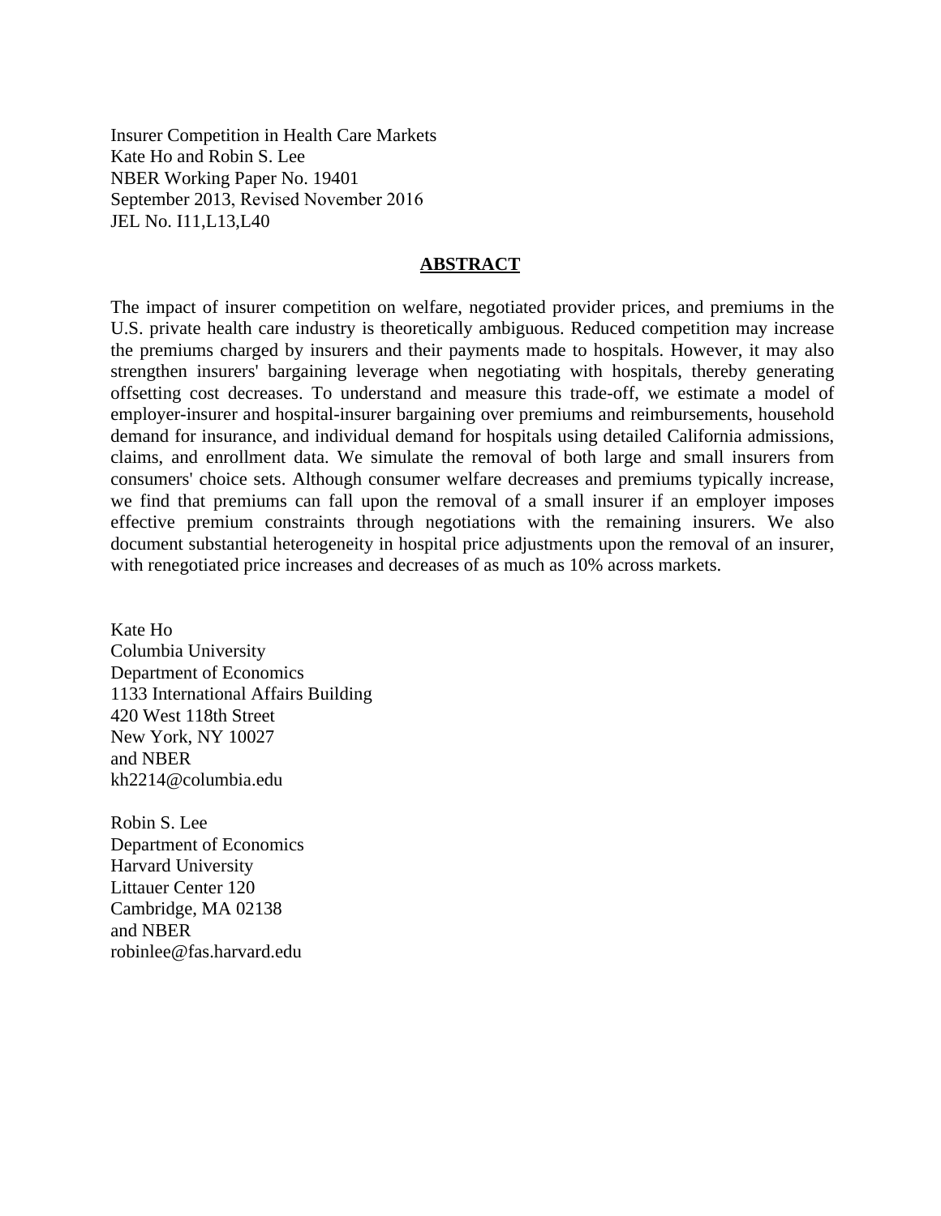Insurer Competition in Health Care Markets
Kate Ho and Robin S. Lee
NBER Working Paper No. 19401
September 2013, Revised November 2016
JEL No. I11,L13,L40

## ABSTRACT

The impact of insurer competition on welfare, negotiated provider prices, and premiums in the U.S. private health care industry is theoretically ambiguous. Reduced competition may increase the premiums charged by insurers and their payments made to hospitals. However, it may also strengthen insurers' bargaining leverage when negotiating with hospitals, thereby generating offsetting cost decreases. To understand and measure this trade-off, we estimate a model of employer-insurer and hospital-insurer bargaining over premiums and reimbursements, household demand for insurance, and individual demand for hospitals using detailed California admissions, claims, and enrollment data. We simulate the removal of both large and small insurers from consumers' choice sets. Although consumer welfare decreases and premiums typically increase, we find that premiums can fall upon the removal of a small insurer if an employer imposes effective premium constraints through negotiations with the remaining insurers. We also document substantial heterogeneity in hospital price adjustments upon the removal of an insurer, with renegotiated price increases and decreases of as much as 10% across markets.

Kate Ho
Columbia University
Department of Economics
1133 International Affairs Building
420 West 118th Street
New York, NY 10027
and NBER
kh2214@columbia.edu

Robin S. Lee
Department of Economics
Harvard University
Littauer Center 120
Cambridge, MA 02138
and NBER
robinlee@fas.harvard.edu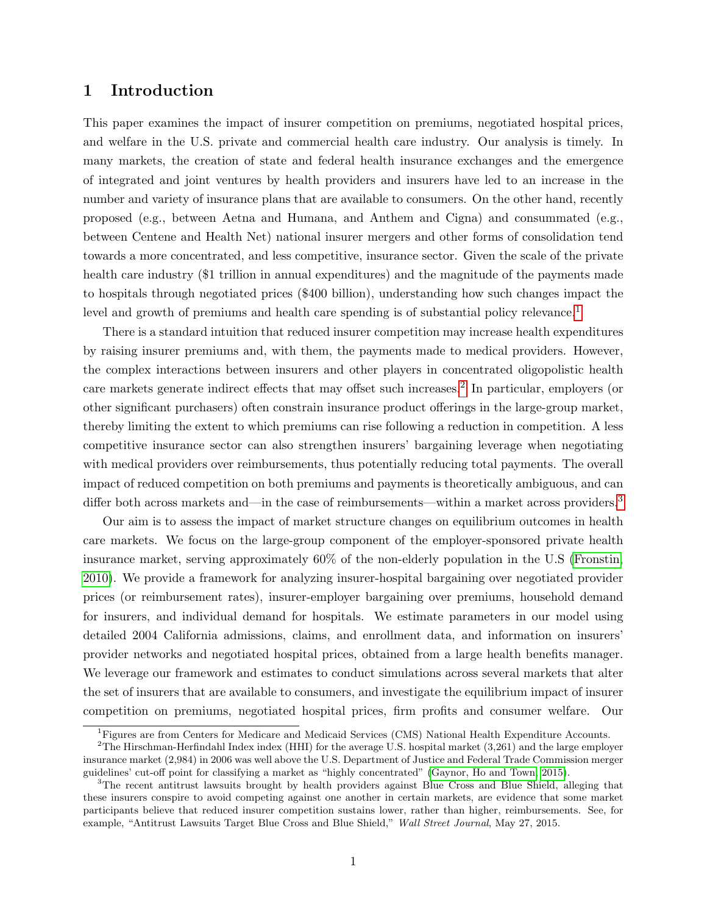# 1 Introduction

This paper examines the impact of insurer competition on premiums, negotiated hospital prices, and welfare in the U.S. private and commercial health care industry. Our analysis is timely. In many markets, the creation of state and federal health insurance exchanges and the emergence of integrated and joint ventures by health providers and insurers have led to an increase in the number and variety of insurance plans that are available to consumers. On the other hand, recently proposed (e.g., between Aetna and Humana, and Anthem and Cigna) and consummated (e.g., between Centene and Health Net) national insurer mergers and other forms of consolidation tend towards a more concentrated, and less competitive, insurance sector. Given the scale of the private health care industry ($1 trillion in annual expenditures) and the magnitude of the payments made to hospitals through negotiated prices ($400 billion), understanding how such changes impact the level and growth of premiums and health care spending is of substantial policy relevance.[1]

There is a standard intuition that reduced insurer competition may increase health expenditures by raising insurer premiums and, with them, the payments made to medical providers. However, the complex interactions between insurers and other players in concentrated oligopolistic health care markets generate indirect effects that may offset such increases.[2] In particular, employers (or other significant purchasers) often constrain insurance product offerings in the large-group market, thereby limiting the extent to which premiums can rise following a reduction in competition. A less competitive insurance sector can also strengthen insurers' bargaining leverage when negotiating with medical providers over reimbursements, thus potentially reducing total payments. The overall impact of reduced competition on both premiums and payments is theoretically ambiguous, and can differ both across markets and—in the case of reimbursements—within a market across providers.[3]

Our aim is to assess the impact of market structure changes on equilibrium outcomes in health care markets. We focus on the large-group component of the employer-sponsored private health insurance market, serving approximately 60% of the non-elderly population in the U.S (Fronstin, 2010). We provide a framework for analyzing insurer-hospital bargaining over negotiated provider prices (or reimbursement rates), insurer-employer bargaining over premiums, household demand for insurers, and individual demand for hospitals. We estimate parameters in our model using detailed 2004 California admissions, claims, and enrollment data, and information on insurers' provider networks and negotiated hospital prices, obtained from a large health benefits manager. We leverage our framework and estimates to conduct simulations across several markets that alter the set of insurers that are available to consumers, and investigate the equilibrium impact of insurer competition on premiums, negotiated hospital prices, firm profits and consumer welfare. Our

[1] Figures are from Centers for Medicare and Medicaid Services (CMS) National Health Expenditure Accounts.

[2] The Hirschman-Herfindahl Index index (HHI) for the average U.S. hospital market (3,261) and the large employer insurance market (2,984) in 2006 was well above the U.S. Department of Justice and Federal Trade Commission merger guidelines' cut-off point for classifying a market as "highly concentrated" (Gaynor, Ho and Town, 2015).

[3] The recent antitrust lawsuits brought by health providers against Blue Cross and Blue Shield, alleging that these insurers conspire to avoid competing against one another in certain markets, are evidence that some market participants believe that reduced insurer competition sustains lower, rather than higher, reimbursements. See, for example, "Antitrust Lawsuits Target Blue Cross and Blue Shield," *Wall Street Journal*, May 27, 2015.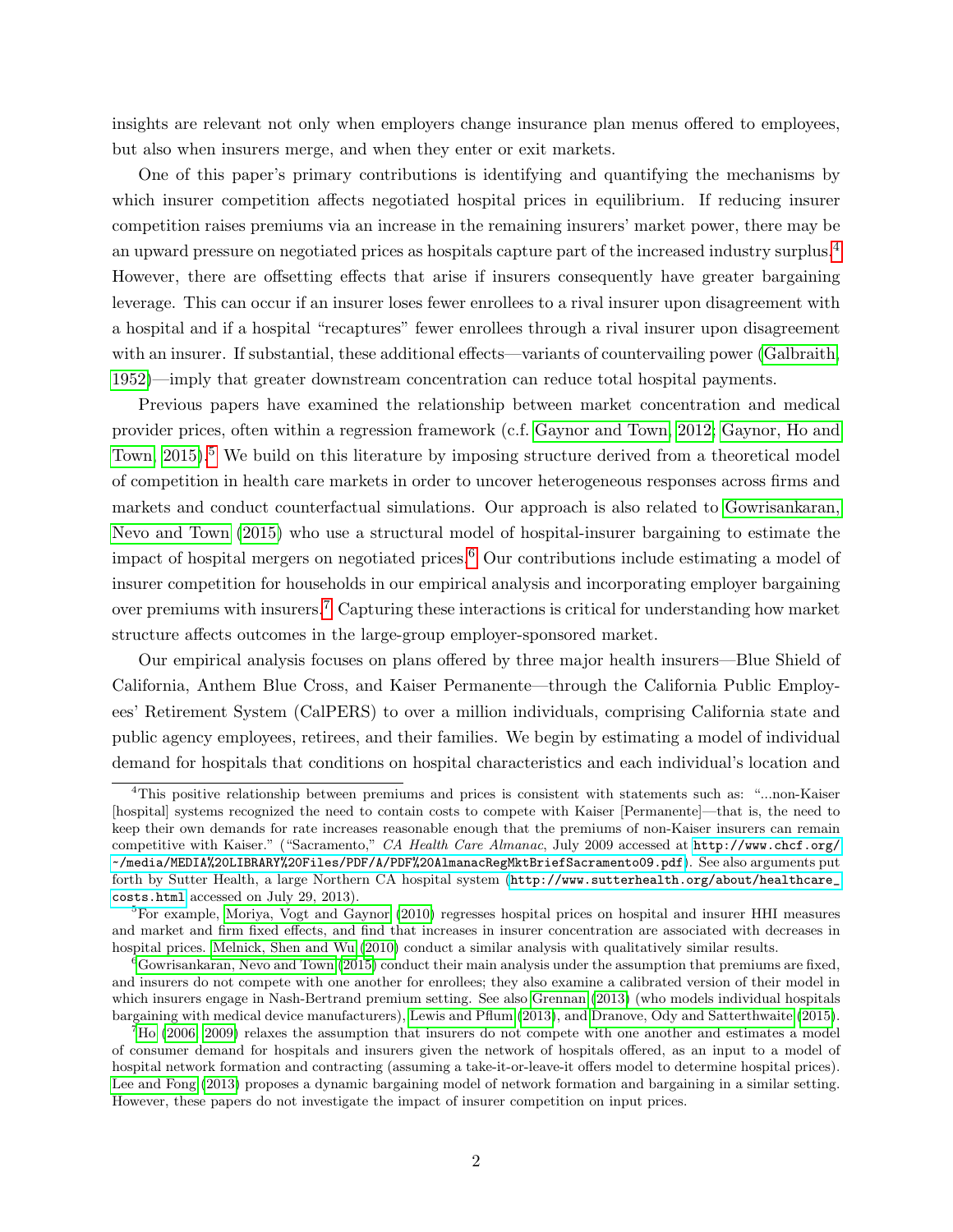insights are relevant not only when employers change insurance plan menus offered to employees, but also when insurers merge, and when they enter or exit markets.

One of this paper's primary contributions is identifying and quantifying the mechanisms by which insurer competition affects negotiated hospital prices in equilibrium. If reducing insurer competition raises premiums via an increase in the remaining insurers' market power, there may be an upward pressure on negotiated prices as hospitals capture part of the increased industry surplus.[4] However, there are offsetting effects that arise if insurers consequently have greater bargaining leverage. This can occur if an insurer loses fewer enrollees to a rival insurer upon disagreement with a hospital and if a hospital "recaptures" fewer enrollees through a rival insurer upon disagreement with an insurer. If substantial, these additional effects—variants of countervailing power (Galbraith, 1952)—imply that greater downstream concentration can reduce total hospital payments.

Previous papers have examined the relationship between market concentration and medical provider prices, often within a regression framework (c.f. Gaynor and Town, 2012; Gaynor, Ho and Town, 2015).[5] We build on this literature by imposing structure derived from a theoretical model of competition in health care markets in order to uncover heterogeneous responses across firms and markets and conduct counterfactual simulations. Our approach is also related to Gowrisankaran, Nevo and Town (2015) who use a structural model of hospital-insurer bargaining to estimate the impact of hospital mergers on negotiated prices.[6] Our contributions include estimating a model of insurer competition for households in our empirical analysis and incorporating employer bargaining over premiums with insurers.[7] Capturing these interactions is critical for understanding how market structure affects outcomes in the large-group employer-sponsored market.

Our empirical analysis focuses on plans offered by three major health insurers—Blue Shield of California, Anthem Blue Cross, and Kaiser Permanente—through the California Public Employees' Retirement System (CalPERS) to over a million individuals, comprising California state and public agency employees, retirees, and their families. We begin by estimating a model of individual demand for hospitals that conditions on hospital characteristics and each individual's location and

---

[4] This positive relationship between premiums and prices is consistent with statements such as: "...non-Kaiser [hospital] systems recognized the need to contain costs to compete with Kaiser [Permanente]—that is, the need to keep their own demands for rate increases reasonable enough that the premiums of non-Kaiser insurers can remain competitive with Kaiser." ("Sacramento," *CA Health Care Almanac*, July 2009 accessed at `http://www.chcf.org/~/media/MEDIA%20LIBRARY%20Files/PDF/A/PDF%20AlmanacRegMktBriefSacramento09.pdf`). See also arguments put forth by Sutter Health, a large Northern CA hospital system (`http://www.sutterhealth.org/about/healthcare_costs.html` accessed on July 29, 2013).

[5] For example, Moriya, Vogt and Gaynor (2010) regresses hospital prices on hospital and insurer HHI measures and market and firm fixed effects, and find that increases in insurer concentration are associated with decreases in hospital prices. Melnick, Shen and Wu (2010) conduct a similar analysis with qualitatively similar results.

[6] Gowrisankaran, Nevo and Town (2015) conduct their main analysis under the assumption that premiums are fixed, and insurers do not compete with one another for enrollees; they also examine a calibrated version of their model in which insurers engage in Nash-Bertrand premium setting. See also Grennan (2013) (who models individual hospitals bargaining with medical device manufacturers), Lewis and Pflum (2013), and Dranove, Ody and Satterthwaite (2015).

[7] Ho (2006, 2009) relaxes the assumption that insurers do not compete with one another and estimates a model of consumer demand for hospitals and insurers given the network of hospitals offered, as an input to a model of hospital network formation and contracting (assuming a take-it-or-leave-it offers model to determine hospital prices). Lee and Fong (2013) proposes a dynamic bargaining model of network formation and bargaining in a similar setting. However, these papers do not investigate the impact of insurer competition on input prices.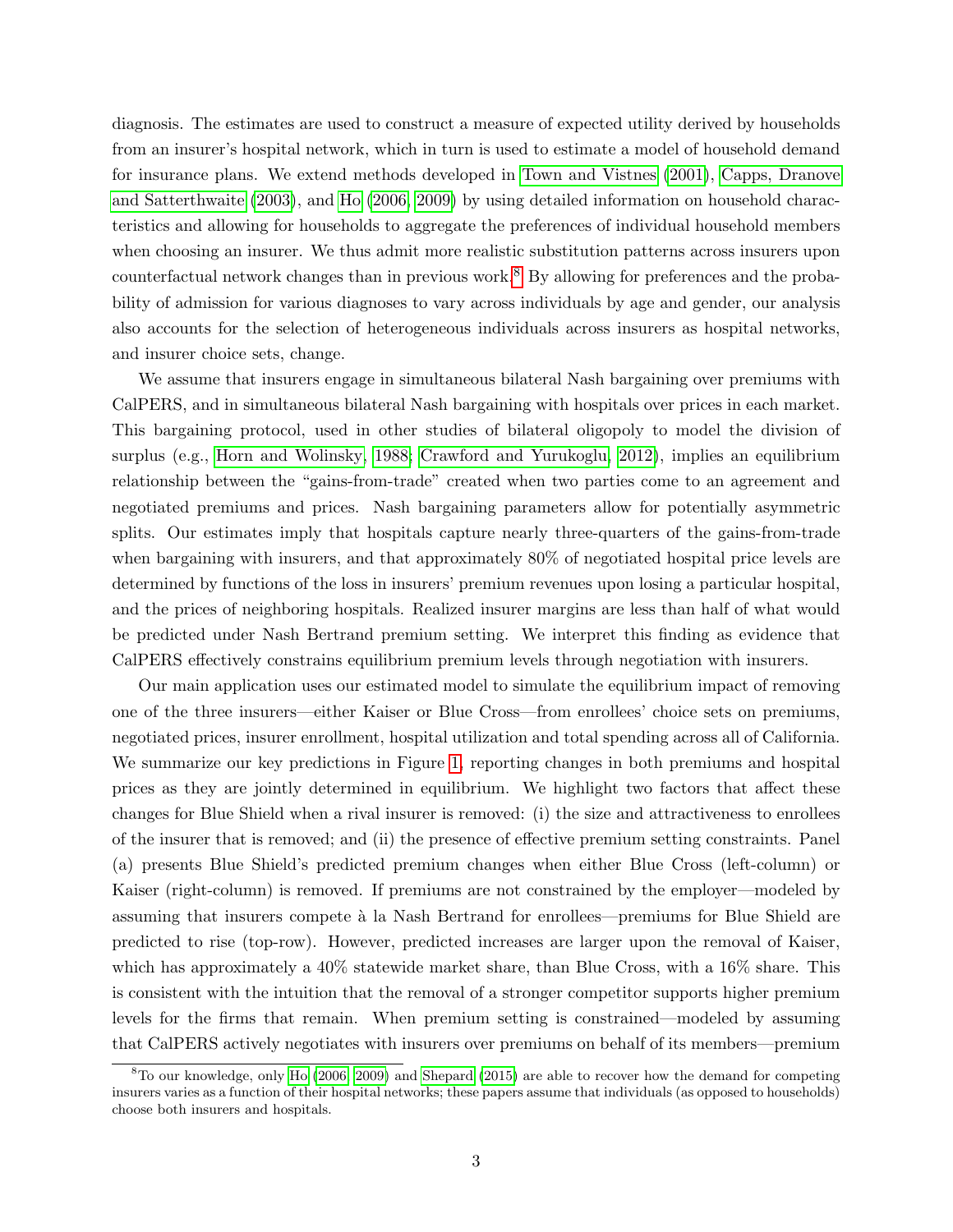diagnosis. The estimates are used to construct a measure of expected utility derived by households from an insurer's hospital network, which in turn is used to estimate a model of household demand for insurance plans. We extend methods developed in Town and Vistnes (2001), Capps, Dranove and Satterthwaite (2003), and Ho (2006, 2009) by using detailed information on household characteristics and allowing for households to aggregate the preferences of individual household members when choosing an insurer. We thus admit more realistic substitution patterns across insurers upon counterfactual network changes than in previous work.[8] By allowing for preferences and the probability of admission for various diagnoses to vary across individuals by age and gender, our analysis also accounts for the selection of heterogeneous individuals across insurers as hospital networks, and insurer choice sets, change.

We assume that insurers engage in simultaneous bilateral Nash bargaining over premiums with CalPERS, and in simultaneous bilateral Nash bargaining with hospitals over prices in each market. This bargaining protocol, used in other studies of bilateral oligopoly to model the division of surplus (e.g., Horn and Wolinsky, 1988; Crawford and Yurukoglu, 2012), implies an equilibrium relationship between the "gains-from-trade" created when two parties come to an agreement and negotiated premiums and prices. Nash bargaining parameters allow for potentially asymmetric splits. Our estimates imply that hospitals capture nearly three-quarters of the gains-from-trade when bargaining with insurers, and that approximately 80% of negotiated hospital price levels are determined by functions of the loss in insurers' premium revenues upon losing a particular hospital, and the prices of neighboring hospitals. Realized insurer margins are less than half of what would be predicted under Nash Bertrand premium setting. We interpret this finding as evidence that CalPERS effectively constrains equilibrium premium levels through negotiation with insurers.

Our main application uses our estimated model to simulate the equilibrium impact of removing one of the three insurers—either Kaiser or Blue Cross—from enrollees' choice sets on premiums, negotiated prices, insurer enrollment, hospital utilization and total spending across all of California. We summarize our key predictions in Figure 1, reporting changes in both premiums and hospital prices as they are jointly determined in equilibrium. We highlight two factors that affect these changes for Blue Shield when a rival insurer is removed: (i) the size and attractiveness to enrollees of the insurer that is removed; and (ii) the presence of effective premium setting constraints. Panel (a) presents Blue Shield's predicted premium changes when either Blue Cross (left-column) or Kaiser (right-column) is removed. If premiums are not constrained by the employer—modeled by assuming that insurers compete à la Nash Bertrand for enrollees—premiums for Blue Shield are predicted to rise (top-row). However, predicted increases are larger upon the removal of Kaiser, which has approximately a 40% statewide market share, than Blue Cross, with a 16% share. This is consistent with the intuition that the removal of a stronger competitor supports higher premium levels for the firms that remain. When premium setting is constrained—modeled by assuming that CalPERS actively negotiates with insurers over premiums on behalf of its members—premium

[8] To our knowledge, only Ho (2006, 2009) and Shepard (2015) are able to recover how the demand for competing insurers varies as a function of their hospital networks; these papers assume that individuals (as opposed to households) choose both insurers and hospitals.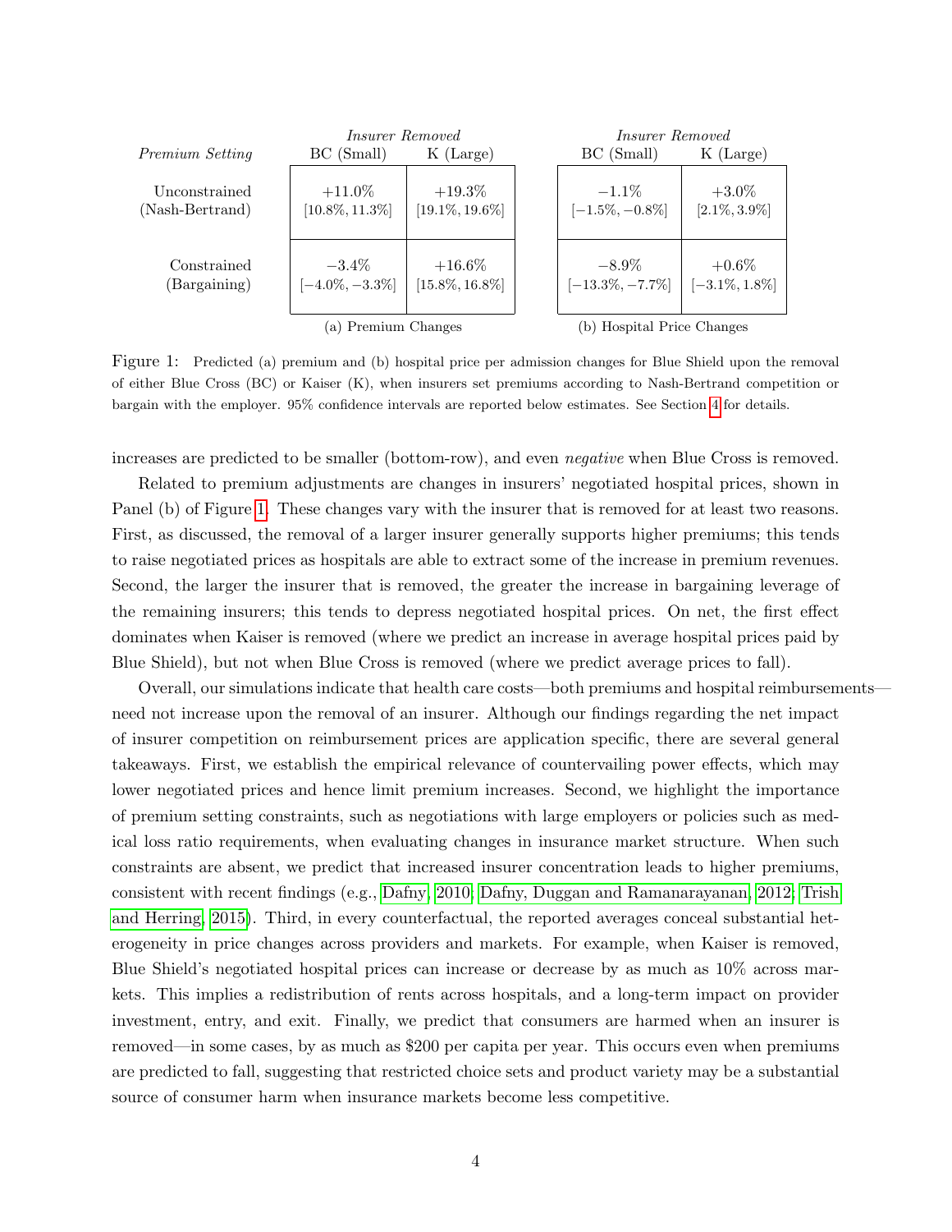| | *Insurer Removed* | | *Insurer Removed* | |
|---|---|---|---|---|
| *Premium Setting* | BC (Small) | K (Large) | BC (Small) | K (Large) |
| Unconstrained (Nash-Bertrand) | +11.0% [10.8%, 11.3%] | +19.3% [19.1%, 19.6%] | −1.1% [−1.5%, −0.8%] | +3.0% [2.1%, 3.9%] |
| Constrained (Bargaining) | −3.4% [−4.0%, −3.3%] | +16.6% [15.8%, 16.8%] | −8.9% [−13.3%, −7.7%] | +0.6% [−3.1%, 1.8%] |
| | (a) Premium Changes | | (b) Hospital Price Changes | |

Figure 1: Predicted (a) premium and (b) hospital price per admission changes for Blue Shield upon the removal of either Blue Cross (BC) or Kaiser (K), when insurers set premiums according to Nash-Bertrand competition or bargain with the employer. 95% confidence intervals are reported below estimates. See Section 4 for details.

increases are predicted to be smaller (bottom-row), and even *negative* when Blue Cross is removed.

Related to premium adjustments are changes in insurers' negotiated hospital prices, shown in Panel (b) of Figure 1. These changes vary with the insurer that is removed for at least two reasons. First, as discussed, the removal of a larger insurer generally supports higher premiums; this tends to raise negotiated prices as hospitals are able to extract some of the increase in premium revenues. Second, the larger the insurer that is removed, the greater the increase in bargaining leverage of the remaining insurers; this tends to depress negotiated hospital prices. On net, the first effect dominates when Kaiser is removed (where we predict an increase in average hospital prices paid by Blue Shield), but not when Blue Cross is removed (where we predict average prices to fall).

Overall, our simulations indicate that health care costs—both premiums and hospital reimbursements—need not increase upon the removal of an insurer. Although our findings regarding the net impact of insurer competition on reimbursement prices are application specific, there are several general takeaways. First, we establish the empirical relevance of countervailing power effects, which may lower negotiated prices and hence limit premium increases. Second, we highlight the importance of premium setting constraints, such as negotiations with large employers or policies such as medical loss ratio requirements, when evaluating changes in insurance market structure. When such constraints are absent, we predict that increased insurer concentration leads to higher premiums, consistent with recent findings (e.g., Dafny, 2010; Dafny, Duggan and Ramanarayanan, 2012; Trish and Herring, 2015). Third, in every counterfactual, the reported averages conceal substantial heterogeneity in price changes across providers and markets. For example, when Kaiser is removed, Blue Shield's negotiated hospital prices can increase or decrease by as much as 10% across markets. This implies a redistribution of rents across hospitals, and a long-term impact on provider investment, entry, and exit. Finally, we predict that consumers are harmed when an insurer is removed—in some cases, by as much as $200 per capita per year. This occurs even when premiums are predicted to fall, suggesting that restricted choice sets and product variety may be a substantial source of consumer harm when insurance markets become less competitive.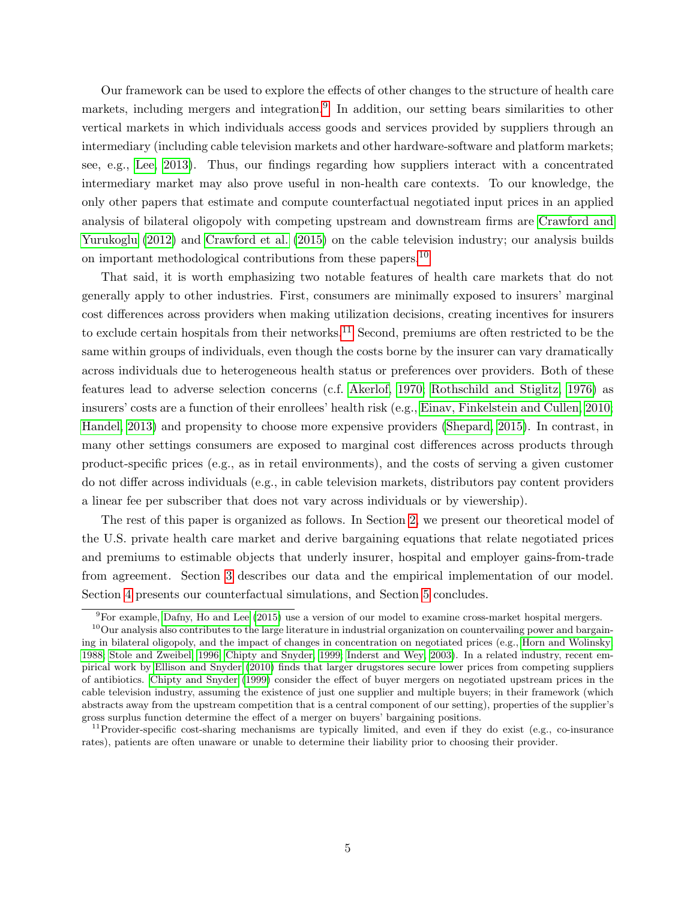Our framework can be used to explore the effects of other changes to the structure of health care markets, including mergers and integration.[9] In addition, our setting bears similarities to other vertical markets in which individuals access goods and services provided by suppliers through an intermediary (including cable television markets and other hardware-software and platform markets; see, e.g., Lee, 2013). Thus, our findings regarding how suppliers interact with a concentrated intermediary market may also prove useful in non-health care contexts. To our knowledge, the only other papers that estimate and compute counterfactual negotiated input prices in an applied analysis of bilateral oligopoly with competing upstream and downstream firms are Crawford and Yurukoglu (2012) and Crawford et al. (2015) on the cable television industry; our analysis builds on important methodological contributions from these papers.[10]

That said, it is worth emphasizing two notable features of health care markets that do not generally apply to other industries. First, consumers are minimally exposed to insurers' marginal cost differences across providers when making utilization decisions, creating incentives for insurers to exclude certain hospitals from their networks.[11] Second, premiums are often restricted to be the same within groups of individuals, even though the costs borne by the insurer can vary dramatically across individuals due to heterogeneous health status or preferences over providers. Both of these features lead to adverse selection concerns (c.f. Akerlof, 1970; Rothschild and Stiglitz, 1976) as insurers' costs are a function of their enrollees' health risk (e.g., Einav, Finkelstein and Cullen, 2010; Handel, 2013) and propensity to choose more expensive providers (Shepard, 2015). In contrast, in many other settings consumers are exposed to marginal cost differences across products through product-specific prices (e.g., as in retail environments), and the costs of serving a given customer do not differ across individuals (e.g., in cable television markets, distributors pay content providers a linear fee per subscriber that does not vary across individuals or by viewership).

The rest of this paper is organized as follows. In Section 2, we present our theoretical model of the U.S. private health care market and derive bargaining equations that relate negotiated prices and premiums to estimable objects that underly insurer, hospital and employer gains-from-trade from agreement. Section 3 describes our data and the empirical implementation of our model. Section 4 presents our counterfactual simulations, and Section 5 concludes.

---

[9] For example, Dafny, Ho and Lee (2015) use a version of our model to examine cross-market hospital mergers.

[10] Our analysis also contributes to the large literature in industrial organization on countervailing power and bargaining in bilateral oligopoly, and the impact of changes in concentration on negotiated prices (e.g., Horn and Wolinsky, 1988; Stole and Zweibel, 1996; Chipty and Snyder, 1999; Inderst and Wey, 2003). In a related industry, recent empirical work by Ellison and Snyder (2010) finds that larger drugstores secure lower prices from competing suppliers of antibiotics. Chipty and Snyder (1999) consider the effect of buyer mergers on negotiated upstream prices in the cable television industry, assuming the existence of just one supplier and multiple buyers; in their framework (which abstracts away from the upstream competition that is a central component of our setting), properties of the supplier's gross surplus function determine the effect of a merger on buyers' bargaining positions.

[11] Provider-specific cost-sharing mechanisms are typically limited, and even if they do exist (e.g., co-insurance rates), patients are often unaware or unable to determine their liability prior to choosing their provider.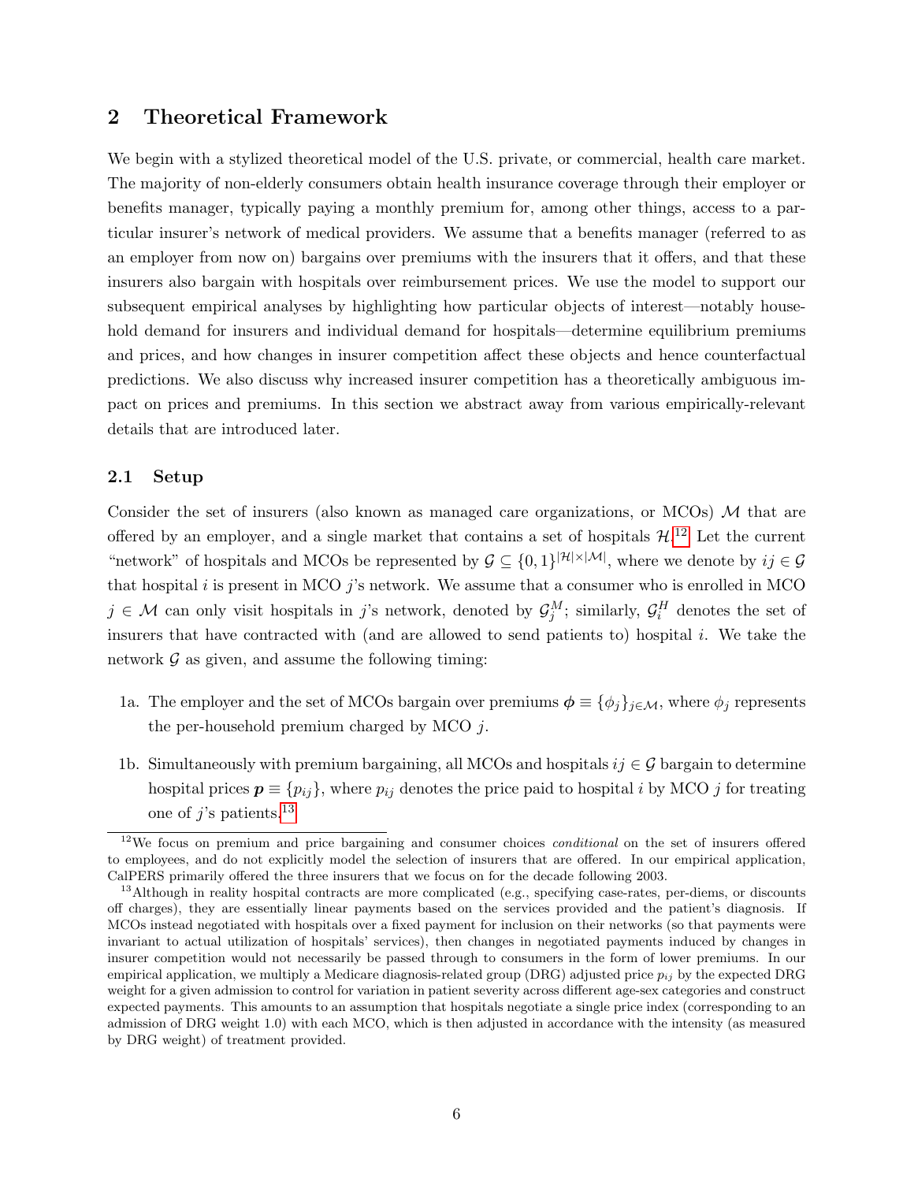## 2 Theoretical Framework

We begin with a stylized theoretical model of the U.S. private, or commercial, health care market. The majority of non-elderly consumers obtain health insurance coverage through their employer or benefits manager, typically paying a monthly premium for, among other things, access to a particular insurer's network of medical providers. We assume that a benefits manager (referred to as an employer from now on) bargains over premiums with the insurers that it offers, and that these insurers also bargain with hospitals over reimbursement prices. We use the model to support our subsequent empirical analyses by highlighting how particular objects of interest—notably household demand for insurers and individual demand for hospitals—determine equilibrium premiums and prices, and how changes in insurer competition affect these objects and hence counterfactual predictions. We also discuss why increased insurer competition has a theoretically ambiguous impact on prices and premiums. In this section we abstract away from various empirically-relevant details that are introduced later.

### 2.1 Setup

Consider the set of insurers (also known as managed care organizations, or MCOs) $\mathcal{M}$ that are offered by an employer, and a single market that contains a set of hospitals $\mathcal{H}$.[12] Let the current "network" of hospitals and MCOs be represented by $\mathcal{G} \subseteq \{0,1\}^{|\mathcal{H}| \times |\mathcal{M}|}$, where we denote by $ij \in \mathcal{G}$ that hospital $i$ is present in MCO $j$'s network. We assume that a consumer who is enrolled in MCO $j \in \mathcal{M}$ can only visit hospitals in $j$'s network, denoted by $\mathcal{G}^M_j$; similarly, $\mathcal{G}^H_i$ denotes the set of insurers that have contracted with (and are allowed to send patients to) hospital $i$. We take the network $\mathcal{G}$ as given, and assume the following timing:

1a. The employer and the set of MCOs bargain over premiums $\boldsymbol{\phi} \equiv \{\phi_j\}_{j \in \mathcal{M}}$, where $\phi_j$ represents the per-household premium charged by MCO $j$.

1b. Simultaneously with premium bargaining, all MCOs and hospitals $ij \in \mathcal{G}$ bargain to determine hospital prices $\boldsymbol{p} \equiv \{p_{ij}\}$, where $p_{ij}$ denotes the price paid to hospital $i$ by MCO $j$ for treating one of $j$'s patients.[13]

[12] We focus on premium and price bargaining and consumer choices *conditional* on the set of insurers offered to employees, and do not explicitly model the selection of insurers that are offered. In our empirical application, CalPERS primarily offered the three insurers that we focus on for the decade following 2003.

[13] Although in reality hospital contracts are more complicated (e.g., specifying case-rates, per-diems, or discounts off charges), they are essentially linear payments based on the services provided and the patient's diagnosis. If MCOs instead negotiated with hospitals over a fixed payment for inclusion on their networks (so that payments were invariant to actual utilization of hospitals' services), then changes in negotiated payments induced by changes in insurer competition would not necessarily be passed through to consumers in the form of lower premiums. In our empirical application, we multiply a Medicare diagnosis-related group (DRG) adjusted price $p_{ij}$ by the expected DRG weight for a given admission to control for variation in patient severity across different age-sex categories and construct expected payments. This amounts to an assumption that hospitals negotiate a single price index (corresponding to an admission of DRG weight 1.0) with each MCO, which is then adjusted in accordance with the intensity (as measured by DRG weight) of treatment provided.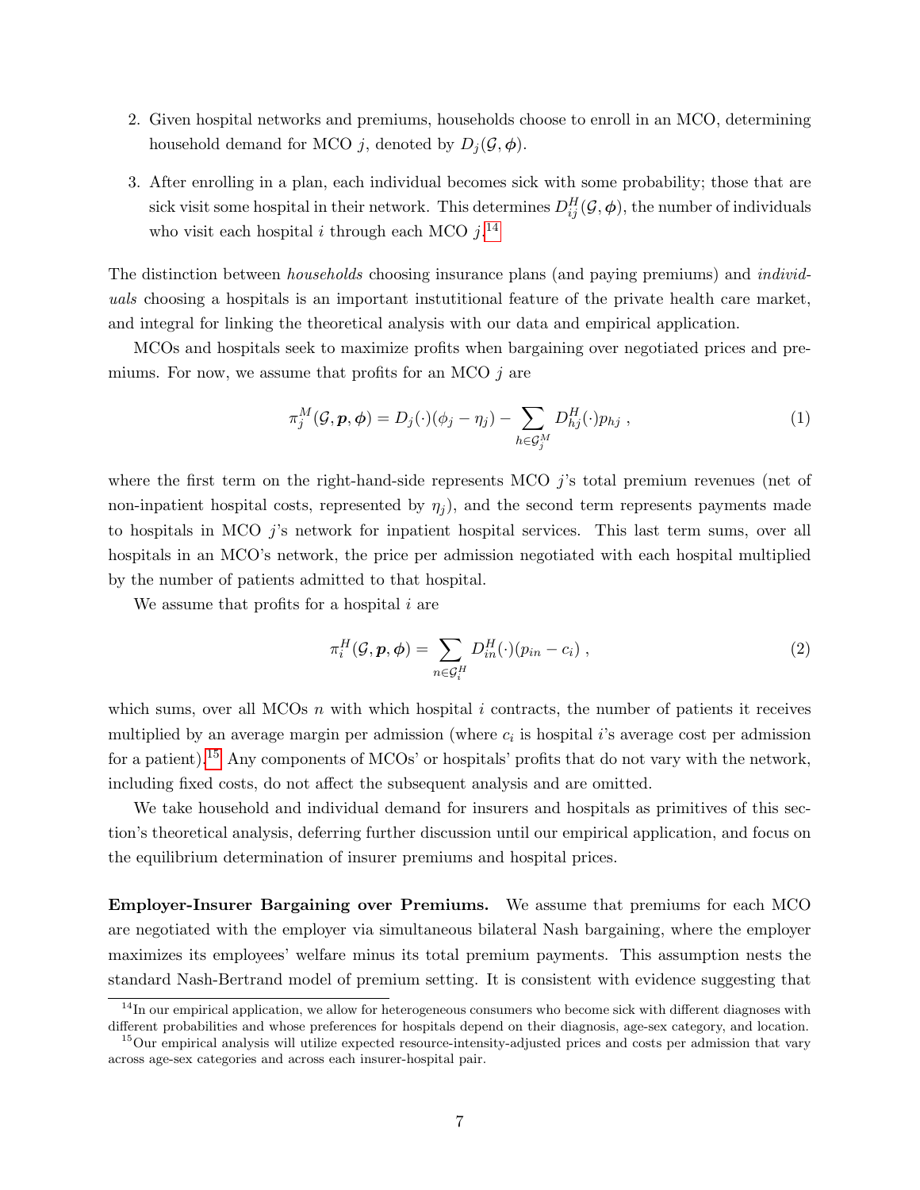2. Given hospital networks and premiums, households choose to enroll in an MCO, determining household demand for MCO $j$, denoted by $D_j(\mathcal{G}, \boldsymbol{\phi})$.
3. After enrolling in a plan, each individual becomes sick with some probability; those that are sick visit some hospital in their network. This determines $D^H_{ij}(\mathcal{G}, \boldsymbol{\phi})$, the number of individuals who visit each hospital $i$ through each MCO $j$.[14]

The distinction between *households* choosing insurance plans (and paying premiums) and *individuals* choosing a hospitals is an important instutitional feature of the private health care market, and integral for linking the theoretical analysis with our data and empirical application.

MCOs and hospitals seek to maximize profits when bargaining over negotiated prices and premiums. For now, we assume that profits for an MCO $j$ are

$$\pi^M_j(\mathcal{G}, \boldsymbol{p}, \boldsymbol{\phi}) = D_j(\cdot)(\phi_j - \eta_j) - \sum_{h \in \mathcal{G}^M_j} D^H_{hj}(\cdot) p_{hj} \, , \tag{1}$$

where the first term on the right-hand-side represents MCO $j$'s total premium revenues (net of non-inpatient hospital costs, represented by $\eta_j$), and the second term represents payments made to hospitals in MCO $j$'s network for inpatient hospital services. This last term sums, over all hospitals in an MCO's network, the price per admission negotiated with each hospital multiplied by the number of patients admitted to that hospital.

We assume that profits for a hospital $i$ are

$$\pi^H_i(\mathcal{G}, \boldsymbol{p}, \boldsymbol{\phi}) = \sum_{n \in \mathcal{G}^H_i} D^H_{in}(\cdot)(p_{in} - c_i) \, , \tag{2}$$

which sums, over all MCOs $n$ with which hospital $i$ contracts, the number of patients it receives multiplied by an average margin per admission (where $c_i$ is hospital $i$'s average cost per admission for a patient).[15] Any components of MCOs' or hospitals' profits that do not vary with the network, including fixed costs, do not affect the subsequent analysis and are omitted.

We take household and individual demand for insurers and hospitals as primitives of this section's theoretical analysis, deferring further discussion until our empirical application, and focus on the equilibrium determination of insurer premiums and hospital prices.

**Employer-Insurer Bargaining over Premiums.** We assume that premiums for each MCO are negotiated with the employer via simultaneous bilateral Nash bargaining, where the employer maximizes its employees' welfare minus its total premium payments. This assumption nests the standard Nash-Bertrand model of premium setting. It is consistent with evidence suggesting that

[14] In our empirical application, we allow for heterogeneous consumers who become sick with different diagnoses with different probabilities and whose preferences for hospitals depend on their diagnosis, age-sex category, and location.

[15] Our empirical analysis will utilize expected resource-intensity-adjusted prices and costs per admission that vary across age-sex categories and across each insurer-hospital pair.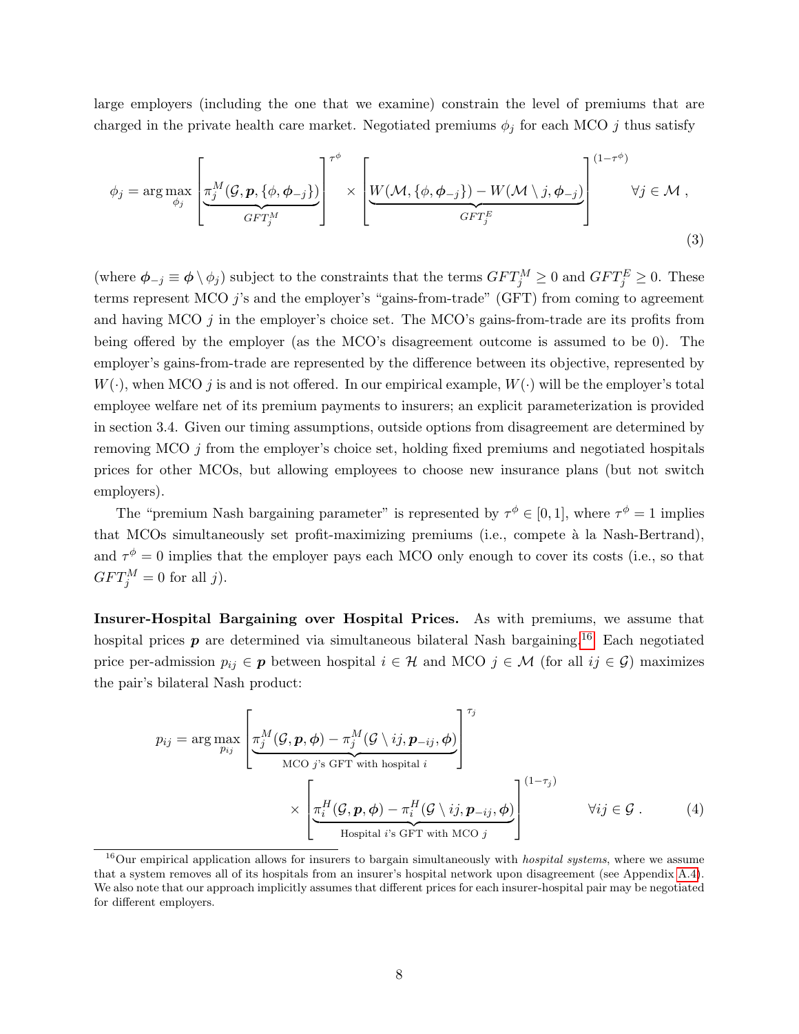large employers (including the one that we examine) constrain the level of premiums that are charged in the private health care market. Negotiated premiums $\phi_j$ for each MCO $j$ thus satisfy

$$\phi_j = \arg\max_{\phi_j} \Bigg[ \underbrace{\pi_j^M(\mathcal{G}, \boldsymbol{p}, \{\phi, \boldsymbol{\phi}_{-j}\})}_{GFT_j^M} \Bigg]^{\tau^\phi} \times \Bigg[ \underbrace{W(\mathcal{M}, \{\phi, \boldsymbol{\phi}_{-j}\}) - W(\mathcal{M} \setminus j, \boldsymbol{\phi}_{-j})}_{GFT_j^E} \Bigg]^{(1-\tau^\phi)} \quad \forall j \in \mathcal{M}\,, \tag{3}$$

(where $\boldsymbol{\phi}_{-j} \equiv \boldsymbol{\phi} \setminus \phi_j$) subject to the constraints that the terms $GFT_j^M \geq 0$ and $GFT_j^E \geq 0$. These terms represent MCO $j$'s and the employer's "gains-from-trade" (GFT) from coming to agreement and having MCO $j$ in the employer's choice set. The MCO's gains-from-trade are its profits from being offered by the employer (as the MCO's disagreement outcome is assumed to be 0). The employer's gains-from-trade are represented by the difference between its objective, represented by $W(\cdot)$, when MCO $j$ is and is not offered. In our empirical example, $W(\cdot)$ will be the employer's total employee welfare net of its premium payments to insurers; an explicit parameterization is provided in section 3.4. Given our timing assumptions, outside options from disagreement are determined by removing MCO $j$ from the employer's choice set, holding fixed premiums and negotiated hospitals prices for other MCOs, but allowing employees to choose new insurance plans (but not switch employers).

The "premium Nash bargaining parameter" is represented by $\tau^\phi \in [0, 1]$, where $\tau^\phi = 1$ implies that MCOs simultaneously set profit-maximizing premiums (i.e., compete à la Nash-Bertrand), and $\tau^\phi = 0$ implies that the employer pays each MCO only enough to cover its costs (i.e., so that $GFT_j^M = 0$ for all $j$).

**Insurer-Hospital Bargaining over Hospital Prices.** As with premiums, we assume that hospital prices $\boldsymbol{p}$ are determined via simultaneous bilateral Nash bargaining.[16] Each negotiated price per-admission $p_{ij} \in \boldsymbol{p}$ between hospital $i \in \mathcal{H}$ and MCO $j \in \mathcal{M}$ (for all $ij \in \mathcal{G}$) maximizes the pair's bilateral Nash product:

$$p_{ij} = \arg\max_{p_{ij}} \Bigg[ \underbrace{\pi_j^M(\mathcal{G}, \boldsymbol{p}, \boldsymbol{\phi}) - \pi_j^M(\mathcal{G} \setminus ij, \boldsymbol{p}_{-ij}, \boldsymbol{\phi})}_{\text{MCO } j\text{'s GFT with hospital } i} \Bigg]^{\tau_j} \times \Bigg[ \underbrace{\pi_i^H(\mathcal{G}, \boldsymbol{p}, \boldsymbol{\phi}) - \pi_i^H(\mathcal{G} \setminus ij, \boldsymbol{p}_{-ij}, \boldsymbol{\phi})}_{\text{Hospital } i\text{'s GFT with MCO } j} \Bigg]^{(1-\tau_j)} \quad \forall ij \in \mathcal{G}\,. \tag{4}$$

[16] Our empirical application allows for insurers to bargain simultaneously with *hospital systems*, where we assume that a system removes all of its hospitals from an insurer's hospital network upon disagreement (see Appendix A.4). We also note that our approach implicitly assumes that different prices for each insurer-hospital pair may be negotiated for different employers.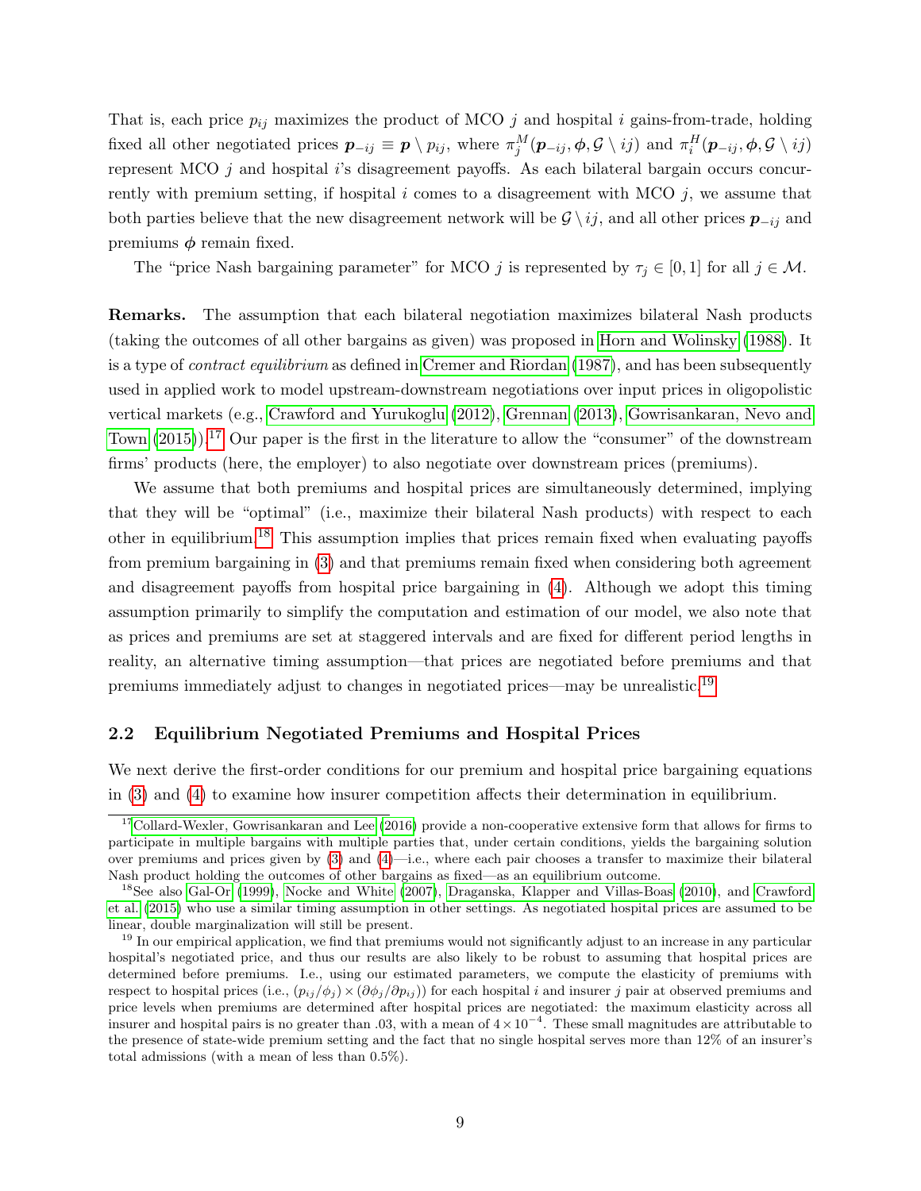That is, each price $p_{ij}$ maximizes the product of MCO $j$ and hospital $i$ gains-from-trade, holding fixed all other negotiated prices $\boldsymbol{p}_{-ij} \equiv \boldsymbol{p} \setminus p_{ij}$, where $\pi_j^M(\boldsymbol{p}_{-ij}, \boldsymbol{\phi}, \mathcal{G} \setminus ij)$ and $\pi_i^H(\boldsymbol{p}_{-ij}, \boldsymbol{\phi}, \mathcal{G} \setminus ij)$ represent MCO $j$ and hospital $i$'s disagreement payoffs. As each bilateral bargain occurs concurrently with premium setting, if hospital $i$ comes to a disagreement with MCO $j$, we assume that both parties believe that the new disagreement network will be $\mathcal{G} \setminus ij$, and all other prices $\boldsymbol{p}_{-ij}$ and premiums $\boldsymbol{\phi}$ remain fixed.

The "price Nash bargaining parameter" for MCO $j$ is represented by $\tau_j \in [0, 1]$ for all $j \in \mathcal{M}$.

**Remarks.** The assumption that each bilateral negotiation maximizes bilateral Nash products (taking the outcomes of all other bargains as given) was proposed in Horn and Wolinsky (1988). It is a type of *contract equilibrium* as defined in Cremer and Riordan (1987), and has been subsequently used in applied work to model upstream-downstream negotiations over input prices in oligopolistic vertical markets (e.g., Crawford and Yurukoglu (2012), Grennan (2013), Gowrisankaran, Nevo and Town (2015)).[17] Our paper is the first in the literature to allow the "consumer" of the downstream firms' products (here, the employer) to also negotiate over downstream prices (premiums).

We assume that both premiums and hospital prices are simultaneously determined, implying that they will be "optimal" (i.e., maximize their bilateral Nash products) with respect to each other in equilibrium.[18] This assumption implies that prices remain fixed when evaluating payoffs from premium bargaining in (3) and that premiums remain fixed when considering both agreement and disagreement payoffs from hospital price bargaining in (4). Although we adopt this timing assumption primarily to simplify the computation and estimation of our model, we also note that as prices and premiums are set at staggered intervals and are fixed for different period lengths in reality, an alternative timing assumption—that prices are negotiated before premiums and that premiums immediately adjust to changes in negotiated prices—may be unrealistic.[19]

## 2.2 Equilibrium Negotiated Premiums and Hospital Prices

We next derive the first-order conditions for our premium and hospital price bargaining equations in (3) and (4) to examine how insurer competition affects their determination in equilibrium.

[17] Collard-Wexler, Gowrisankaran and Lee (2016) provide a non-cooperative extensive form that allows for firms to participate in multiple bargains with multiple parties that, under certain conditions, yields the bargaining solution over premiums and prices given by (3) and (4)—i.e., where each pair chooses a transfer to maximize their bilateral Nash product holding the outcomes of other bargains as fixed—as an equilibrium outcome.

[18] See also Gal-Or (1999), Nocke and White (2007), Draganska, Klapper and Villas-Boas (2010), and Crawford et al. (2015) who use a similar timing assumption in other settings. As negotiated hospital prices are assumed to be linear, double marginalization will still be present.

[19] In our empirical application, we find that premiums would not significantly adjust to an increase in any particular hospital's negotiated price, and thus our results are also likely to be robust to assuming that hospital prices are determined before premiums. I.e., using our estimated parameters, we compute the elasticity of premiums with respect to hospital prices (i.e., $(p_{ij}/\phi_j) \times (\partial\phi_j/\partial p_{ij})$) for each hospital $i$ and insurer $j$ pair at observed premiums and price levels when premiums are determined after hospital prices are negotiated: the maximum elasticity across all insurer and hospital pairs is no greater than .03, with a mean of $4 \times 10^{-4}$. These small magnitudes are attributable to the presence of state-wide premium setting and the fact that no single hospital serves more than 12% of an insurer's total admissions (with a mean of less than 0.5%).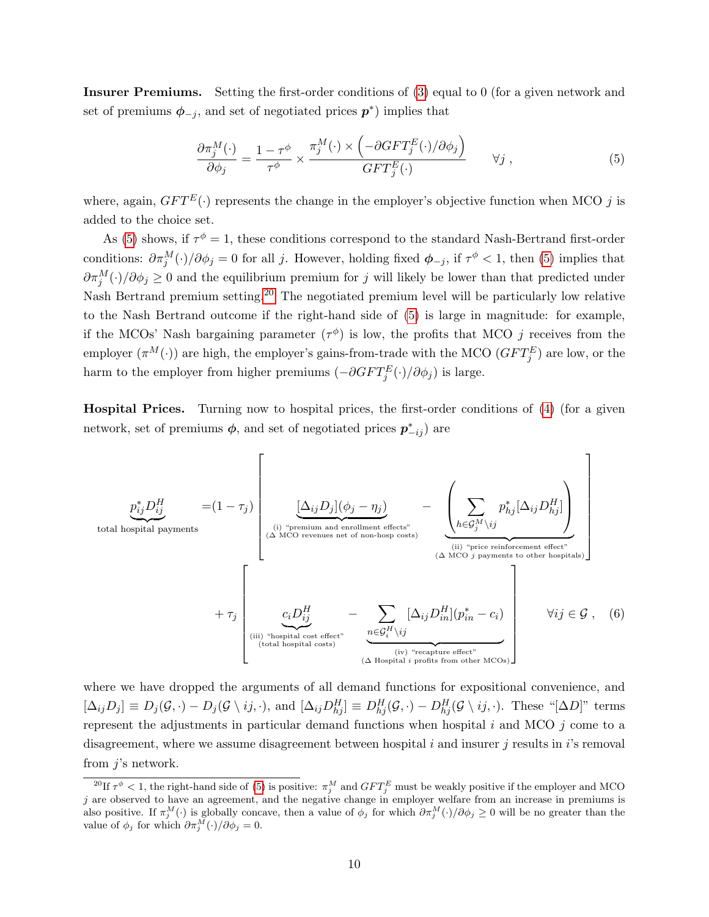**Insurer Premiums.** Setting the first-order conditions of (3) equal to 0 (for a given network and set of premiums $\boldsymbol{\phi}_{-j}$, and set of negotiated prices $\boldsymbol{p}^*$) implies that

$$\frac{\partial \pi_j^M(\cdot)}{\partial \phi_j} = \frac{1-\tau^\phi}{\tau^\phi} \times \frac{\pi_j^M(\cdot) \times \left(-\partial GFT_j^E(\cdot)/\partial \phi_j\right)}{GFT_j^E(\cdot)} \qquad \forall j \ , \tag{5}$$

where, again, $GFT^E(\cdot)$ represents the change in the employer's objective function when MCO $j$ is added to the choice set.

As (5) shows, if $\tau^\phi = 1$, these conditions correspond to the standard Nash-Bertrand first-order conditions: $\partial \pi_j^M(\cdot)/\partial \phi_j = 0$ for all $j$. However, holding fixed $\boldsymbol{\phi}_{-j}$, if $\tau^\phi < 1$, then (5) implies that $\partial \pi_j^M(\cdot)/\partial \phi_j \geq 0$ and the equilibrium premium for $j$ will likely be lower than that predicted under Nash Bertrand premium setting.[20] The negotiated premium level will be particularly low relative to the Nash Bertrand outcome if the right-hand side of (5) is large in magnitude: for example, if the MCOs' Nash bargaining parameter ($\tau^\phi$) is low, the profits that MCO $j$ receives from the employer ($\pi^M(\cdot)$) are high, the employer's gains-from-trade with the MCO ($GFT_j^E$) are low, or the harm to the employer from higher premiums ($-\partial GFT_j^E(\cdot)/\partial \phi_j$) is large.

**Hospital Prices.** Turning now to hospital prices, the first-order conditions of (4) (for a given network, set of premiums $\boldsymbol{\phi}$, and set of negotiated prices $\boldsymbol{p}^*_{-ij}$) are

$$\begin{aligned}
\underbrace{p^*_{ij} D^H_{ij}}_{\text{total hospital payments}} = &(1-\tau_j) \left[ \underbrace{[\Delta_{ij} D_j](\phi_j - \eta_j)}_{\substack{\text{(i) "premium and enrollment effects"} \\ (\Delta \text{ MCO revenues net of non-hosp costs})}} - \underbrace{\left( \sum_{h \in \mathcal{G}^M_j \setminus ij} p^*_{hj} [\Delta_{ij} D^H_{hj}] \right)}_{\substack{\text{(ii) "price reinforcement effect"} \\ (\Delta \text{ MCO } j \text{ payments to other hospitals})}} \right] \\
&+ \tau_j \left[ \underbrace{c_i D^H_{ij}}_{\substack{\text{(iii) "hospital cost effect"} \\ \text{(total hospital costs)}}} - \underbrace{\sum_{n \in \mathcal{G}^H_i \setminus ij} [\Delta_{ij} D^H_{in}](p^*_{in} - c_i)}_{\substack{\text{(iv) "recapture effect"} \\ (\Delta \text{ Hospital } i \text{ profits from other MCOs})}} \right] \qquad \forall ij \in \mathcal{G} \ ,
\end{aligned} \tag{6}$$

where we have dropped the arguments of all demand functions for expositional convenience, and $[\Delta_{ij} D_j] \equiv D_j(\mathcal{G}, \cdot) - D_j(\mathcal{G} \setminus ij, \cdot)$, and $[\Delta_{ij} D^H_{hj}] \equiv D^H_{hj}(\mathcal{G}, \cdot) - D^H_{hj}(\mathcal{G} \setminus ij, \cdot)$. These "$[\Delta D]$" terms represent the adjustments in particular demand functions when hospital $i$ and MCO $j$ come to a disagreement, where we assume disagreement between hospital $i$ and insurer $j$ results in $i$'s removal from $j$'s network.

[20] If $\tau^\phi < 1$, the right-hand side of (5) is positive: $\pi_j^M$ and $GFT_j^E$ must be weakly positive if the employer and MCO $j$ are observed to have an agreement, and the negative change in employer welfare from an increase in premiums is also positive. If $\pi_j^M(\cdot)$ is globally concave, then a value of $\phi_j$ for which $\partial \pi_j^M(\cdot)/\partial \phi_j \geq 0$ will be no greater than the value of $\phi_j$ for which $\partial \pi_j^M(\cdot)/\partial \phi_j = 0$.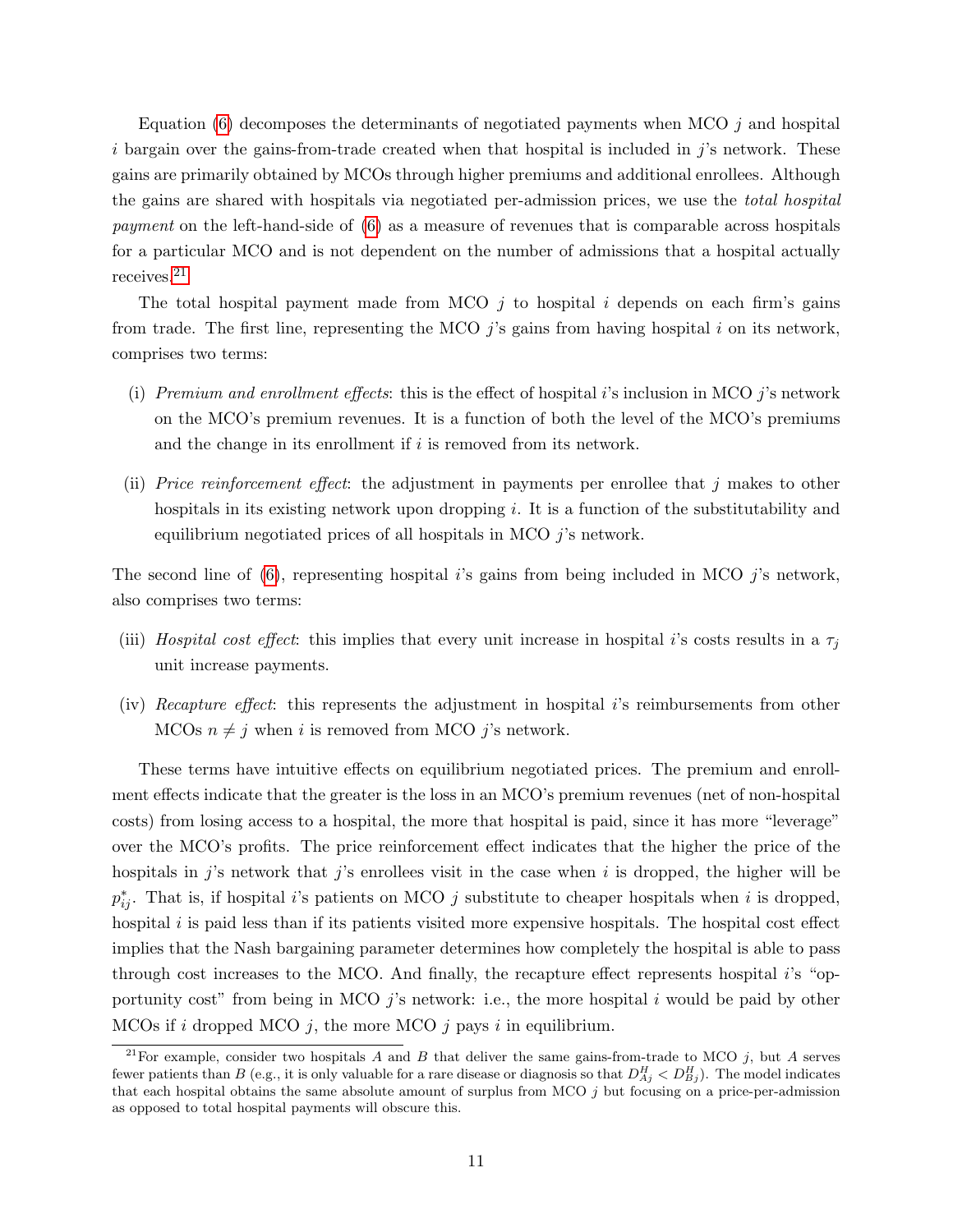Equation (6) decomposes the determinants of negotiated payments when MCO $j$ and hospital $i$ bargain over the gains-from-trade created when that hospital is included in $j$'s network. These gains are primarily obtained by MCOs through higher premiums and additional enrollees. Although the gains are shared with hospitals via negotiated per-admission prices, we use the *total hospital payment* on the left-hand-side of (6) as a measure of revenues that is comparable across hospitals for a particular MCO and is not dependent on the number of admissions that a hospital actually receives.[21]

The total hospital payment made from MCO $j$ to hospital $i$ depends on each firm's gains from trade. The first line, representing the MCO $j$'s gains from having hospital $i$ on its network, comprises two terms:

(i) *Premium and enrollment effects*: this is the effect of hospital $i$'s inclusion in MCO $j$'s network on the MCO's premium revenues. It is a function of both the level of the MCO's premiums and the change in its enrollment if $i$ is removed from its network.

(ii) *Price reinforcement effect*: the adjustment in payments per enrollee that $j$ makes to other hospitals in its existing network upon dropping $i$. It is a function of the substitutability and equilibrium negotiated prices of all hospitals in MCO $j$'s network.

The second line of (6), representing hospital $i$'s gains from being included in MCO $j$'s network, also comprises two terms:

(iii) *Hospital cost effect*: this implies that every unit increase in hospital $i$'s costs results in a $\tau_j$ unit increase payments.

(iv) *Recapture effect*: this represents the adjustment in hospital $i$'s reimbursements from other MCOs $n \neq j$ when $i$ is removed from MCO $j$'s network.

These terms have intuitive effects on equilibrium negotiated prices. The premium and enrollment effects indicate that the greater is the loss in an MCO's premium revenues (net of non-hospital costs) from losing access to a hospital, the more that hospital is paid, since it has more "leverage" over the MCO's profits. The price reinforcement effect indicates that the higher the price of the hospitals in $j$'s network that $j$'s enrollees visit in the case when $i$ is dropped, the higher will be $p^*_{ij}$. That is, if hospital $i$'s patients on MCO $j$ substitute to cheaper hospitals when $i$ is dropped, hospital $i$ is paid less than if its patients visited more expensive hospitals. The hospital cost effect implies that the Nash bargaining parameter determines how completely the hospital is able to pass through cost increases to the MCO. And finally, the recapture effect represents hospital $i$'s "opportunity cost" from being in MCO $j$'s network: i.e., the more hospital $i$ would be paid by other MCOs if $i$ dropped MCO $j$, the more MCO $j$ pays $i$ in equilibrium.

[21] For example, consider two hospitals $A$ and $B$ that deliver the same gains-from-trade to MCO $j$, but $A$ serves fewer patients than $B$ (e.g., it is only valuable for a rare disease or diagnosis so that $D^H_{Aj} < D^H_{Bj}$). The model indicates that each hospital obtains the same absolute amount of surplus from MCO $j$ but focusing on a price-per-admission as opposed to total hospital payments will obscure this.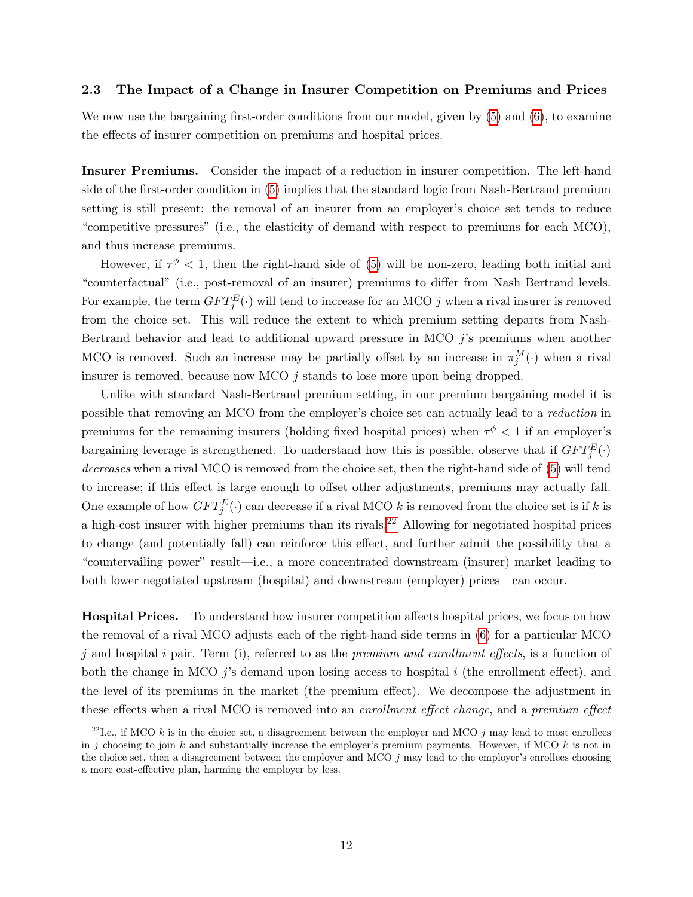### 2.3 The Impact of a Change in Insurer Competition on Premiums and Prices

We now use the bargaining first-order conditions from our model, given by (5) and (6), to examine the effects of insurer competition on premiums and hospital prices.

**Insurer Premiums.** Consider the impact of a reduction in insurer competition. The left-hand side of the first-order condition in (5) implies that the standard logic from Nash-Bertrand premium setting is still present: the removal of an insurer from an employer's choice set tends to reduce "competitive pressures" (i.e., the elasticity of demand with respect to premiums for each MCO), and thus increase premiums.

However, if $\tau^{\phi} < 1$, then the right-hand side of (5) will be non-zero, leading both initial and "counterfactual" (i.e., post-removal of an insurer) premiums to differ from Nash Bertrand levels. For example, the term $GFT_j^E(\cdot)$ will tend to increase for an MCO $j$ when a rival insurer is removed from the choice set. This will reduce the extent to which premium setting departs from Nash-Bertrand behavior and lead to additional upward pressure in MCO $j$'s premiums when another MCO is removed. Such an increase may be partially offset by an increase in $\pi_j^M(\cdot)$ when a rival insurer is removed, because now MCO $j$ stands to lose more upon being dropped.

Unlike with standard Nash-Bertrand premium setting, in our premium bargaining model it is possible that removing an MCO from the employer's choice set can actually lead to a *reduction* in premiums for the remaining insurers (holding fixed hospital prices) when $\tau^{\phi} < 1$ if an employer's bargaining leverage is strengthened. To understand how this is possible, observe that if $GFT_j^E(\cdot)$ *decreases* when a rival MCO is removed from the choice set, then the right-hand side of (5) will tend to increase; if this effect is large enough to offset other adjustments, premiums may actually fall. One example of how $GFT_j^E(\cdot)$ can decrease if a rival MCO $k$ is removed from the choice set is if $k$ is a high-cost insurer with higher premiums than its rivals.[22] Allowing for negotiated hospital prices to change (and potentially fall) can reinforce this effect, and further admit the possibility that a "countervailing power" result—i.e., a more concentrated downstream (insurer) market leading to both lower negotiated upstream (hospital) and downstream (employer) prices—can occur.

**Hospital Prices.** To understand how insurer competition affects hospital prices, we focus on how the removal of a rival MCO adjusts each of the right-hand side terms in (6) for a particular MCO $j$ and hospital $i$ pair. Term (i), referred to as the *premium and enrollment effects*, is a function of both the change in MCO $j$'s demand upon losing access to hospital $i$ (the enrollment effect), and the level of its premiums in the market (the premium effect). We decompose the adjustment in these effects when a rival MCO is removed into an *enrollment effect change*, and a *premium effect*

[22] I.e., if MCO $k$ is in the choice set, a disagreement between the employer and MCO $j$ may lead to most enrollees in $j$ choosing to join $k$ and substantially increase the employer's premium payments. However, if MCO $k$ is not in the choice set, then a disagreement between the employer and MCO $j$ may lead to the employer's enrollees choosing a more cost-effective plan, harming the employer by less.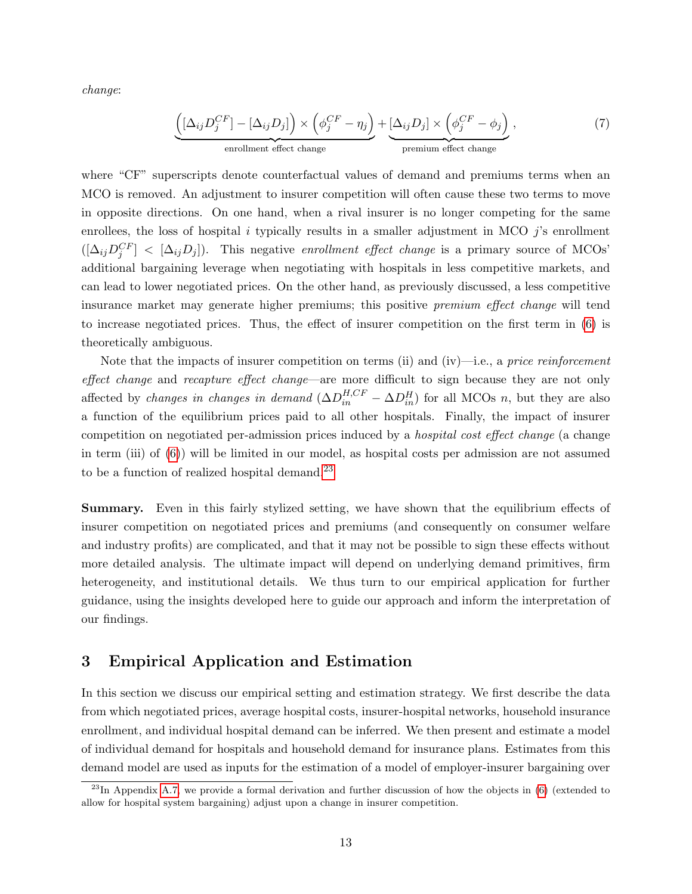*change*:

$$\underbrace{\left([\Delta_{ij} D_j^{CF}] - [\Delta_{ij} D_j]\right) \times \left(\phi_j^{CF} - \eta_j\right)}_{\text{enrollment effect change}} + \underbrace{[\Delta_{ij} D_j] \times \left(\phi_j^{CF} - \phi_j\right)}_{\text{premium effect change}}, \tag{7}$$

where "CF" superscripts denote counterfactual values of demand and premiums terms when an MCO is removed. An adjustment to insurer competition will often cause these two terms to move in opposite directions. On one hand, when a rival insurer is no longer competing for the same enrollees, the loss of hospital $i$ typically results in a smaller adjustment in MCO $j$'s enrollment ($[\Delta_{ij} D_j^{CF}] < [\Delta_{ij} D_j]$). This negative *enrollment effect change* is a primary source of MCOs' additional bargaining leverage when negotiating with hospitals in less competitive markets, and can lead to lower negotiated prices. On the other hand, as previously discussed, a less competitive insurance market may generate higher premiums; this positive *premium effect change* will tend to increase negotiated prices. Thus, the effect of insurer competition on the first term in (6) is theoretically ambiguous.

Note that the impacts of insurer competition on terms (ii) and (iv)—i.e., a *price reinforcement effect change* and *recapture effect change*—are more difficult to sign because they are not only affected by *changes in changes in demand* ($\Delta D_{in}^{H,CF} - \Delta D_{in}^{H}$) for all MCOs $n$, but they are also a function of the equilibrium prices paid to all other hospitals. Finally, the impact of insurer competition on negotiated per-admission prices induced by a *hospital cost effect change* (a change in term (iii) of (6)) will be limited in our model, as hospital costs per admission are not assumed to be a function of realized hospital demand.[23]

**Summary.** Even in this fairly stylized setting, we have shown that the equilibrium effects of insurer competition on negotiated prices and premiums (and consequently on consumer welfare and industry profits) are complicated, and that it may not be possible to sign these effects without more detailed analysis. The ultimate impact will depend on underlying demand primitives, firm heterogeneity, and institutional details. We thus turn to our empirical application for further guidance, using the insights developed here to guide our approach and inform the interpretation of our findings.

## 3 Empirical Application and Estimation

In this section we discuss our empirical setting and estimation strategy. We first describe the data from which negotiated prices, average hospital costs, insurer-hospital networks, household insurance enrollment, and individual hospital demand can be inferred. We then present and estimate a model of individual demand for hospitals and household demand for insurance plans. Estimates from this demand model are used as inputs for the estimation of a model of employer-insurer bargaining over

[23] In Appendix A.7, we provide a formal derivation and further discussion of how the objects in (6) (extended to allow for hospital system bargaining) adjust upon a change in insurer competition.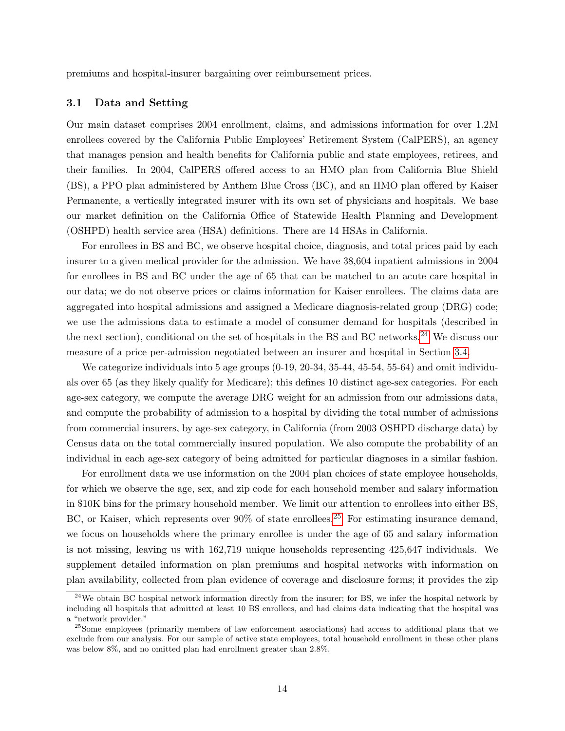premiums and hospital-insurer bargaining over reimbursement prices.

### 3.1 Data and Setting

Our main dataset comprises 2004 enrollment, claims, and admissions information for over 1.2M enrollees covered by the California Public Employees' Retirement System (CalPERS), an agency that manages pension and health benefits for California public and state employees, retirees, and their families. In 2004, CalPERS offered access to an HMO plan from California Blue Shield (BS), a PPO plan administered by Anthem Blue Cross (BC), and an HMO plan offered by Kaiser Permanente, a vertically integrated insurer with its own set of physicians and hospitals. We base our market definition on the California Office of Statewide Health Planning and Development (OSHPD) health service area (HSA) definitions. There are 14 HSAs in California.

For enrollees in BS and BC, we observe hospital choice, diagnosis, and total prices paid by each insurer to a given medical provider for the admission. We have 38,604 inpatient admissions in 2004 for enrollees in BS and BC under the age of 65 that can be matched to an acute care hospital in our data; we do not observe prices or claims information for Kaiser enrollees. The claims data are aggregated into hospital admissions and assigned a Medicare diagnosis-related group (DRG) code; we use the admissions data to estimate a model of consumer demand for hospitals (described in the next section), conditional on the set of hospitals in the BS and BC networks.[24] We discuss our measure of a price per-admission negotiated between an insurer and hospital in Section 3.4.

We categorize individuals into 5 age groups (0-19, 20-34, 35-44, 45-54, 55-64) and omit individuals over 65 (as they likely qualify for Medicare); this defines 10 distinct age-sex categories. For each age-sex category, we compute the average DRG weight for an admission from our admissions data, and compute the probability of admission to a hospital by dividing the total number of admissions from commercial insurers, by age-sex category, in California (from 2003 OSHPD discharge data) by Census data on the total commercially insured population. We also compute the probability of an individual in each age-sex category of being admitted for particular diagnoses in a similar fashion.

For enrollment data we use information on the 2004 plan choices of state employee households, for which we observe the age, sex, and zip code for each household member and salary information in \$10K bins for the primary household member. We limit our attention to enrollees into either BS, BC, or Kaiser, which represents over 90% of state enrollees.[25] For estimating insurance demand, we focus on households where the primary enrollee is under the age of 65 and salary information is not missing, leaving us with 162,719 unique households representing 425,647 individuals. We supplement detailed information on plan premiums and hospital networks with information on plan availability, collected from plan evidence of coverage and disclosure forms; it provides the zip

[24] We obtain BC hospital network information directly from the insurer; for BS, we infer the hospital network by including all hospitals that admitted at least 10 BS enrollees, and had claims data indicating that the hospital was a "network provider."

[25] Some employees (primarily members of law enforcement associations) had access to additional plans that we exclude from our analysis. For our sample of active state employees, total household enrollment in these other plans was below 8%, and no omitted plan had enrollment greater than 2.8%.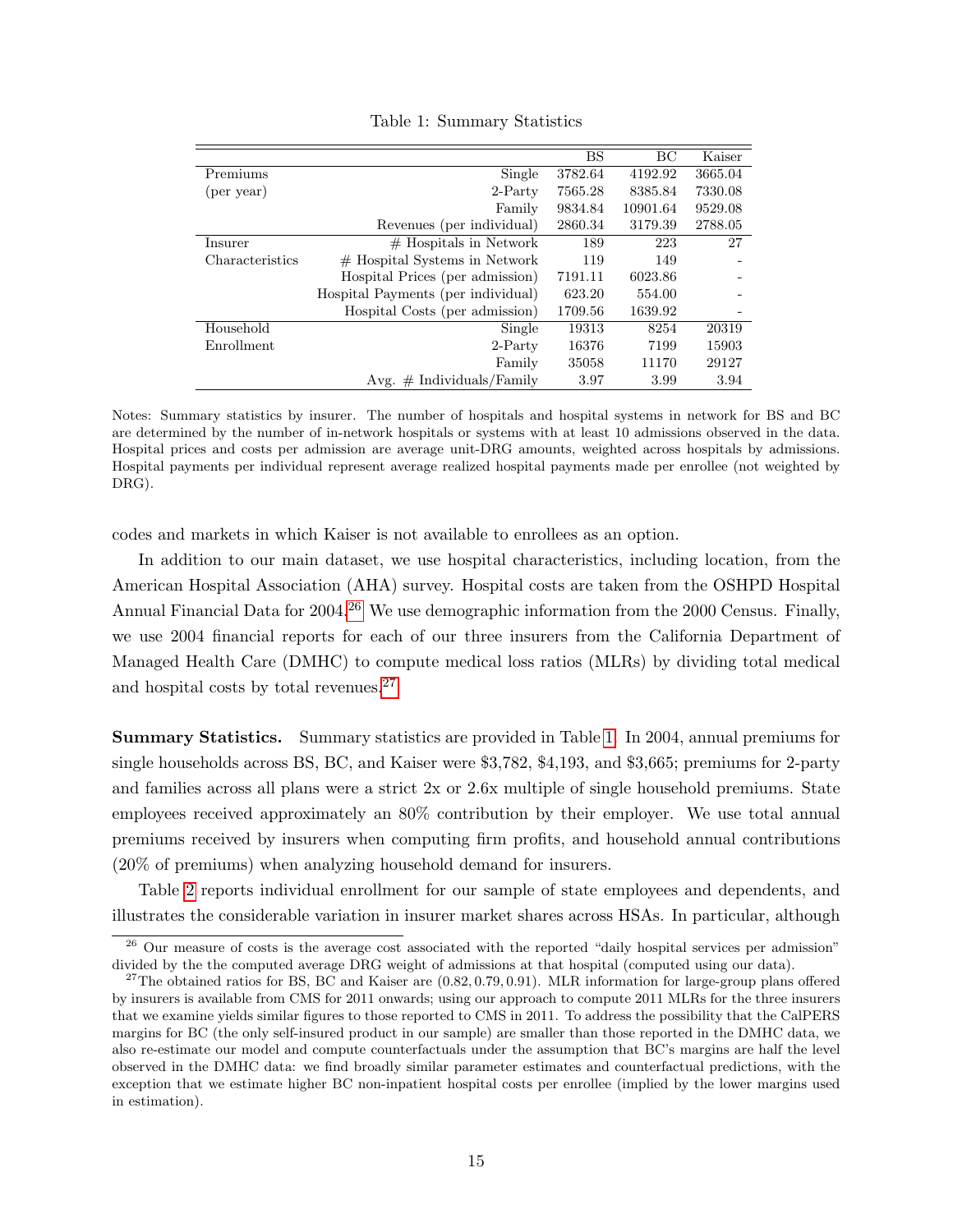Table 1: Summary Statistics

| | | BS | BC | Kaiser |
|---|---|---|---|---|
| Premiums | Single | 3782.64 | 4192.92 | 3665.04 |
| (per year) | 2-Party | 7565.28 | 8385.84 | 7330.08 |
| | Family | 9834.84 | 10901.64 | 9529.08 |
| | Revenues (per individual) | 2860.34 | 3179.39 | 2788.05 |
| Insurer | # Hospitals in Network | 189 | 223 | 27 |
| Characteristics | # Hospital Systems in Network | 119 | 149 | - |
| | Hospital Prices (per admission) | 7191.11 | 6023.86 | - |
| | Hospital Payments (per individual) | 623.20 | 554.00 | - |
| | Hospital Costs (per admission) | 1709.56 | 1639.92 | - |
| Household | Single | 19313 | 8254 | 20319 |
| Enrollment | 2-Party | 16376 | 7199 | 15903 |
| | Family | 35058 | 11170 | 29127 |
| | Avg. # Individuals/Family | 3.97 | 3.99 | 3.94 |

Notes: Summary statistics by insurer. The number of hospitals and hospital systems in network for BS and BC are determined by the number of in-network hospitals or systems with at least 10 admissions observed in the data. Hospital prices and costs per admission are average unit-DRG amounts, weighted across hospitals by admissions. Hospital payments per individual represent average realized hospital payments made per enrollee (not weighted by DRG).

codes and markets in which Kaiser is not available to enrollees as an option.

In addition to our main dataset, we use hospital characteristics, including location, from the American Hospital Association (AHA) survey. Hospital costs are taken from the OSHPD Hospital Annual Financial Data for 2004.[26] We use demographic information from the 2000 Census. Finally, we use 2004 financial reports for each of our three insurers from the California Department of Managed Health Care (DMHC) to compute medical loss ratios (MLRs) by dividing total medical and hospital costs by total revenues.[27]

**Summary Statistics.** Summary statistics are provided in Table 1. In 2004, annual premiums for single households across BS, BC, and Kaiser were \$3,782, \$4,193, and \$3,665; premiums for 2-party and families across all plans were a strict 2x or 2.6x multiple of single household premiums. State employees received approximately an 80% contribution by their employer. We use total annual premiums received by insurers when computing firm profits, and household annual contributions (20% of premiums) when analyzing household demand for insurers.

Table 2 reports individual enrollment for our sample of state employees and dependents, and illustrates the considerable variation in insurer market shares across HSAs. In particular, although

[26] Our measure of costs is the average cost associated with the reported "daily hospital services per admission" divided by the the computed average DRG weight of admissions at that hospital (computed using our data).

[27] The obtained ratios for BS, BC and Kaiser are $(0.82, 0.79, 0.91)$. MLR information for large-group plans offered by insurers is available from CMS for 2011 onwards; using our approach to compute 2011 MLRs for the three insurers that we examine yields similar figures to those reported to CMS in 2011. To address the possibility that the CalPERS margins for BC (the only self-insured product in our sample) are smaller than those reported in the DMHC data, we also re-estimate our model and compute counterfactuals under the assumption that BC's margins are half the level observed in the DMHC data: we find broadly similar parameter estimates and counterfactual predictions, with the exception that we estimate higher BC non-inpatient hospital costs per enrollee (implied by the lower margins used in estimation).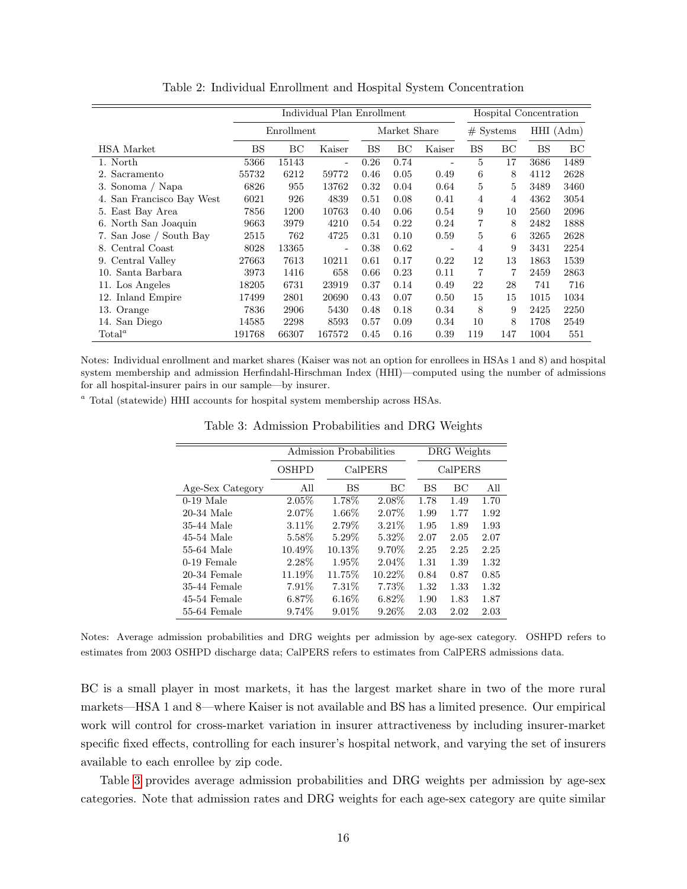Table 2: Individual Enrollment and Hospital System Concentration

| | Individual Plan Enrollment | | | | | | Hospital Concentration | | | |
|---|---|---|---|---|---|---|---|---|---|---|
| | Enrollment | | | Market Share | | | # Systems | | HHI (Adm) | |
| HSA Market | BS | BC | Kaiser | BS | BC | Kaiser | BS | BC | BS | BC |
| 1. North | 5366 | 15143 | - | 0.26 | 0.74 | - | 5 | 17 | 3686 | 1489 |
| 2. Sacramento | 55732 | 6212 | 59772 | 0.46 | 0.05 | 0.49 | 6 | 8 | 4112 | 2628 |
| 3. Sonoma / Napa | 6826 | 955 | 13762 | 0.32 | 0.04 | 0.64 | 5 | 5 | 3489 | 3460 |
| 4. San Francisco Bay West | 6021 | 926 | 4839 | 0.51 | 0.08 | 0.41 | 4 | 4 | 4362 | 3054 |
| 5. East Bay Area | 7856 | 1200 | 10763 | 0.40 | 0.06 | 0.54 | 9 | 10 | 2560 | 2096 |
| 6. North San Joaquin | 9663 | 3979 | 4210 | 0.54 | 0.22 | 0.24 | 7 | 8 | 2482 | 1888 |
| 7. San Jose / South Bay | 2515 | 762 | 4725 | 0.31 | 0.10 | 0.59 | 5 | 6 | 3265 | 2628 |
| 8. Central Coast | 8028 | 13365 | - | 0.38 | 0.62 | - | 4 | 9 | 3431 | 2254 |
| 9. Central Valley | 27663 | 7613 | 10211 | 0.61 | 0.17 | 0.22 | 12 | 13 | 1863 | 1539 |
| 10. Santa Barbara | 3973 | 1416 | 658 | 0.66 | 0.23 | 0.11 | 7 | 7 | 2459 | 2863 |
| 11. Los Angeles | 18205 | 6731 | 23919 | 0.37 | 0.14 | 0.49 | 22 | 28 | 741 | 716 |
| 12. Inland Empire | 17499 | 2801 | 20690 | 0.43 | 0.07 | 0.50 | 15 | 15 | 1015 | 1034 |
| 13. Orange | 7836 | 2906 | 5430 | 0.48 | 0.18 | 0.34 | 8 | 9 | 2425 | 2250 |
| 14. San Diego | 14585 | 2298 | 8593 | 0.57 | 0.09 | 0.34 | 10 | 8 | 1708 | 2549 |
| Total[a] | 191768 | 66307 | 167572 | 0.45 | 0.16 | 0.39 | 119 | 147 | 1004 | 551 |

Notes: Individual enrollment and market shares (Kaiser was not an option for enrollees in HSAs 1 and 8) and hospital system membership and admission Herfindahl-Hirschman Index (HHI)—computed using the number of admissions for all hospital-insurer pairs in our sample—by insurer.

[a] Total (statewide) HHI accounts for hospital system membership across HSAs.

Table 3: Admission Probabilities and DRG Weights

| | Admission Probabilities | | | DRG Weights | | |
|---|---|---|---|---|---|---|
| | OSHPD | CalPERS | | CalPERS | | |
| Age-Sex Category | All | BS | BC | BS | BC | All |
| 0-19 Male | 2.05% | 1.78% | 2.08% | 1.78 | 1.49 | 1.70 |
| 20-34 Male | 2.07% | 1.66% | 2.07% | 1.99 | 1.77 | 1.92 |
| 35-44 Male | 3.11% | 2.79% | 3.21% | 1.95 | 1.89 | 1.93 |
| 45-54 Male | 5.58% | 5.29% | 5.32% | 2.07 | 2.05 | 2.07 |
| 55-64 Male | 10.49% | 10.13% | 9.70% | 2.25 | 2.25 | 2.25 |
| 0-19 Female | 2.28% | 1.95% | 2.04% | 1.31 | 1.39 | 1.32 |
| 20-34 Female | 11.19% | 11.75% | 10.22% | 0.84 | 0.87 | 0.85 |
| 35-44 Female | 7.91% | 7.31% | 7.73% | 1.32 | 1.33 | 1.32 |
| 45-54 Female | 6.87% | 6.16% | 6.82% | 1.90 | 1.83 | 1.87 |
| 55-64 Female | 9.74% | 9.01% | 9.26% | 2.03 | 2.02 | 2.03 |

Notes: Average admission probabilities and DRG weights per admission by age-sex category. OSHPD refers to estimates from 2003 OSHPD discharge data; CalPERS refers to estimates from CalPERS admissions data.

BC is a small player in most markets, it has the largest market share in two of the more rural markets—HSA 1 and 8—where Kaiser is not available and BS has a limited presence. Our empirical work will control for cross-market variation in insurer attractiveness by including insurer-market specific fixed effects, controlling for each insurer's hospital network, and varying the set of insurers available to each enrollee by zip code.

Table 3 provides average admission probabilities and DRG weights per admission by age-sex categories. Note that admission rates and DRG weights for each age-sex category are quite similar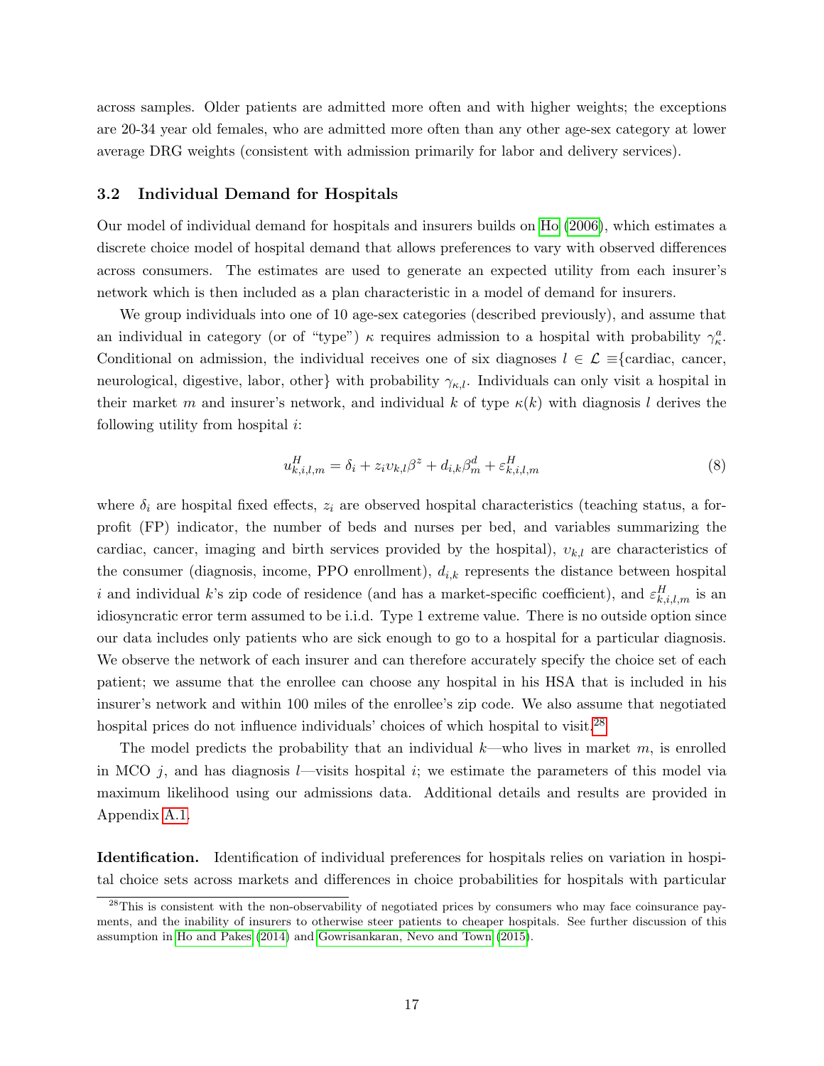across samples. Older patients are admitted more often and with higher weights; the exceptions are 20-34 year old females, who are admitted more often than any other age-sex category at lower average DRG weights (consistent with admission primarily for labor and delivery services).

### 3.2 Individual Demand for Hospitals

Our model of individual demand for hospitals and insurers builds on Ho (2006), which estimates a discrete choice model of hospital demand that allows preferences to vary with observed differences across consumers. The estimates are used to generate an expected utility from each insurer's network which is then included as a plan characteristic in a model of demand for insurers.

We group individuals into one of 10 age-sex categories (described previously), and assume that an individual in category (or of "type") $\kappa$ requires admission to a hospital with probability $\gamma^a_\kappa$. Conditional on admission, the individual receives one of six diagnoses $l \in \mathcal{L} \equiv$ {cardiac, cancer, neurological, digestive, labor, other} with probability $\gamma_{\kappa,l}$. Individuals can only visit a hospital in their market $m$ and insurer's network, and individual $k$ of type $\kappa(k)$ with diagnosis $l$ derives the following utility from hospital $i$:

$$u^H_{k,i,l,m} = \delta_i + z_i \upsilon_{k,l} \beta^z + d_{i,k} \beta^d_m + \varepsilon^H_{k,i,l,m} \tag{8}$$

where $\delta_i$ are hospital fixed effects, $z_i$ are observed hospital characteristics (teaching status, a for-profit (FP) indicator, the number of beds and nurses per bed, and variables summarizing the cardiac, cancer, imaging and birth services provided by the hospital), $\upsilon_{k,l}$ are characteristics of the consumer (diagnosis, income, PPO enrollment), $d_{i,k}$ represents the distance between hospital $i$ and individual $k$'s zip code of residence (and has a market-specific coefficient), and $\varepsilon^H_{k,i,l,m}$ is an idiosyncratic error term assumed to be i.i.d. Type 1 extreme value. There is no outside option since our data includes only patients who are sick enough to go to a hospital for a particular diagnosis. We observe the network of each insurer and can therefore accurately specify the choice set of each patient; we assume that the enrollee can choose any hospital in his HSA that is included in his insurer's network and within 100 miles of the enrollee's zip code. We also assume that negotiated hospital prices do not influence individuals' choices of which hospital to visit.[28]

The model predicts the probability that an individual $k$—who lives in market $m$, is enrolled in MCO $j$, and has diagnosis $l$—visits hospital $i$; we estimate the parameters of this model via maximum likelihood using our admissions data. Additional details and results are provided in Appendix A.1.

**Identification.** Identification of individual preferences for hospitals relies on variation in hospital choice sets across markets and differences in choice probabilities for hospitals with particular

[28] This is consistent with the non-observability of negotiated prices by consumers who may face coinsurance payments, and the inability of insurers to otherwise steer patients to cheaper hospitals. See further discussion of this assumption in Ho and Pakes (2014) and Gowrisankaran, Nevo and Town (2015).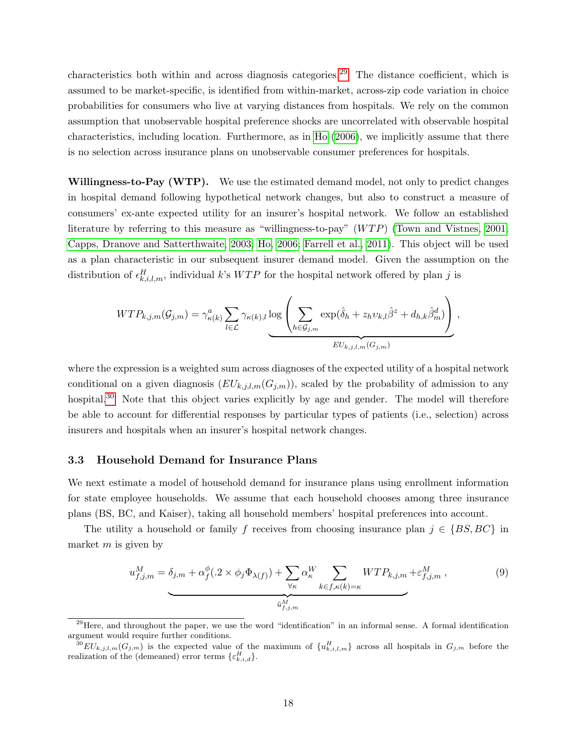characteristics both within and across diagnosis categories.[29] The distance coefficient, which is assumed to be market-specific, is identified from within-market, across-zip code variation in choice probabilities for consumers who live at varying distances from hospitals. We rely on the common assumption that unobservable hospital preference shocks are uncorrelated with observable hospital characteristics, including location. Furthermore, as in Ho (2006), we implicitly assume that there is no selection across insurance plans on unobservable consumer preferences for hospitals.

**Willingness-to-Pay (WTP).** We use the estimated demand model, not only to predict changes in hospital demand following hypothetical network changes, but also to construct a measure of consumers' ex-ante expected utility for an insurer's hospital network. We follow an established literature by referring to this measure as "willingness-to-pay" ($WTP$) (Town and Vistnes, 2001; Capps, Dranove and Satterthwaite, 2003; Ho, 2006; Farrell et al., 2011). This object will be used as a plan characteristic in our subsequent insurer demand model. Given the assumption on the distribution of $\epsilon^H_{k,i,l,m}$, individual $k$'s $WTP$ for the hospital network offered by plan $j$ is

$$WTP_{k,j,m}(\mathcal{G}_{j,m}) = \gamma^a_{\kappa(k)} \sum_{l \in \mathcal{L}} \gamma_{\kappa(k),l} \underbrace{\log\left(\sum_{h \in \mathcal{G}_{j,m}} \exp(\hat{\delta}_h + z_h \upsilon_{k,l} \hat{\beta}^z + d_{h,k}\hat{\beta}^d_m)\right)}_{EU_{k,j,l,m}(G_{j,m})},$$

where the expression is a weighted sum across diagnoses of the expected utility of a hospital network conditional on a given diagnosis ($EU_{k,j,l,m}(G_{j,m})$), scaled by the probability of admission to any hospital.[30] Note that this object varies explicitly by age and gender. The model will therefore be able to account for differential responses by particular types of patients (i.e., selection) across insurers and hospitals when an insurer's hospital network changes.

### 3.3 Household Demand for Insurance Plans

We next estimate a model of household demand for insurance plans using enrollment information for state employee households. We assume that each household chooses among three insurance plans (BS, BC, and Kaiser), taking all household members' hospital preferences into account.

The utility a household or family $f$ receives from choosing insurance plan $j \in \{BS, BC\}$ in market $m$ is given by

$$u^M_{f,j,m} = \underbrace{\delta_{j,m} + \alpha^{\phi}_f(.2 \times \phi_j \Phi_{\lambda(f)}) + \sum_{\forall \kappa} \alpha^W_{\kappa} \sum_{k \in f, \kappa(k)=\kappa} WTP_{k,j,m}}_{\tilde{u}^M_{f,j,m}} + \varepsilon^M_{f,j,m}, \tag{9}$$

[29] Here, and throughout the paper, we use the word "identification" in an informal sense. A formal identification argument would require further conditions.

[30] $EU_{k,j,l,m}(G_{j,m})$ is the expected value of the maximum of $\{u^H_{k,i,l,m}\}$ across all hospitals in $G_{j,m}$ before the realization of the (demeaned) error terms $\{\varepsilon^H_{k,i,d}\}$.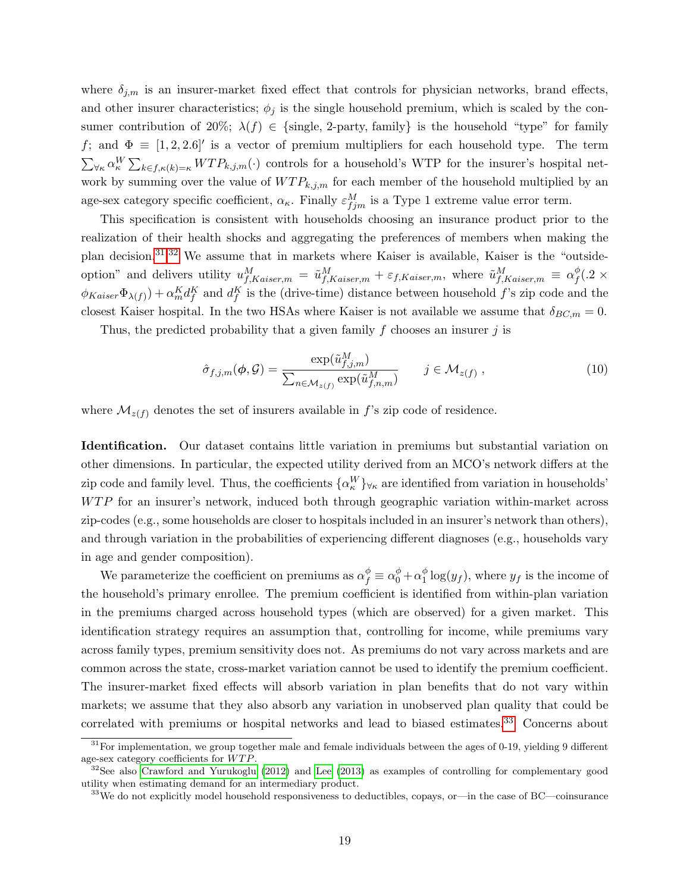where $\delta_{j,m}$ is an insurer-market fixed effect that controls for physician networks, brand effects, and other insurer characteristics; $\phi_j$ is the single household premium, which is scaled by the consumer contribution of 20%; $\lambda(f) \in$ {single, 2-party, family} is the household "type" for family $f$; and $\Phi \equiv [1, 2, 2.6]'$ is a vector of premium multipliers for each household type. The term $\sum_{\forall \kappa} \alpha^W_\kappa \sum_{k \in f, \kappa(k)=\kappa} WTP_{k,j,m}(\cdot)$ controls for a household's WTP for the insurer's hospital network by summing over the value of $WTP_{k,j,m}$ for each member of the household multiplied by an age-sex category specific coefficient, $\alpha_\kappa$. Finally $\varepsilon^M_{fjm}$ is a Type 1 extreme value error term.

This specification is consistent with households choosing an insurance product prior to the realization of their health shocks and aggregating the preferences of members when making the plan decision.[31,32] We assume that in markets where Kaiser is available, Kaiser is the "outside-option" and delivers utility $u^M_{f,Kaiser,m} = \tilde{u}^M_{f,Kaiser,m} + \varepsilon_{f,Kaiser,m}$, where $\tilde{u}^M_{f,Kaiser,m} \equiv \alpha^\phi_f(.2 \times \phi_{Kaiser}\Phi_{\lambda(f)}) + \alpha^K_m d^K_f$ and $d^K_f$ is the (drive-time) distance between household $f$'s zip code and the closest Kaiser hospital. In the two HSAs where Kaiser is not available we assume that $\delta_{BC,m} = 0$.

Thus, the predicted probability that a given family $f$ chooses an insurer $j$ is

$$\hat{\sigma}_{f,j,m}(\boldsymbol{\phi}, \mathcal{G}) = \frac{\exp(\tilde{u}^M_{f,j,m})}{\sum_{n \in \mathcal{M}_{z(f)}} \exp(\tilde{u}^M_{f,n,m})} \qquad j \in \mathcal{M}_{z(f)} \,, \tag{10}$$

where $\mathcal{M}_{z(f)}$ denotes the set of insurers available in $f$'s zip code of residence.

**Identification.** Our dataset contains little variation in premiums but substantial variation on other dimensions. In particular, the expected utility derived from an MCO's network differs at the zip code and family level. Thus, the coefficients $\{\alpha^W_\kappa\}_{\forall \kappa}$ are identified from variation in households' $WTP$ for an insurer's network, induced both through geographic variation within-market across zip-codes (e.g., some households are closer to hospitals included in an insurer's network than others), and through variation in the probabilities of experiencing different diagnoses (e.g., households vary in age and gender composition).

We parameterize the coefficient on premiums as $\alpha^\phi_f \equiv \alpha^\phi_0 + \alpha^\phi_1 \log(y_f)$, where $y_f$ is the income of the household's primary enrollee. The premium coefficient is identified from within-plan variation in the premiums charged across household types (which are observed) for a given market. This identification strategy requires an assumption that, controlling for income, while premiums vary across family types, premium sensitivity does not. As premiums do not vary across markets and are common across the state, cross-market variation cannot be used to identify the premium coefficient. The insurer-market fixed effects will absorb variation in plan benefits that do not vary within markets; we assume that they also absorb any variation in unobserved plan quality that could be correlated with premiums or hospital networks and lead to biased estimates.[33] Concerns about

[31] For implementation, we group together male and female individuals between the ages of 0-19, yielding 9 different age-sex category coefficients for $WTP$.

[32] See also Crawford and Yurukoglu (2012) and Lee (2013) as examples of controlling for complementary good utility when estimating demand for an intermediary product.

[33] We do not explicitly model household responsiveness to deductibles, copays, or—in the case of BC—coinsurance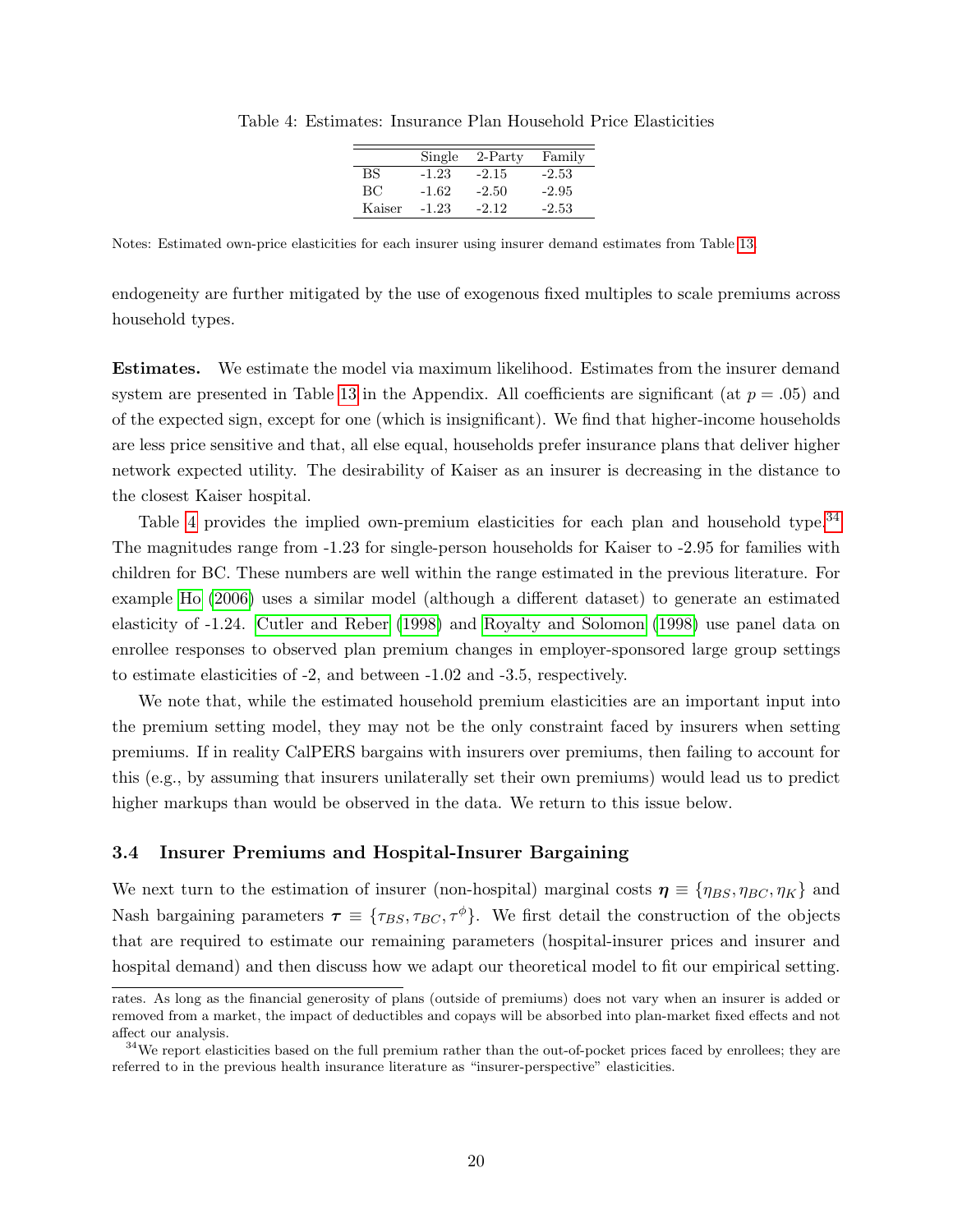Table 4: Estimates: Insurance Plan Household Price Elasticities

| | Single | 2-Party | Family |
|---|---|---|---|
| BS | -1.23 | -2.15 | -2.53 |
| BC | -1.62 | -2.50 | -2.95 |
| Kaiser | -1.23 | -2.12 | -2.53 |

Notes: Estimated own-price elasticities for each insurer using insurer demand estimates from Table 13.

endogeneity are further mitigated by the use of exogenous fixed multiples to scale premiums across household types.

**Estimates.** We estimate the model via maximum likelihood. Estimates from the insurer demand system are presented in Table 13 in the Appendix. All coefficients are significant (at $p = .05$) and of the expected sign, except for one (which is insignificant). We find that higher-income households are less price sensitive and that, all else equal, households prefer insurance plans that deliver higher network expected utility. The desirability of Kaiser as an insurer is decreasing in the distance to the closest Kaiser hospital.

Table 4 provides the implied own-premium elasticities for each plan and household type.[34] The magnitudes range from -1.23 for single-person households for Kaiser to -2.95 for families with children for BC. These numbers are well within the range estimated in the previous literature. For example Ho (2006) uses a similar model (although a different dataset) to generate an estimated elasticity of -1.24. Cutler and Reber (1998) and Royalty and Solomon (1998) use panel data on enrollee responses to observed plan premium changes in employer-sponsored large group settings to estimate elasticities of -2, and between -1.02 and -3.5, respectively.

We note that, while the estimated household premium elasticities are an important input into the premium setting model, they may not be the only constraint faced by insurers when setting premiums. If in reality CalPERS bargains with insurers over premiums, then failing to account for this (e.g., by assuming that insurers unilaterally set their own premiums) would lead us to predict higher markups than would be observed in the data. We return to this issue below.

### 3.4 Insurer Premiums and Hospital-Insurer Bargaining

We next turn to the estimation of insurer (non-hospital) marginal costs $\boldsymbol{\eta} \equiv \{\eta_{BS}, \eta_{BC}, \eta_K\}$ and Nash bargaining parameters $\boldsymbol{\tau} \equiv \{\tau_{BS}, \tau_{BC}, \tau^{\phi}\}$. We first detail the construction of the objects that are required to estimate our remaining parameters (hospital-insurer prices and insurer and hospital demand) and then discuss how we adapt our theoretical model to fit our empirical setting.

rates. As long as the financial generosity of plans (outside of premiums) does not vary when an insurer is added or removed from a market, the impact of deductibles and copays will be absorbed into plan-market fixed effects and not affect our analysis.

[34] We report elasticities based on the full premium rather than the out-of-pocket prices faced by enrollees; they are referred to in the previous health insurance literature as "insurer-perspective" elasticities.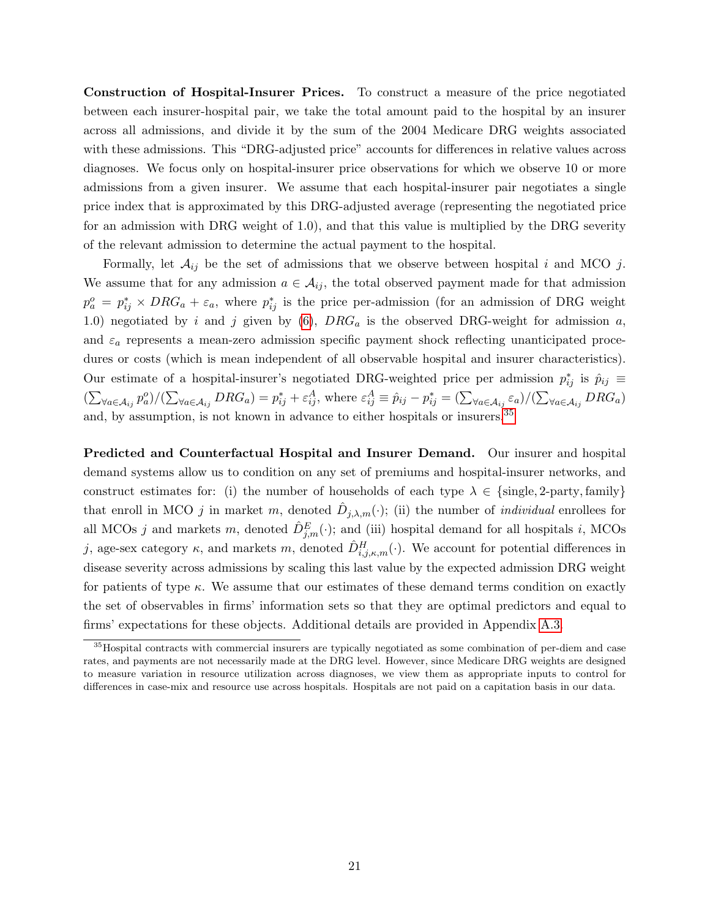**Construction of Hospital-Insurer Prices.** To construct a measure of the price negotiated between each insurer-hospital pair, we take the total amount paid to the hospital by an insurer across all admissions, and divide it by the sum of the 2004 Medicare DRG weights associated with these admissions. This "DRG-adjusted price" accounts for differences in relative values across diagnoses. We focus only on hospital-insurer price observations for which we observe 10 or more admissions from a given insurer. We assume that each hospital-insurer pair negotiates a single price index that is approximated by this DRG-adjusted average (representing the negotiated price for an admission with DRG weight of 1.0), and that this value is multiplied by the DRG severity of the relevant admission to determine the actual payment to the hospital.

Formally, let $\mathcal{A}_{ij}$ be the set of admissions that we observe between hospital $i$ and MCO $j$. We assume that for any admission $a \in \mathcal{A}_{ij}$, the total observed payment made for that admission $p^o_a = p^*_{ij} \times DRG_a + \varepsilon_a$, where $p^*_{ij}$ is the price per-admission (for an admission of DRG weight 1.0) negotiated by $i$ and $j$ given by (6), $DRG_a$ is the observed DRG-weight for admission $a$, and $\varepsilon_a$ represents a mean-zero admission specific payment shock reflecting unanticipated procedures or costs (which is mean independent of all observable hospital and insurer characteristics). Our estimate of a hospital-insurer's negotiated DRG-weighted price per admission $p^*_{ij}$ is $\hat{p}_{ij} \equiv (\sum_{\forall a \in \mathcal{A}_{ij}} p^o_a)/(\sum_{\forall a \in \mathcal{A}_{ij}} DRG_a) = p^*_{ij} + \varepsilon^A_{ij}$, where $\varepsilon^A_{ij} \equiv \hat{p}_{ij} - p^*_{ij} = (\sum_{\forall a \in \mathcal{A}_{ij}} \varepsilon_a)/(\sum_{\forall a \in \mathcal{A}_{ij}} DRG_a)$ and, by assumption, is not known in advance to either hospitals or insurers.[35]

**Predicted and Counterfactual Hospital and Insurer Demand.** Our insurer and hospital demand systems allow us to condition on any set of premiums and hospital-insurer networks, and construct estimates for: (i) the number of households of each type $\lambda \in \{\text{single}, \text{2-party}, \text{family}\}$ that enroll in MCO $j$ in market $m$, denoted $\hat{D}_{j,\lambda,m}(\cdot)$; (ii) the number of *individual* enrollees for all MCOs $j$ and markets $m$, denoted $\hat{D}^E_{j,m}(\cdot)$; and (iii) hospital demand for all hospitals $i$, MCOs $j$, age-sex category $\kappa$, and markets $m$, denoted $\hat{D}^H_{i,j,\kappa,m}(\cdot)$. We account for potential differences in disease severity across admissions by scaling this last value by the expected admission DRG weight for patients of type $\kappa$. We assume that our estimates of these demand terms condition on exactly the set of observables in firms' information sets so that they are optimal predictors and equal to firms' expectations for these objects. Additional details are provided in Appendix A.3.

[35] Hospital contracts with commercial insurers are typically negotiated as some combination of per-diem and case rates, and payments are not necessarily made at the DRG level. However, since Medicare DRG weights are designed to measure variation in resource utilization across diagnoses, we view them as appropriate inputs to control for differences in case-mix and resource use across hospitals. Hospitals are not paid on a capitation basis in our data.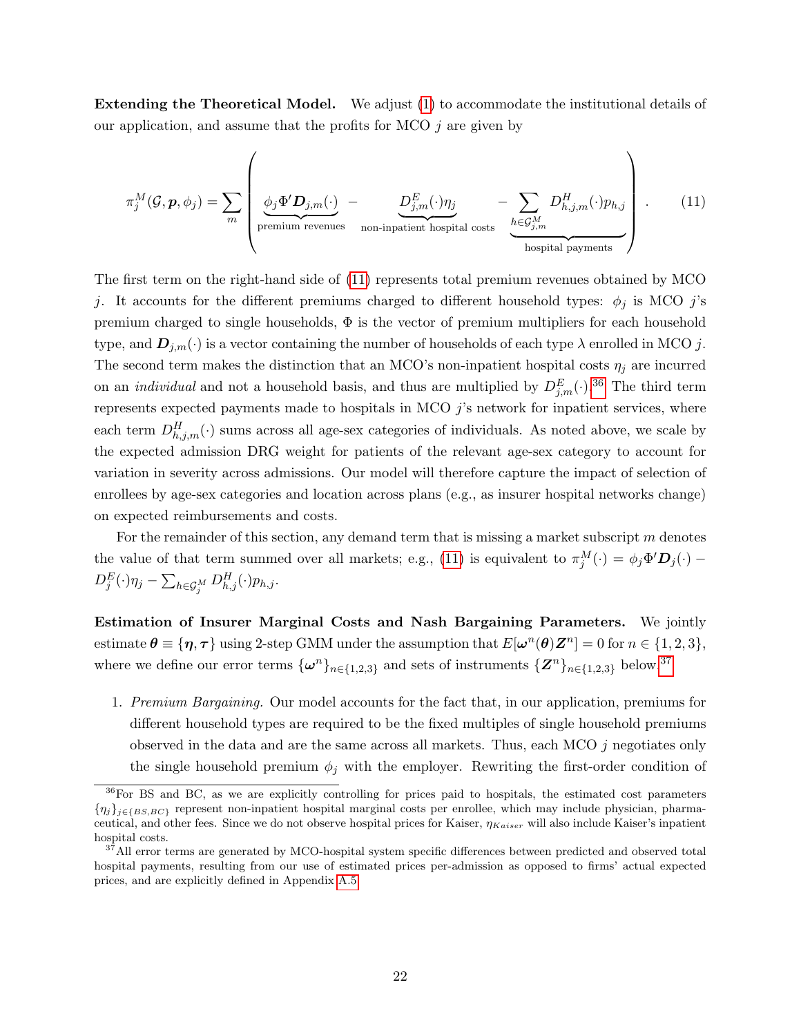**Extending the Theoretical Model.** We adjust (1) to accommodate the institutional details of our application, and assume that the profits for MCO $j$ are given by

$$\pi_j^M(\mathcal{G}, \boldsymbol{p}, \phi_j) = \sum_m \left( \underbrace{\phi_j \Phi' \boldsymbol{D}_{j,m}(\cdot)}_{\text{premium revenues}} - \underbrace{D_{j,m}^E(\cdot)\eta_j}_{\text{non-inpatient hospital costs}} - \underbrace{\sum_{h \in \mathcal{G}_{j,m}^M} D_{h,j,m}^H(\cdot) p_{h,j}}_{\text{hospital payments}} \right). \tag{11}$$

The first term on the right-hand side of (11) represents total premium revenues obtained by MCO $j$. It accounts for the different premiums charged to different household types: $\phi_j$ is MCO $j$'s premium charged to single households, $\Phi$ is the vector of premium multipliers for each household type, and $\boldsymbol{D}_{j,m}(\cdot)$ is a vector containing the number of households of each type $\lambda$ enrolled in MCO $j$. The second term makes the distinction that an MCO's non-inpatient hospital costs $\eta_j$ are incurred on an *individual* and not a household basis, and thus are multiplied by $D_{j,m}^E(\cdot)$.[36] The third term represents expected payments made to hospitals in MCO $j$'s network for inpatient services, where each term $D_{h,j,m}^H(\cdot)$ sums across all age-sex categories of individuals. As noted above, we scale by the expected admission DRG weight for patients of the relevant age-sex category to account for variation in severity across admissions. Our model will therefore capture the impact of selection of enrollees by age-sex categories and location across plans (e.g., as insurer hospital networks change) on expected reimbursements and costs.

For the remainder of this section, any demand term that is missing a market subscript $m$ denotes the value of that term summed over all markets; e.g., (11) is equivalent to $\pi_j^M(\cdot) = \phi_j \Phi' \boldsymbol{D}_j(\cdot) - D_j^E(\cdot)\eta_j - \sum_{h \in \mathcal{G}_j^M} D_{h,j}^H(\cdot) p_{h,j}$.

**Estimation of Insurer Marginal Costs and Nash Bargaining Parameters.** We jointly estimate $\boldsymbol{\theta} \equiv \{\boldsymbol{\eta}, \boldsymbol{\tau}\}$ using 2-step GMM under the assumption that $E[\boldsymbol{\omega}^n(\boldsymbol{\theta})\boldsymbol{Z}^n] = 0$ for $n \in \{1, 2, 3\}$, where we define our error terms $\{\boldsymbol{\omega}^n\}_{n \in \{1,2,3\}}$ and sets of instruments $\{\boldsymbol{Z}^n\}_{n \in \{1,2,3\}}$ below.[37]

1. *Premium Bargaining.* Our model accounts for the fact that, in our application, premiums for different household types are required to be the fixed multiples of single household premiums observed in the data and are the same across all markets. Thus, each MCO $j$ negotiates only the single household premium $\phi_j$ with the employer. Rewriting the first-order condition of

[36] For BS and BC, as we are explicitly controlling for prices paid to hospitals, the estimated cost parameters $\{\eta_j\}_{j \in \{BS,BC\}}$ represent non-inpatient hospital marginal costs per enrollee, which may include physician, pharmaceutical, and other fees. Since we do not observe hospital prices for Kaiser, $\eta_{Kaiser}$ will also include Kaiser's inpatient hospital costs.

[37] All error terms are generated by MCO-hospital system specific differences between predicted and observed total hospital payments, resulting from our use of estimated prices per-admission as opposed to firms' actual expected prices, and are explicitly defined in Appendix A.5.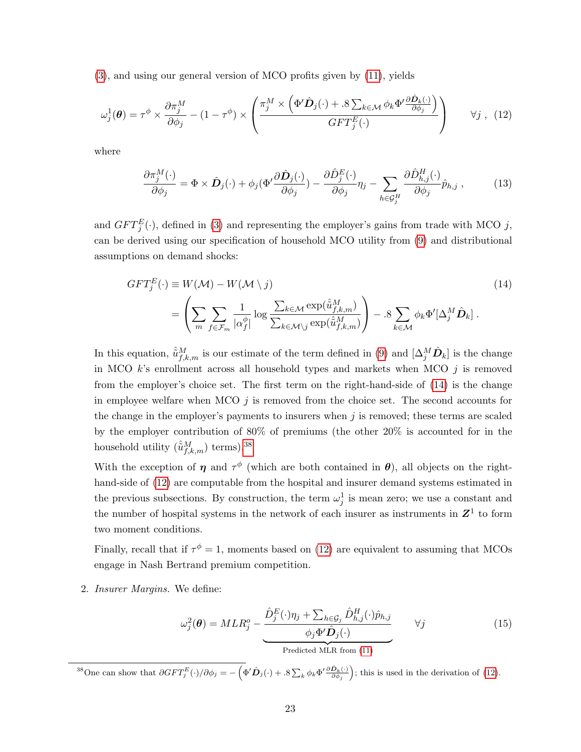(3), and using our general version of MCO profits given by (11), yields

$$\omega_j^1(\boldsymbol{\theta}) = \tau^\phi \times \frac{\partial \pi_j^M}{\partial \phi_j} - (1-\tau^\phi) \times \left( \frac{\pi_j^M \times \left( \Phi' \hat{\boldsymbol{D}}_j(\cdot) + .8 \sum_{k \in \mathcal{M}} \phi_k \Phi' \frac{\partial \hat{\boldsymbol{D}}_k(\cdot)}{\partial \phi_j} \right)}{GFT_j^E(\cdot)} \right) \qquad \forall j \; , \quad (12)$$

where

$$\frac{\partial \pi_j^M(\cdot)}{\partial \phi_j} = \Phi \times \hat{\boldsymbol{D}}_j(\cdot) + \phi_j (\Phi' \frac{\partial \hat{\boldsymbol{D}}_j(\cdot)}{\partial \phi_j}) - \frac{\partial \hat{D}_j^E(\cdot)}{\partial \phi_j} \eta_j - \sum_{h \in \mathcal{G}_j^H} \frac{\partial \hat{D}_{h,j}^H(\cdot)}{\partial \phi_j} \hat{p}_{h,j} \; , \qquad (13)$$

and $GFT_j^E(\cdot)$, defined in (3) and representing the employer's gains from trade with MCO $j$, can be derived using our specification of household MCO utility from (9) and distributional assumptions on demand shocks:

$$\begin{aligned} GFT_j^E(\cdot) &\equiv W(\mathcal{M}) - W(\mathcal{M} \setminus j) \qquad (14) \\ &= \left( \sum_m \sum_{f \in \mathcal{F}_m} \frac{1}{|\alpha_f^\phi|} \log \frac{\sum_{k \in \mathcal{M}} \exp(\hat{\tilde{u}}_{f,k,m}^M)}{\sum_{k \in \mathcal{M} \setminus j} \exp(\hat{\tilde{u}}_{f,k,m}^M)} \right) - .8 \sum_{k \in \mathcal{M}} \phi_k \Phi' [\Delta_j^M \hat{\boldsymbol{D}}_k] \; . \end{aligned}$$

In this equation, $\hat{\tilde{u}}_{f,k,m}^M$ is our estimate of the term defined in (9) and $[\Delta_j^M \hat{\boldsymbol{D}}_k]$ is the change in MCO $k$'s enrollment across all household types and markets when MCO $j$ is removed from the employer's choice set. The first term on the right-hand-side of (14) is the change in employee welfare when MCO $j$ is removed from the choice set. The second accounts for the change in the employer's payments to insurers when $j$ is removed; these terms are scaled by the employer contribution of 80% of premiums (the other 20% is accounted for in the household utility ($\hat{\tilde{u}}_{f,k,m}^M$) terms).[38]

With the exception of $\boldsymbol{\eta}$ and $\tau^\phi$ (which are both contained in $\boldsymbol{\theta}$), all objects on the right-hand-side of (12) are computable from the hospital and insurer demand systems estimated in the previous subsections. By construction, the term $\omega_j^1$ is mean zero; we use a constant and the number of hospital systems in the network of each insurer as instruments in $\boldsymbol{Z}^1$ to form two moment conditions.

Finally, recall that if $\tau^\phi = 1$, moments based on (12) are equivalent to assuming that MCOs engage in Nash Bertrand premium competition.

2. *Insurer Margins.* We define:

$$\omega_j^2(\boldsymbol{\theta}) = MLR_j^o - \underbrace{\frac{\hat{D}_j^E(\cdot)\eta_j + \sum_{h \in \mathcal{G}_j} \hat{D}_{h,j}^H(\cdot) \hat{p}_{h,j}}{\phi_j \Phi' \hat{\boldsymbol{D}}_j(\cdot)}}_{\text{Predicted MLR from (11)}} \qquad \forall j \qquad (15)$$

[38] One can show that $\partial GFT_j^E(\cdot)/\partial \phi_j = -\left(\Phi' \hat{\boldsymbol{D}}_j(\cdot) + .8 \sum_k \phi_k \Phi' \frac{\partial \hat{\boldsymbol{D}}_k(\cdot)}{\partial \phi_j}\right)$; this is used in the derivation of (12).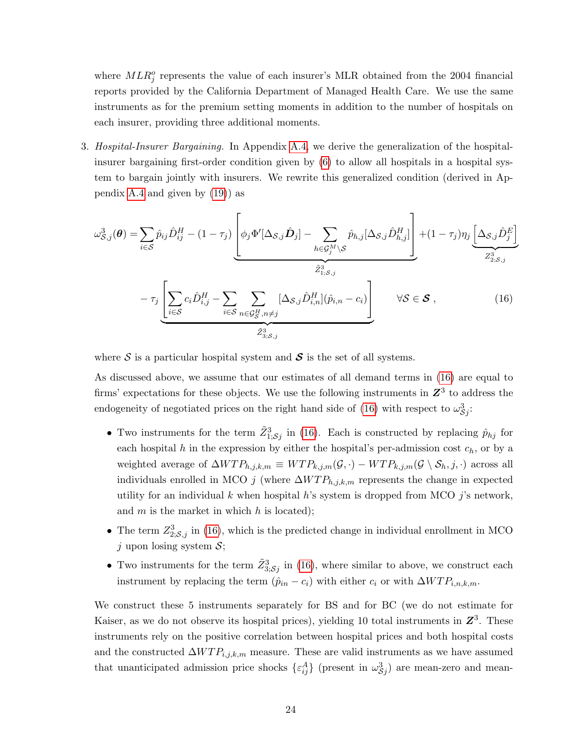where $MLR^o_j$ represents the value of each insurer's MLR obtained from the 2004 financial reports provided by the California Department of Managed Health Care. We use the same instruments as for the premium setting moments in addition to the number of hospitals on each insurer, providing three additional moments.

3. *Hospital-Insurer Bargaining.* In Appendix A.4, we derive the generalization of the hospital-insurer bargaining first-order condition given by (6) to allow all hospitals in a hospital system to bargain jointly with insurers. We rewrite this generalized condition (derived in Appendix A.4 and given by (19)) as

$$\omega^3_{\mathcal{S},j}(\boldsymbol{\theta}) = \sum_{i \in \mathcal{S}} \hat{p}_{ij}\hat{D}^H_{ij} - (1-\tau_j) \underbrace{\left[ \phi_j \Phi'[\Delta_{\mathcal{S},j}\hat{\boldsymbol{D}}_j] - \sum_{h \in \mathcal{G}^M_j \setminus \mathcal{S}} \hat{p}_{h,j}[\Delta_{\mathcal{S},j}\hat{D}^H_{h,j}] \right]}_{\tilde{Z}^3_{1;\mathcal{S},j}} + (1-\tau_j)\eta_j \underbrace{\left[\Delta_{\mathcal{S},j}\hat{D}^E_j\right]}_{Z^3_{2;\mathcal{S},j}}$$

$$- \tau_j \underbrace{\left[ \sum_{i \in \mathcal{S}} c_i \hat{D}^H_{i,j} - \sum_{i \in \mathcal{S}} \sum_{n \in \mathcal{G}^H_{\mathcal{S}}, n \neq j} [\Delta_{\mathcal{S},j}\hat{D}^H_{i,n}](\hat{p}_{i,n} - c_i) \right]}_{\tilde{Z}^3_{3;\mathcal{S},j}} \qquad \forall \mathcal{S} \in \boldsymbol{\mathcal{S}}\,, \tag{16}$$

where $\mathcal{S}$ is a particular hospital system and $\boldsymbol{\mathcal{S}}$ is the set of all systems.

As discussed above, we assume that our estimates of all demand terms in (16) are equal to firms' expectations for these objects. We use the following instruments in $\boldsymbol{Z}^3$ to address the endogeneity of negotiated prices on the right hand side of (16) with respect to $\omega^3_{\mathcal{S}j}$:

- Two instruments for the term $\tilde{Z}^3_{1;\mathcal{S}j}$ in (16). Each is constructed by replacing $\hat{p}_{hj}$ for each hospital $h$ in the expression by either the hospital's per-admission cost $c_h$, or by a weighted average of $\Delta WTP_{h,j,k,m} \equiv WTP_{k,j,m}(\mathcal{G}, \cdot) - WTP_{k,j,m}(\mathcal{G} \setminus \mathcal{S}_h, j, \cdot)$ across all individuals enrolled in MCO $j$ (where $\Delta WTP_{h,j,k,m}$ represents the change in expected utility for an individual $k$ when hospital $h$'s system is dropped from MCO $j$'s network, and $m$ is the market in which $h$ is located);
- The term $Z^3_{2;\mathcal{S},j}$ in (16), which is the predicted change in individual enrollment in MCO $j$ upon losing system $\mathcal{S}$;
- Two instruments for the term $\tilde{Z}^3_{3;\mathcal{S}j}$ in (16), where similar to above, we construct each instrument by replacing the term $(\hat{p}_{in} - c_i)$ with either $c_i$ or with $\Delta WTP_{i,n,k,m}$.

We construct these 5 instruments separately for BS and for BC (we do not estimate for Kaiser, as we do not observe its hospital prices), yielding 10 total instruments in $\boldsymbol{Z}^3$. These instruments rely on the positive correlation between hospital prices and both hospital costs and the constructed $\Delta WTP_{i,j,k,m}$ measure. These are valid instruments as we have assumed that unanticipated admission price shocks $\{\varepsilon^A_{ij}\}$ (present in $\omega^3_{\mathcal{S}j}$) are mean-zero and mean-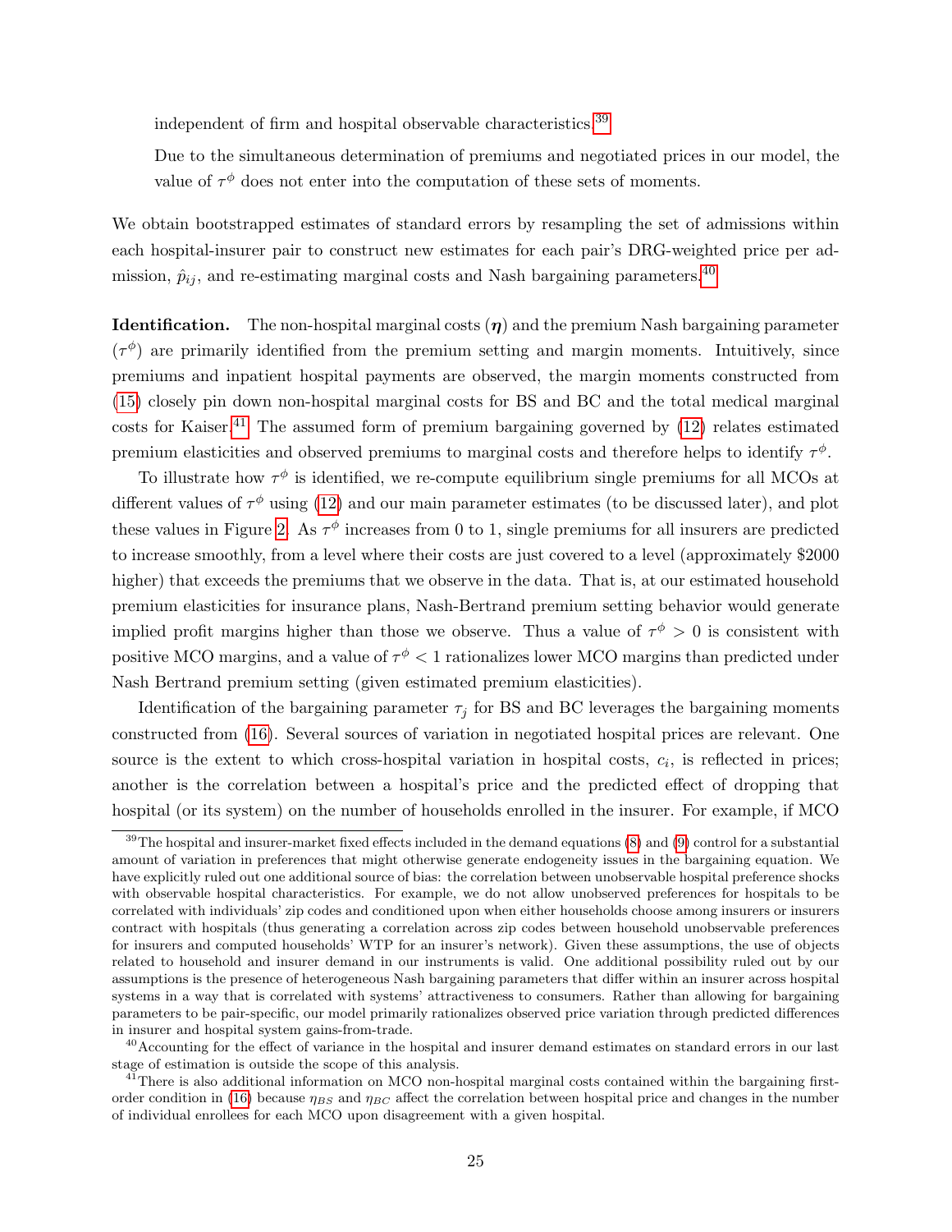independent of firm and hospital observable characteristics.[39]

Due to the simultaneous determination of premiums and negotiated prices in our model, the value of $\tau^\phi$ does not enter into the computation of these sets of moments.

We obtain bootstrapped estimates of standard errors by resampling the set of admissions within each hospital-insurer pair to construct new estimates for each pair's DRG-weighted price per admission, $\hat{p}_{ij}$, and re-estimating marginal costs and Nash bargaining parameters.[40]

**Identification.** The non-hospital marginal costs ($\boldsymbol{\eta}$) and the premium Nash bargaining parameter ($\tau^\phi$) are primarily identified from the premium setting and margin moments. Intuitively, since premiums and inpatient hospital payments are observed, the margin moments constructed from (15) closely pin down non-hospital marginal costs for BS and BC and the total medical marginal costs for Kaiser.[41] The assumed form of premium bargaining governed by (12) relates estimated premium elasticities and observed premiums to marginal costs and therefore helps to identify $\tau^\phi$.

To illustrate how $\tau^\phi$ is identified, we re-compute equilibrium single premiums for all MCOs at different values of $\tau^\phi$ using (12) and our main parameter estimates (to be discussed later), and plot these values in Figure 2. As $\tau^\phi$ increases from 0 to 1, single premiums for all insurers are predicted to increase smoothly, from a level where their costs are just covered to a level (approximately $2000 higher) that exceeds the premiums that we observe in the data. That is, at our estimated household premium elasticities for insurance plans, Nash-Bertrand premium setting behavior would generate implied profit margins higher than those we observe. Thus a value of $\tau^\phi > 0$ is consistent with positive MCO margins, and a value of $\tau^\phi < 1$ rationalizes lower MCO margins than predicted under Nash Bertrand premium setting (given estimated premium elasticities).

Identification of the bargaining parameter $\tau_j$ for BS and BC leverages the bargaining moments constructed from (16). Several sources of variation in negotiated hospital prices are relevant. One source is the extent to which cross-hospital variation in hospital costs, $c_i$, is reflected in prices; another is the correlation between a hospital's price and the predicted effect of dropping that hospital (or its system) on the number of households enrolled in the insurer. For example, if MCO

[39] The hospital and insurer-market fixed effects included in the demand equations (8) and (9) control for a substantial amount of variation in preferences that might otherwise generate endogeneity issues in the bargaining equation. We have explicitly ruled out one additional source of bias: the correlation between unobservable hospital preference shocks with observable hospital characteristics. For example, we do not allow unobserved preferences for hospitals to be correlated with individuals' zip codes and conditioned upon when either households choose among insurers or insurers contract with hospitals (thus generating a correlation across zip codes between household unobservable preferences for insurers and computed households' WTP for an insurer's network). Given these assumptions, the use of objects related to household and insurer demand in our instruments is valid. One additional possibility ruled out by our assumptions is the presence of heterogeneous Nash bargaining parameters that differ within an insurer across hospital systems in a way that is correlated with systems' attractiveness to consumers. Rather than allowing for bargaining parameters to be pair-specific, our model primarily rationalizes observed price variation through predicted differences in insurer and hospital system gains-from-trade.

[40] Accounting for the effect of variance in the hospital and insurer demand estimates on standard errors in our last stage of estimation is outside the scope of this analysis.

[41] There is also additional information on MCO non-hospital marginal costs contained within the bargaining first-order condition in (16) because $\eta_{BS}$ and $\eta_{BC}$ affect the correlation between hospital price and changes in the number of individual enrollees for each MCO upon disagreement with a given hospital.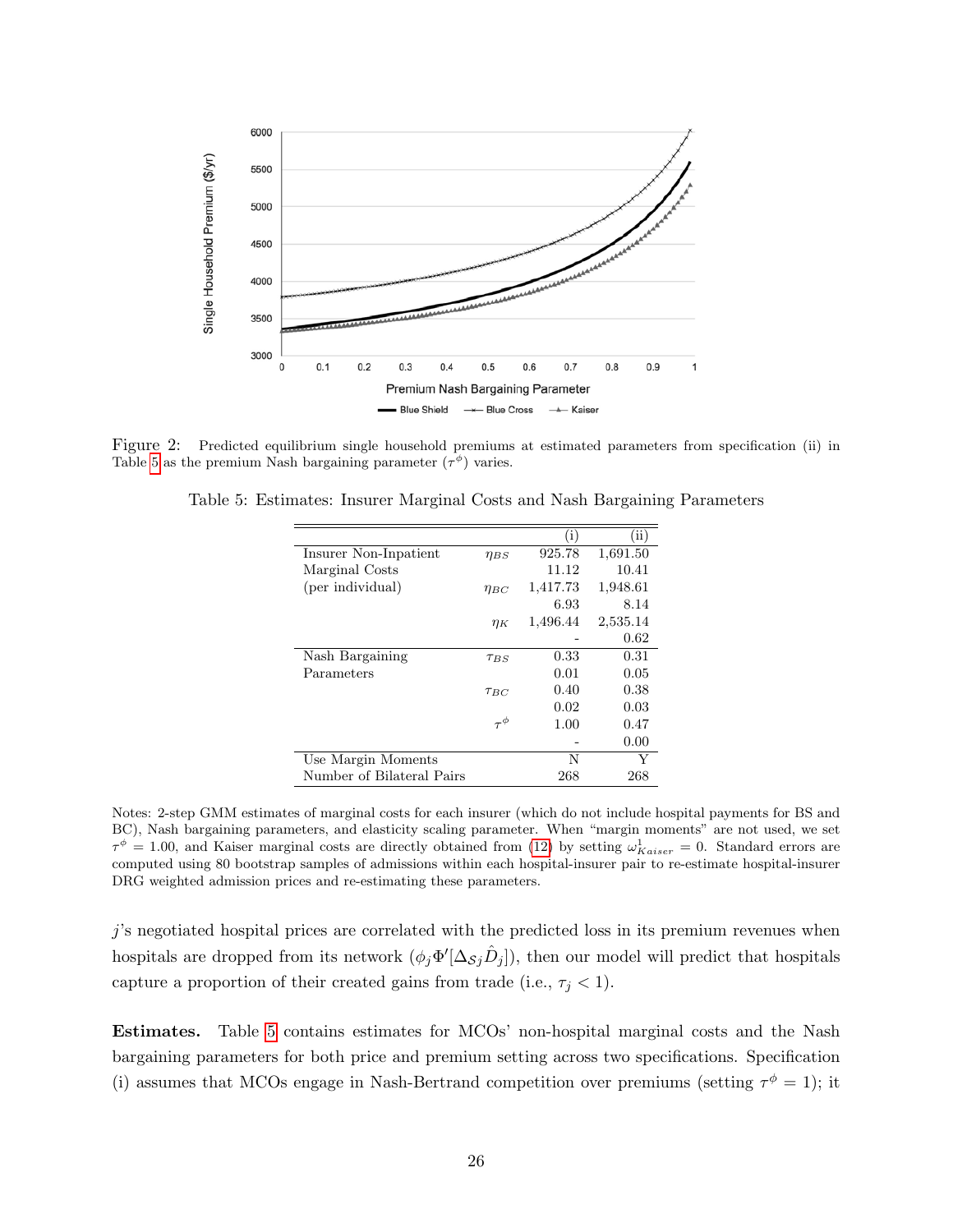Figure 2: Predicted equilibrium single household premiums at estimated parameters from specification (ii) in Table 5 as the premium Nash bargaining parameter ($\tau^\phi$) varies.

Table 5: Estimates: Insurer Marginal Costs and Nash Bargaining Parameters

| | | (i) | (ii) |
|---|---|---|---|
| Insurer Non-Inpatient | $\eta_{BS}$ | 925.78 | 1,691.50 |
| Marginal Costs | | 11.12 | 10.41 |
| (per individual) | $\eta_{BC}$ | 1,417.73 | 1,948.61 |
| | | 6.93 | 8.14 |
| | $\eta_K$ | 1,496.44 | 2,535.14 |
| | | - | 0.62 |
| Nash Bargaining | $\tau_{BS}$ | 0.33 | 0.31 |
| Parameters | | 0.01 | 0.05 |
| | $\tau_{BC}$ | 0.40 | 0.38 |
| | | 0.02 | 0.03 |
| | $\tau^\phi$ | 1.00 | 0.47 |
| | | - | 0.00 |
| Use Margin Moments | | N | Y |
| Number of Bilateral Pairs | | 268 | 268 |

Notes: 2-step GMM estimates of marginal costs for each insurer (which do not include hospital payments for BS and BC), Nash bargaining parameters, and elasticity scaling parameter. When "margin moments" are not used, we set $\tau^\phi = 1.00$, and Kaiser marginal costs are directly obtained from (12) by setting $\omega^1_{Kaiser} = 0$. Standard errors are computed using 80 bootstrap samples of admissions within each hospital-insurer pair to re-estimate hospital-insurer DRG weighted admission prices and re-estimating these parameters.

$j$'s negotiated hospital prices are correlated with the predicted loss in its premium revenues when hospitals are dropped from its network ($\phi_j \Phi'[\Delta_{\mathcal{S}j} \hat{D}_j]$), then our model will predict that hospitals capture a proportion of their created gains from trade (i.e., $\tau_j < 1$).

**Estimates.** Table 5 contains estimates for MCOs' non-hospital marginal costs and the Nash bargaining parameters for both price and premium setting across two specifications. Specification (i) assumes that MCOs engage in Nash-Bertrand competition over premiums (setting $\tau^\phi = 1$); it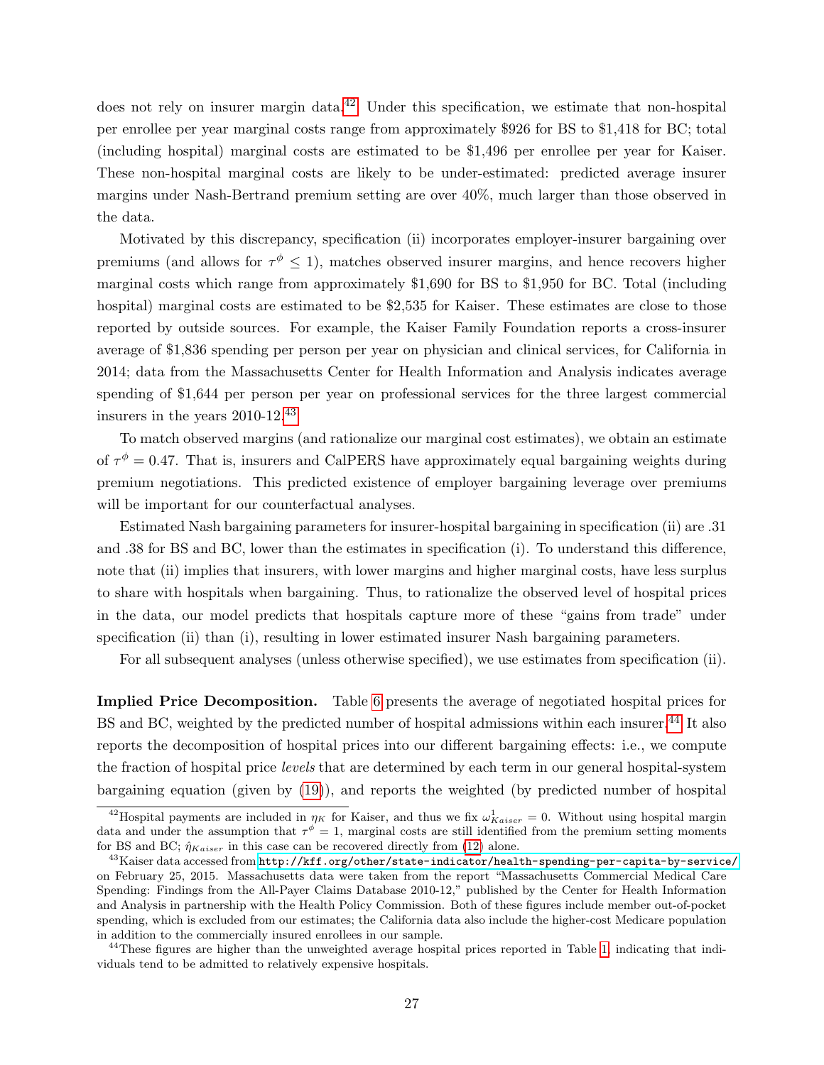does not rely on insurer margin data.[42] Under this specification, we estimate that non-hospital per enrollee per year marginal costs range from approximately \$926 for BS to \$1,418 for BC; total (including hospital) marginal costs are estimated to be \$1,496 per enrollee per year for Kaiser. These non-hospital marginal costs are likely to be under-estimated: predicted average insurer margins under Nash-Bertrand premium setting are over 40%, much larger than those observed in the data.

Motivated by this discrepancy, specification (ii) incorporates employer-insurer bargaining over premiums (and allows for $\tau^{\phi} \leq 1$), matches observed insurer margins, and hence recovers higher marginal costs which range from approximately \$1,690 for BS to \$1,950 for BC. Total (including hospital) marginal costs are estimated to be \$2,535 for Kaiser. These estimates are close to those reported by outside sources. For example, the Kaiser Family Foundation reports a cross-insurer average of \$1,836 spending per person per year on physician and clinical services, for California in 2014; data from the Massachusetts Center for Health Information and Analysis indicates average spending of \$1,644 per person per year on professional services for the three largest commercial insurers in the years 2010-12.[43]

To match observed margins (and rationalize our marginal cost estimates), we obtain an estimate of $\tau^{\phi} = 0.47$. That is, insurers and CalPERS have approximately equal bargaining weights during premium negotiations. This predicted existence of employer bargaining leverage over premiums will be important for our counterfactual analyses.

Estimated Nash bargaining parameters for insurer-hospital bargaining in specification (ii) are .31 and .38 for BS and BC, lower than the estimates in specification (i). To understand this difference, note that (ii) implies that insurers, with lower margins and higher marginal costs, have less surplus to share with hospitals when bargaining. Thus, to rationalize the observed level of hospital prices in the data, our model predicts that hospitals capture more of these "gains from trade" under specification (ii) than (i), resulting in lower estimated insurer Nash bargaining parameters.

For all subsequent analyses (unless otherwise specified), we use estimates from specification (ii).

**Implied Price Decomposition.** Table 6 presents the average of negotiated hospital prices for BS and BC, weighted by the predicted number of hospital admissions within each insurer.[44] It also reports the decomposition of hospital prices into our different bargaining effects: i.e., we compute the fraction of hospital price *levels* that are determined by each term in our general hospital-system bargaining equation (given by (19)), and reports the weighted (by predicted number of hospital

---

[42] Hospital payments are included in $\eta_K$ for Kaiser, and thus we fix $\omega^1_{Kaiser} = 0$. Without using hospital margin data and under the assumption that $\tau^{\phi} = 1$, marginal costs are still identified from the premium setting moments for BS and BC; $\hat{\eta}_{Kaiser}$ in this case can be recovered directly from (12) alone.

[43] Kaiser data accessed from http://kff.org/other/state-indicator/health-spending-per-capita-by-service/ on February 25, 2015. Massachusetts data were taken from the report "Massachusetts Commercial Medical Care Spending: Findings from the All-Payer Claims Database 2010-12," published by the Center for Health Information and Analysis in partnership with the Health Policy Commission. Both of these figures include member out-of-pocket spending, which is excluded from our estimates; the California data also include the higher-cost Medicare population in addition to the commercially insured enrollees in our sample.

[44] These figures are higher than the unweighted average hospital prices reported in Table 1, indicating that individuals tend to be admitted to relatively expensive hospitals.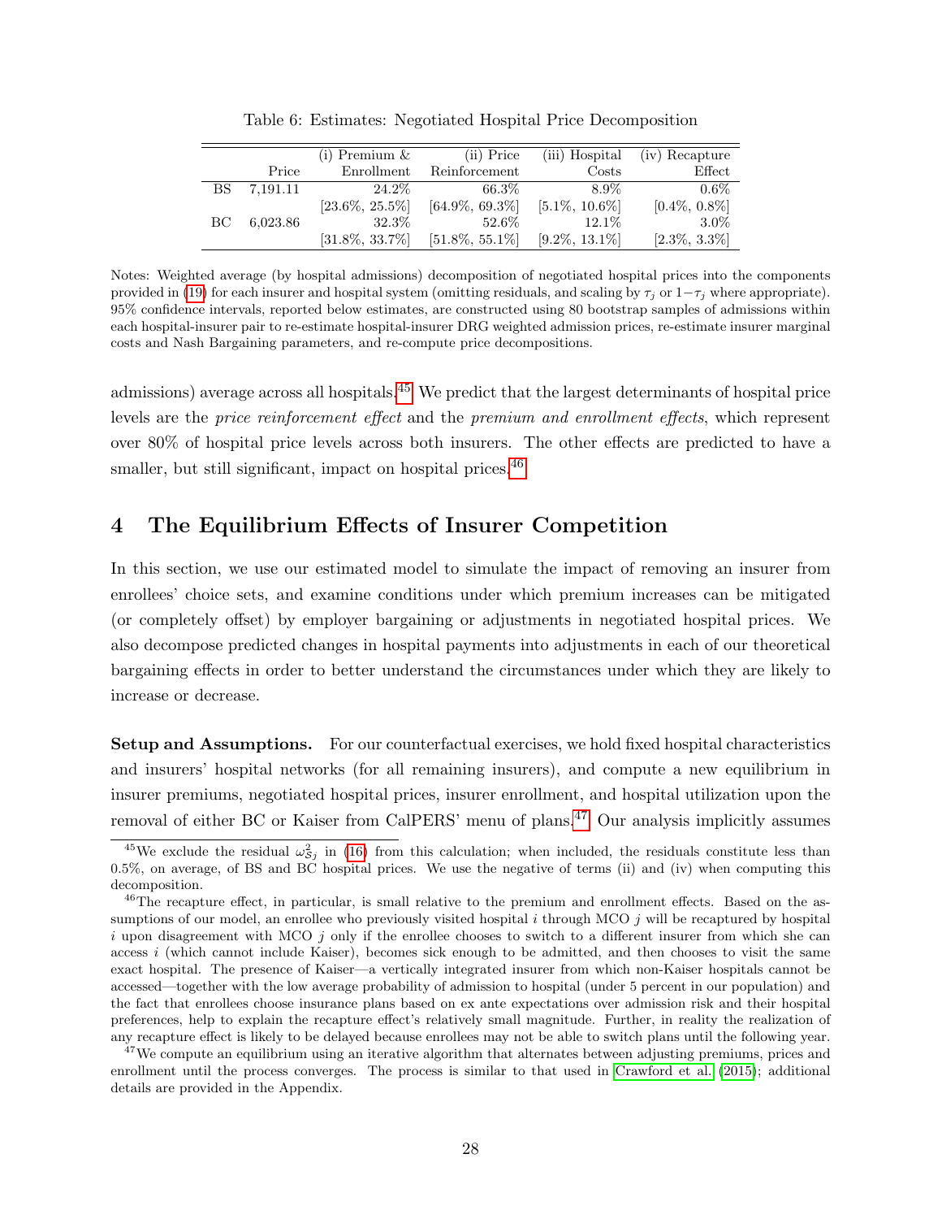Table 6: Estimates: Negotiated Hospital Price Decomposition

| | Price | (i) Premium & Enrollment | (ii) Price Reinforcement | (iii) Hospital Costs | (iv) Recapture Effect |
|---|---|---|---|---|---|
| BS | 7,191.11 | 24.2% | 66.3% | 8.9% | 0.6% |
| | | [23.6%, 25.5%] | [64.9%, 69.3%] | [5.1%, 10.6%] | [0.4%, 0.8%] |
| BC | 6,023.86 | 32.3% | 52.6% | 12.1% | 3.0% |
| | | [31.8%, 33.7%] | [51.8%, 55.1%] | [9.2%, 13.1%] | [2.3%, 3.3%] |

Notes: Weighted average (by hospital admissions) decomposition of negotiated hospital prices into the components provided in (19) for each insurer and hospital system (omitting residuals, and scaling by $\tau_j$ or $1-\tau_j$ where appropriate). 95% confidence intervals, reported below estimates, are constructed using 80 bootstrap samples of admissions within each hospital-insurer pair to re-estimate hospital-insurer DRG weighted admission prices, re-estimate insurer marginal costs and Nash Bargaining parameters, and re-compute price decompositions.

admissions) average across all hospitals.[45] We predict that the largest determinants of hospital price levels are the *price reinforcement effect* and the *premium and enrollment effects*, which represent over 80% of hospital price levels across both insurers. The other effects are predicted to have a smaller, but still significant, impact on hospital prices.[46]

# 4 The Equilibrium Effects of Insurer Competition

In this section, we use our estimated model to simulate the impact of removing an insurer from enrollees' choice sets, and examine conditions under which premium increases can be mitigated (or completely offset) by employer bargaining or adjustments in negotiated hospital prices. We also decompose predicted changes in hospital payments into adjustments in each of our theoretical bargaining effects in order to better understand the circumstances under which they are likely to increase or decrease.

**Setup and Assumptions.** For our counterfactual exercises, we hold fixed hospital characteristics and insurers' hospital networks (for all remaining insurers), and compute a new equilibrium in insurer premiums, negotiated hospital prices, insurer enrollment, and hospital utilization upon the removal of either BC or Kaiser from CalPERS' menu of plans.[47] Our analysis implicitly assumes

[45] We exclude the residual $\omega^2_{\mathcal{S}j}$ in (16) from this calculation; when included, the residuals constitute less than 0.5%, on average, of BS and BC hospital prices. We use the negative of terms (ii) and (iv) when computing this decomposition.

[46] The recapture effect, in particular, is small relative to the premium and enrollment effects. Based on the assumptions of our model, an enrollee who previously visited hospital $i$ through MCO $j$ will be recaptured by hospital $i$ upon disagreement with MCO $j$ only if the enrollee chooses to switch to a different insurer from which she can access $i$ (which cannot include Kaiser), becomes sick enough to be admitted, and then chooses to visit the same exact hospital. The presence of Kaiser—a vertically integrated insurer from which non-Kaiser hospitals cannot be accessed—together with the low average probability of admission to hospital (under 5 percent in our population) and the fact that enrollees choose insurance plans based on ex ante expectations over admission risk and their hospital preferences, help to explain the recapture effect's relatively small magnitude. Further, in reality the realization of any recapture effect is likely to be delayed because enrollees may not be able to switch plans until the following year.

[47] We compute an equilibrium using an iterative algorithm that alternates between adjusting premiums, prices and enrollment until the process converges. The process is similar to that used in Crawford et al. (2015); additional details are provided in the Appendix.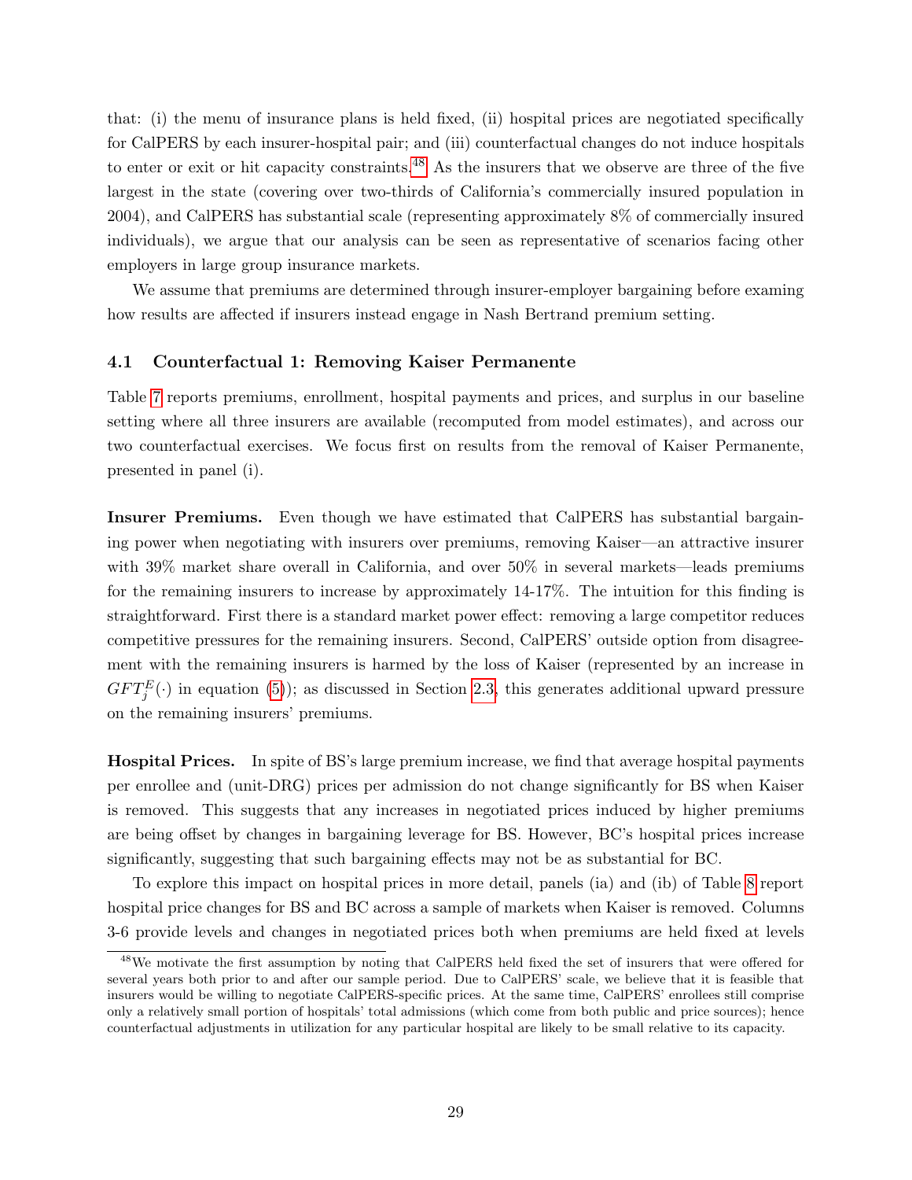that: (i) the menu of insurance plans is held fixed, (ii) hospital prices are negotiated specifically for CalPERS by each insurer-hospital pair; and (iii) counterfactual changes do not induce hospitals to enter or exit or hit capacity constraints.[48] As the insurers that we observe are three of the five largest in the state (covering over two-thirds of California's commercially insured population in 2004), and CalPERS has substantial scale (representing approximately 8% of commercially insured individuals), we argue that our analysis can be seen as representative of scenarios facing other employers in large group insurance markets.

We assume that premiums are determined through insurer-employer bargaining before examing how results are affected if insurers instead engage in Nash Bertrand premium setting.

### 4.1 Counterfactual 1: Removing Kaiser Permanente

Table 7 reports premiums, enrollment, hospital payments and prices, and surplus in our baseline setting where all three insurers are available (recomputed from model estimates), and across our two counterfactual exercises. We focus first on results from the removal of Kaiser Permanente, presented in panel (i).

**Insurer Premiums.** Even though we have estimated that CalPERS has substantial bargaining power when negotiating with insurers over premiums, removing Kaiser—an attractive insurer with 39% market share overall in California, and over 50% in several markets—leads premiums for the remaining insurers to increase by approximately 14-17%. The intuition for this finding is straightforward. First there is a standard market power effect: removing a large competitor reduces competitive pressures for the remaining insurers. Second, CalPERS' outside option from disagreement with the remaining insurers is harmed by the loss of Kaiser (represented by an increase in $GFT_j^E(\cdot)$ in equation (5)); as discussed in Section 2.3, this generates additional upward pressure on the remaining insurers' premiums.

**Hospital Prices.** In spite of BS's large premium increase, we find that average hospital payments per enrollee and (unit-DRG) prices per admission do not change significantly for BS when Kaiser is removed. This suggests that any increases in negotiated prices induced by higher premiums are being offset by changes in bargaining leverage for BS. However, BC's hospital prices increase significantly, suggesting that such bargaining effects may not be as substantial for BC.

To explore this impact on hospital prices in more detail, panels (ia) and (ib) of Table 8 report hospital price changes for BS and BC across a sample of markets when Kaiser is removed. Columns 3-6 provide levels and changes in negotiated prices both when premiums are held fixed at levels

[48] We motivate the first assumption by noting that CalPERS held fixed the set of insurers that were offered for several years both prior to and after our sample period. Due to CalPERS' scale, we believe that it is feasible that insurers would be willing to negotiate CalPERS-specific prices. At the same time, CalPERS' enrollees still comprise only a relatively small portion of hospitals' total admissions (which come from both public and price sources); hence counterfactual adjustments in utilization for any particular hospital are likely to be small relative to its capacity.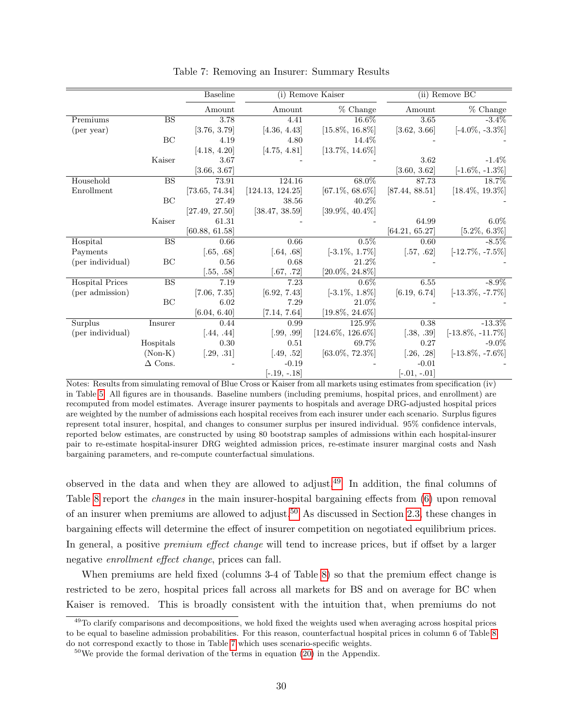Table 7: Removing an Insurer: Summary Results

| | | Baseline | (i) Remove Kaiser | | (ii) Remove BC | |
|---|---|---|---|---|---|---|
| | | Amount | Amount | % Change | Amount | % Change |
| Premiums | BS | 3.78 | 4.41 | 16.6% | 3.65 | -3.4% |
| (per year) | | [3.76, 3.79] | [4.36, 4.43] | [15.8%, 16.8%] | [3.62, 3.66] | [-4.0%, -3.3%] |
| | BC | 4.19 | 4.80 | 14.4% | - | - |
| | | [4.18, 4.20] | [4.75, 4.81] | [13.7%, 14.6%] | | |
| | Kaiser | 3.67 | - | - | 3.62 | -1.4% |
| | | [3.66, 3.67] | | | [3.60, 3.62] | [-1.6%, -1.3%] |
| Household | BS | 73.91 | 124.16 | 68.0% | 87.73 | 18.7% |
| Enrollment | | [73.65, 74.34] | [124.13, 124.25] | [67.1%, 68.6%] | [87.44, 88.51] | [18.4%, 19.3%] |
| | BC | 27.49 | 38.56 | 40.2% | - | - |
| | | [27.49, 27.50] | [38.47, 38.59] | [39.9%, 40.4%] | | |
| | Kaiser | 61.31 | - | - | 64.99 | 6.0% |
| | | [60.88, 61.58] | | | [64.21, 65.27] | [5.2%, 6.3%] |
| Hospital | BS | 0.66 | 0.66 | 0.5% | 0.60 | -8.5% |
| Payments | | [.65, .68] | [.64, .68] | [-3.1%, 1.7%] | [.57, .62] | [-12.7%, -7.5%] |
| (per individual) | BC | 0.56 | 0.68 | 21.2% | - | - |
| | | [.55, .58] | [.67, .72] | [20.0%, 24.8%] | | |
| Hospital Prices | BS | 7.19 | 7.23 | 0.6% | 6.55 | -8.9% |
| (per admission) | | [7.06, 7.35] | [6.92, 7.43] | [-3.1%, 1.8%] | [6.19, 6.74] | [-13.3%, -7.7%] |
| | BC | 6.02 | 7.29 | 21.0% | - | - |
| | | [6.04, 6.40] | [7.14, 7.64] | [19.8%, 24.6%] | | |
| Surplus | Insurer | 0.44 | 0.99 | 125.9% | 0.38 | -13.3% |
| (per individual) | | [.44, .44] | [.99, .99] | [124.6%, 126.6%] | [.38, .39] | [-13.8%, -11.7%] |
| | Hospitals | 0.30 | 0.51 | 69.7% | 0.27 | -9.0% |
| | (Non-K) | [.29, .31] | [.49, .52] | [63.0%, 72.3%] | [.26, .28] | [-13.8%, -7.6%] |
| | $\Delta$ Cons. | - | -0.19 | - | -0.01 | - |
| | | | [-.19, -.18] | | [-.01, -.01] | |

Notes: Results from simulating removal of Blue Cross or Kaiser from all markets using estimates from specification (iv) in Table 5. All figures are in thousands. Baseline numbers (including premiums, hospital prices, and enrollment) are recomputed from model estimates. Average insurer payments to hospitals and average DRG-adjusted hospital prices are weighted by the number of admissions each hospital receives from each insurer under each scenario. Surplus figures represent total insurer, hospital, and changes to consumer surplus per insured individual. 95% confidence intervals, reported below estimates, are constructed by using 80 bootstrap samples of admissions within each hospital-insurer pair to re-estimate hospital-insurer DRG weighted admission prices, re-estimate insurer marginal costs and Nash bargaining parameters, and re-compute counterfactual simulations.

observed in the data and when they are allowed to adjust.[49] In addition, the final columns of Table 8 report the *changes* in the main insurer-hospital bargaining effects from (6) upon removal of an insurer when premiums are allowed to adjust.[50] As discussed in Section 2.3, these changes in bargaining effects will determine the effect of insurer competition on negotiated equilibrium prices. In general, a positive *premium effect change* will tend to increase prices, but if offset by a larger negative *enrollment effect change*, prices can fall.

When premiums are held fixed (columns 3-4 of Table 8) so that the premium effect change is restricted to be zero, hospital prices fall across all markets for BS and on average for BC when Kaiser is removed. This is broadly consistent with the intuition that, when premiums do not

[49] To clarify comparisons and decompositions, we hold fixed the weights used when averaging across hospital prices to be equal to baseline admission probabilities. For this reason, counterfactual hospital prices in column 6 of Table 8 do not correspond exactly to those in Table 7 which uses scenario-specific weights.

[50] We provide the formal derivation of the terms in equation (20) in the Appendix.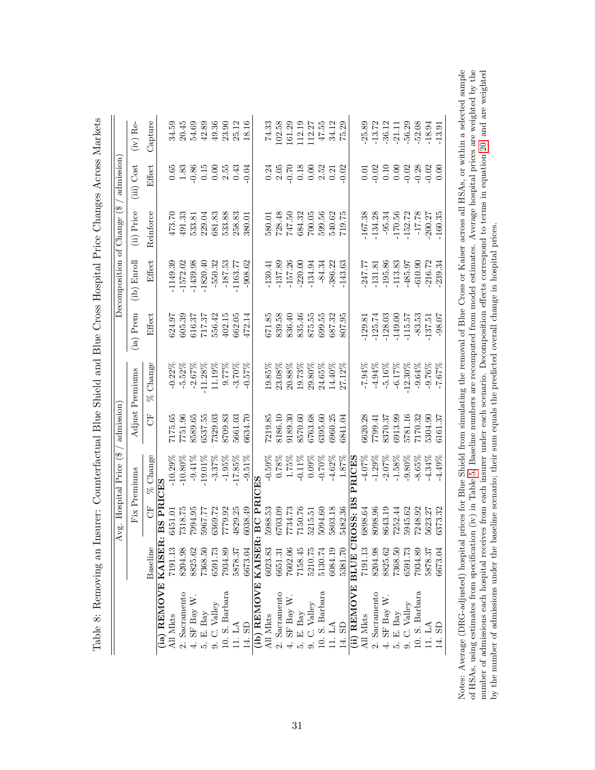Table 8: Removing an Insurer: Counterfactual Blue Shield and Blue Cross Hospital Price Changes Across Markets

| | Avg. Hospital Price ($ / admission) | | | | | Decomposition of Change ($ / admission) | | | | |
|---|---|---|---|---|---|---|---|---|---|---|
| | | Fix Premiums | | Adjust Premiums | | (ia) Prem | (ib) Enroll | (ii) Price | (iii) Cost | (iv) Re- |
| | Baseline | CF | % Change | CF | % Change | Effect | Effect | Reinforce | Effect | Capture |
| **(ia) REMOVE KAISER: BS PRICES** | | | | | | | | | | |
| All Mkts | 7191.13 | 6451.01 | -10.29% | 7175.65 | -0.22% | 624.97 | -1149.39 | 473.70 | 0.65 | 34.59 |
| 2. Sacramento | 8204.98 | 7318.75 | -10.80% | 7751.96 | -5.52% | 605.39 | -1572.02 | 491.33 | 1.83 | 20.45 |
| 4. SF Bay W. | 8825.62 | 7994.95 | -9.41% | 8589.65 | -2.67% | 616.37 | -1439.98 | 533.81 | -0.86 | 54.69 |
| 5. E. Bay | 7368.50 | 5967.77 | -19.01% | 6537.55 | -11.28% | 717.37 | -1820.40 | 229.04 | 0.15 | 42.89 |
| 9. C. Valley | 6591.73 | 6369.72 | -3.37% | 7329.03 | 11.19% | 556.42 | -550.32 | 681.83 | 0.00 | 49.36 |
| 10. S. Barbara | 7934.89 | 7779.92 | -1.95% | 8709.83 | 9.77% | 402.15 | -187.53 | 533.88 | 2.55 | 23.90 |
| 11. LA | 5878.37 | 4829.25 | -17.85% | 5661.03 | -3.70% | 662.05 | -1163.77 | 258.83 | 0.43 | 25.12 |
| 14. SD | 6673.04 | 6038.49 | -9.51% | 6634.70 | -0.57% | 472.14 | -908.62 | 380.01 | -0.04 | 18.16 |
| **(ib) REMOVE KAISER: BC PRICES** | | | | | | | | | | |
| All Mkts | 6023.83 | 5988.53 | -0.59% | 7219.85 | 19.85% | 671.85 | -130.41 | 580.01 | 0.24 | 74.33 |
| 2. Sacramento | 6651.31 | 6703.09 | 0.78% | 8186.10 | 23.08% | 839.58 | -137.89 | 728.48 | 2.05 | 102.58 |
| 4. SF Bay W. | 7602.06 | 7734.73 | 1.75% | 9189.30 | 20.88% | 836.40 | -157.26 | 747.50 | -0.70 | 161.29 |
| 5. E. Bay | 7158.45 | 7150.76 | -0.11% | 8570.60 | 19.73% | 835.46 | -220.00 | 684.32 | 0.18 | 112.19 |
| 9. C. Valley | 5210.75 | 5215.51 | 0.09% | 6763.68 | 29.80% | 875.55 | -134.94 | 700.05 | 0.00 | 112.27 |
| 10. S. Barbara | 5130.74 | 5094.60 | -0.70% | 6395.60 | 24.65% | 699.55 | -84.34 | 599.56 | 2.52 | 47.55 |
| 11. LA | 6084.19 | 5803.18 | -4.62% | 6960.25 | 14.40% | 687.32 | -386.22 | 540.62 | 0.21 | 34.12 |
| 14. SD | 5381.70 | 5482.36 | 1.87% | 6841.04 | 27.12% | 807.95 | -143.63 | 719.75 | -0.02 | 75.29 |
| **(ii) REMOVE BLUE CROSS: BS PRICES** | | | | | | | | | | |
| All Mkts | 7191.13 | 6898.64 | -4.07% | 6620.28 | -7.94% | -129.81 | -247.77 | -167.38 | 0.01 | -25.89 |
| 2. Sacramento | 8204.98 | 8098.96 | -1.29% | 7799.41 | -4.94% | -125.74 | -131.81 | -134.28 | -0.02 | -13.72 |
| 4. SF Bay W. | 8825.62 | 8643.19 | -2.07% | 8370.37 | -5.16% | -128.03 | -195.86 | -95.34 | 0.10 | -36.12 |
| 5. E. Bay | 7368.50 | 7252.44 | -1.58% | 6913.99 | -6.17% | -149.00 | -113.83 | -170.56 | 0.00 | -21.11 |
| 9. C. Valley | 6591.73 | 5945.62 | -9.80% | 5781.16 | -12.30% | -115.57 | -485.97 | -152.72 | -0.02 | -56.29 |
| 10. S. Barbara | 7934.89 | 7248.92 | -8.65% | 7170.32 | -9.64% | -83.53 | -610.90 | -17.78 | -0.28 | -52.08 |
| 11. LA | 5878.37 | 5623.27 | -4.34% | 5304.90 | -9.76% | -137.51 | -216.72 | -200.27 | -0.02 | -18.94 |
| 14. SD | 6673.04 | 6373.32 | -4.49% | 6161.37 | -7.67% | -98.07 | -239.34 | -160.35 | 0.00 | -13.91 |

Notes: Average (DRG-adjusted) hospital prices for Blue Shield from simulating the removal of Blue Cross or Kaiser across all HSAs, or within a selected sample of HSAs, using estimates from specification (iv) in Table 5. Baseline numbers are recomputed from model estimates. Average hospital prices are weighted by the number of admissions each hospital receives from each insurer under each scenario. Decomposition effects correspond to terms in equation 20 and are weighted by the number of admissions under the baseline scenario; their sum equals the predicted overall change in hospital prices.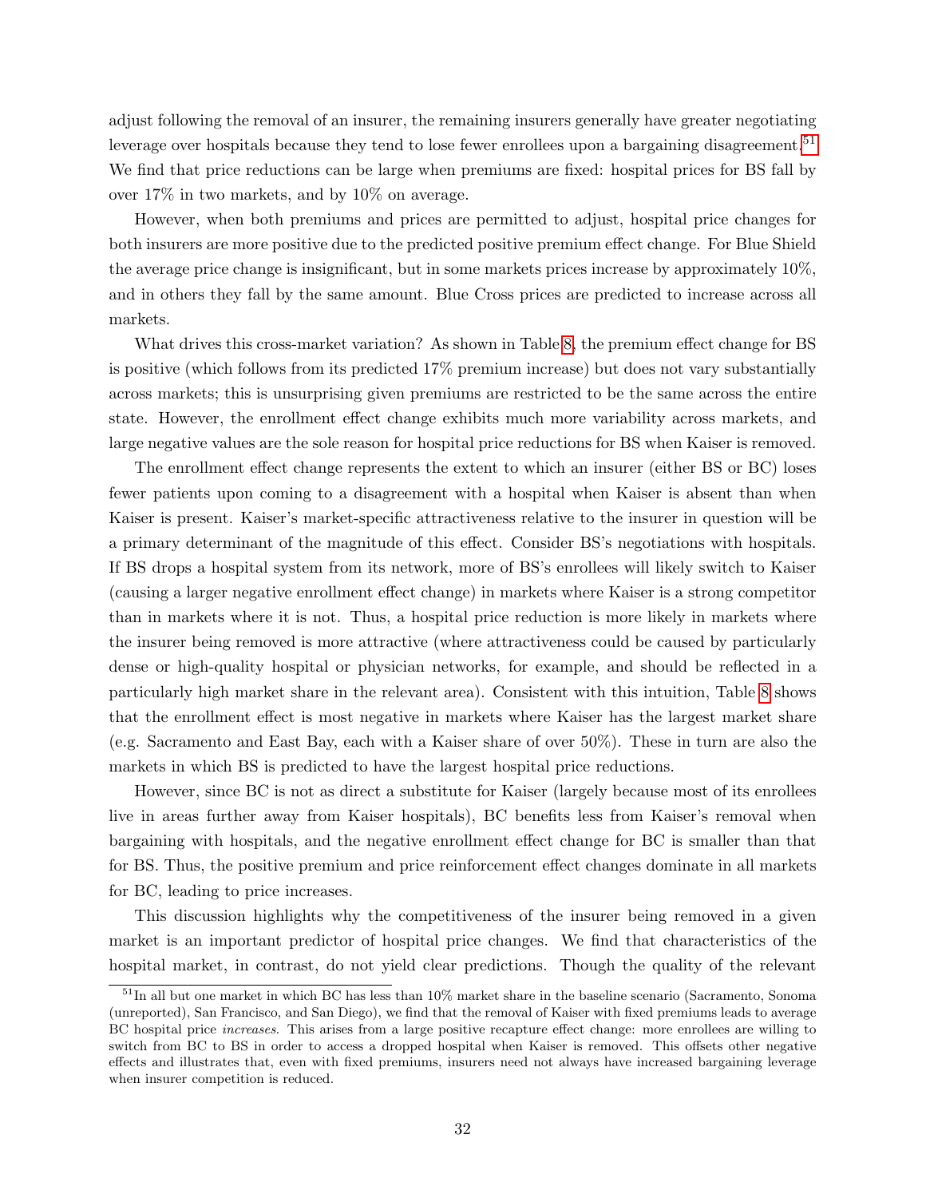adjust following the removal of an insurer, the remaining insurers generally have greater negotiating leverage over hospitals because they tend to lose fewer enrollees upon a bargaining disagreement.[51] We find that price reductions can be large when premiums are fixed: hospital prices for BS fall by over 17% in two markets, and by 10% on average.

However, when both premiums and prices are permitted to adjust, hospital price changes for both insurers are more positive due to the predicted positive premium effect change. For Blue Shield the average price change is insignificant, but in some markets prices increase by approximately 10%, and in others they fall by the same amount. Blue Cross prices are predicted to increase across all markets.

What drives this cross-market variation? As shown in Table 8, the premium effect change for BS is positive (which follows from its predicted 17% premium increase) but does not vary substantially across markets; this is unsurprising given premiums are restricted to be the same across the entire state. However, the enrollment effect change exhibits much more variability across markets, and large negative values are the sole reason for hospital price reductions for BS when Kaiser is removed.

The enrollment effect change represents the extent to which an insurer (either BS or BC) loses fewer patients upon coming to a disagreement with a hospital when Kaiser is absent than when Kaiser is present. Kaiser's market-specific attractiveness relative to the insurer in question will be a primary determinant of the magnitude of this effect. Consider BS's negotiations with hospitals. If BS drops a hospital system from its network, more of BS's enrollees will likely switch to Kaiser (causing a larger negative enrollment effect change) in markets where Kaiser is a strong competitor than in markets where it is not. Thus, a hospital price reduction is more likely in markets where the insurer being removed is more attractive (where attractiveness could be caused by particularly dense or high-quality hospital or physician networks, for example, and should be reflected in a particularly high market share in the relevant area). Consistent with this intuition, Table 8 shows that the enrollment effect is most negative in markets where Kaiser has the largest market share (e.g. Sacramento and East Bay, each with a Kaiser share of over 50%). These in turn are also the markets in which BS is predicted to have the largest hospital price reductions.

However, since BC is not as direct a substitute for Kaiser (largely because most of its enrollees live in areas further away from Kaiser hospitals), BC benefits less from Kaiser's removal when bargaining with hospitals, and the negative enrollment effect change for BC is smaller than that for BS. Thus, the positive premium and price reinforcement effect changes dominate in all markets for BC, leading to price increases.

This discussion highlights why the competitiveness of the insurer being removed in a given market is an important predictor of hospital price changes. We find that characteristics of the hospital market, in contrast, do not yield clear predictions. Though the quality of the relevant

[51] In all but one market in which BC has less than 10% market share in the baseline scenario (Sacramento, Sonoma (unreported), San Francisco, and San Diego), we find that the removal of Kaiser with fixed premiums leads to average BC hospital price *increases*. This arises from a large positive recapture effect change: more enrollees are willing to switch from BC to BS in order to access a dropped hospital when Kaiser is removed. This offsets other negative effects and illustrates that, even with fixed premiums, insurers need not always have increased bargaining leverage when insurer competition is reduced.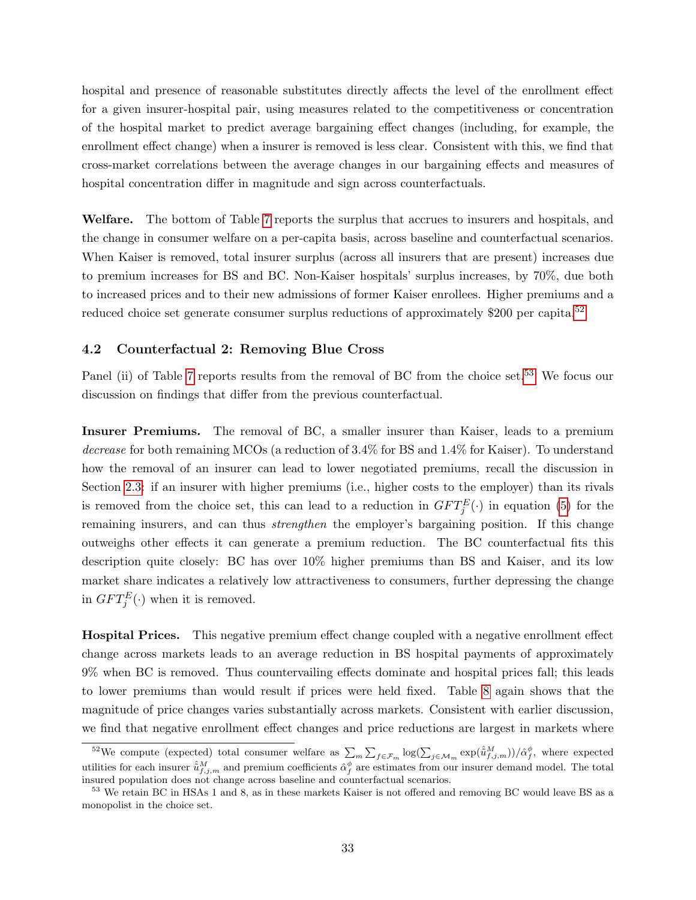hospital and presence of reasonable substitutes directly affects the level of the enrollment effect for a given insurer-hospital pair, using measures related to the competitiveness or concentration of the hospital market to predict average bargaining effect changes (including, for example, the enrollment effect change) when a insurer is removed is less clear. Consistent with this, we find that cross-market correlations between the average changes in our bargaining effects and measures of hospital concentration differ in magnitude and sign across counterfactuals.

**Welfare.** The bottom of Table 7 reports the surplus that accrues to insurers and hospitals, and the change in consumer welfare on a per-capita basis, across baseline and counterfactual scenarios. When Kaiser is removed, total insurer surplus (across all insurers that are present) increases due to premium increases for BS and BC. Non-Kaiser hospitals' surplus increases, by 70%, due both to increased prices and to their new admissions of former Kaiser enrollees. Higher premiums and a reduced choice set generate consumer surplus reductions of approximately \$200 per capita.[52]

### 4.2 Counterfactual 2: Removing Blue Cross

Panel (ii) of Table 7 reports results from the removal of BC from the choice set.[53] We focus our discussion on findings that differ from the previous counterfactual.

**Insurer Premiums.** The removal of BC, a smaller insurer than Kaiser, leads to a premium *decrease* for both remaining MCOs (a reduction of 3.4% for BS and 1.4% for Kaiser). To understand how the removal of an insurer can lead to lower negotiated premiums, recall the discussion in Section 2.3: if an insurer with higher premiums (i.e., higher costs to the employer) than its rivals is removed from the choice set, this can lead to a reduction in $GFT^E_j(\cdot)$ in equation (5) for the remaining insurers, and can thus *strengthen* the employer's bargaining position. If this change outweighs other effects it can generate a premium reduction. The BC counterfactual fits this description quite closely: BC has over 10% higher premiums than BS and Kaiser, and its low market share indicates a relatively low attractiveness to consumers, further depressing the change in $GFT^E_j(\cdot)$ when it is removed.

**Hospital Prices.** This negative premium effect change coupled with a negative enrollment effect change across markets leads to an average reduction in BS hospital payments of approximately 9% when BC is removed. Thus countervailing effects dominate and hospital prices fall; this leads to lower premiums than would result if prices were held fixed. Table 8 again shows that the magnitude of price changes varies substantially across markets. Consistent with earlier discussion, we find that negative enrollment effect changes and price reductions are largest in markets where

[52] We compute (expected) total consumer welfare as $\sum_m \sum_{f\in\mathcal{F}_m} \log(\sum_{j\in\mathcal{M}_m} \exp(\hat{\tilde{u}}^M_{f,j,m}))/\hat{\alpha}^\phi_f$, where expected utilities for each insurer $\hat{\tilde{u}}^M_{f,j,m}$ and premium coefficients $\hat{\alpha}^\phi_f$ are estimates from our insurer demand model. The total insured population does not change across baseline and counterfactual scenarios.

[53] We retain BC in HSAs 1 and 8, as in these markets Kaiser is not offered and removing BC would leave BS as a monopolist in the choice set.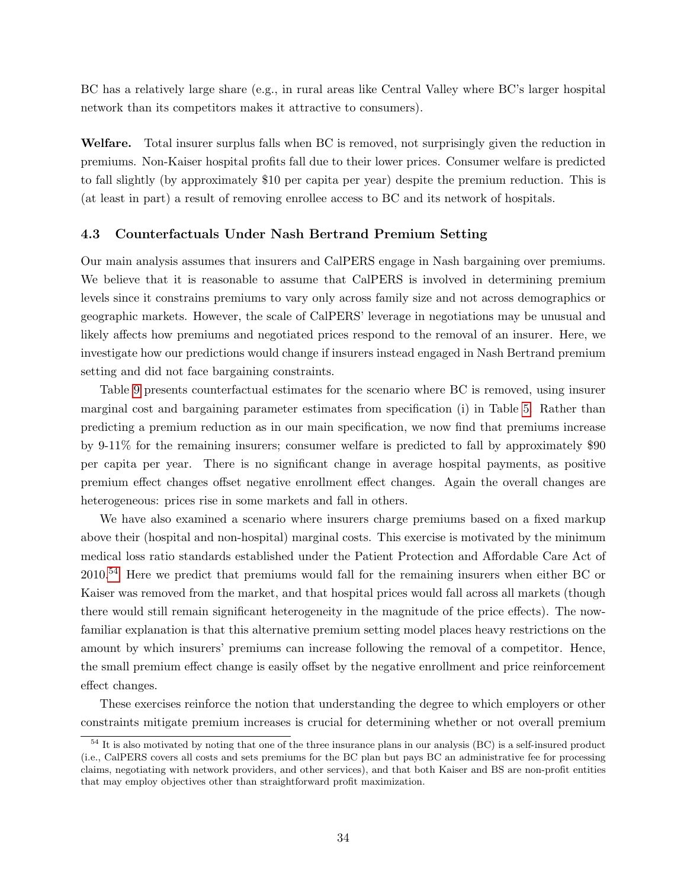BC has a relatively large share (e.g., in rural areas like Central Valley where BC's larger hospital network than its competitors makes it attractive to consumers).

**Welfare.** Total insurer surplus falls when BC is removed, not surprisingly given the reduction in premiums. Non-Kaiser hospital profits fall due to their lower prices. Consumer welfare is predicted to fall slightly (by approximately \$10 per capita per year) despite the premium reduction. This is (at least in part) a result of removing enrollee access to BC and its network of hospitals.

### 4.3 Counterfactuals Under Nash Bertrand Premium Setting

Our main analysis assumes that insurers and CalPERS engage in Nash bargaining over premiums. We believe that it is reasonable to assume that CalPERS is involved in determining premium levels since it constrains premiums to vary only across family size and not across demographics or geographic markets. However, the scale of CalPERS' leverage in negotiations may be unusual and likely affects how premiums and negotiated prices respond to the removal of an insurer. Here, we investigate how our predictions would change if insurers instead engaged in Nash Bertrand premium setting and did not face bargaining constraints.

Table 9 presents counterfactual estimates for the scenario where BC is removed, using insurer marginal cost and bargaining parameter estimates from specification (i) in Table 5. Rather than predicting a premium reduction as in our main specification, we now find that premiums increase by 9-11% for the remaining insurers; consumer welfare is predicted to fall by approximately \$90 per capita per year. There is no significant change in average hospital payments, as positive premium effect changes offset negative enrollment effect changes. Again the overall changes are heterogeneous: prices rise in some markets and fall in others.

We have also examined a scenario where insurers charge premiums based on a fixed markup above their (hospital and non-hospital) marginal costs. This exercise is motivated by the minimum medical loss ratio standards established under the Patient Protection and Affordable Care Act of 2010.[54] Here we predict that premiums would fall for the remaining insurers when either BC or Kaiser was removed from the market, and that hospital prices would fall across all markets (though there would still remain significant heterogeneity in the magnitude of the price effects). The now-familiar explanation is that this alternative premium setting model places heavy restrictions on the amount by which insurers' premiums can increase following the removal of a competitor. Hence, the small premium effect change is easily offset by the negative enrollment and price reinforcement effect changes.

These exercises reinforce the notion that understanding the degree to which employers or other constraints mitigate premium increases is crucial for determining whether or not overall premium

[54] It is also motivated by noting that one of the three insurance plans in our analysis (BC) is a self-insured product (i.e., CalPERS covers all costs and sets premiums for the BC plan but pays BC an administrative fee for processing claims, negotiating with network providers, and other services), and that both Kaiser and BS are non-profit entities that may employ objectives other than straightforward profit maximization.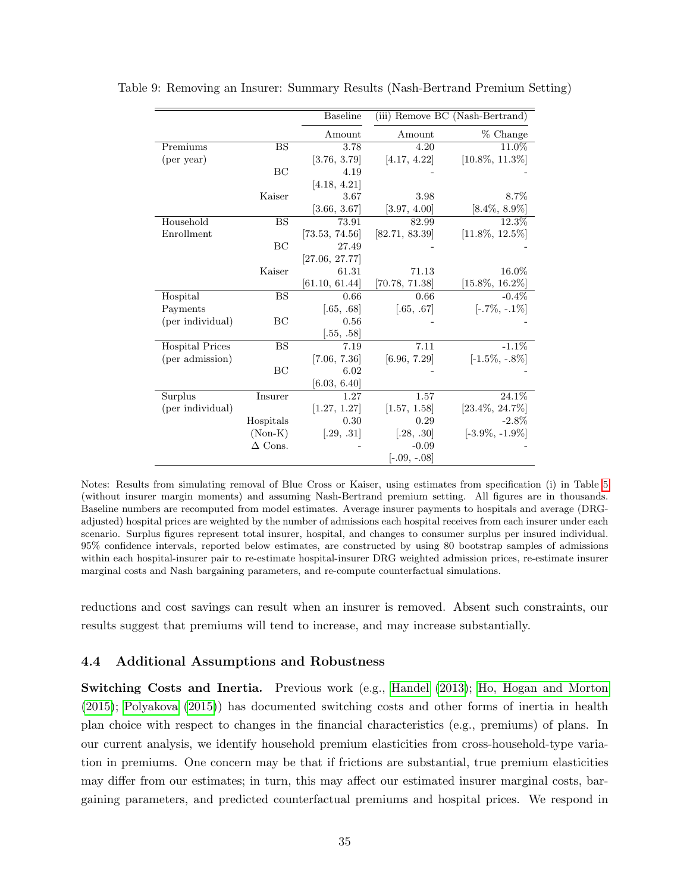Table 9: Removing an Insurer: Summary Results (Nash-Bertrand Premium Setting)

| | | Baseline | (iii) Remove BC (Nash-Bertrand) | |
|---|---|---|---|---|
| | | Amount | Amount | % Change |
| Premiums | BS | 3.78 | 4.20 | 11.0% |
| (per year) | | [3.76, 3.79] | [4.17, 4.22] | [10.8%, 11.3%] |
| | BC | 4.19 | - | - |
| | | [4.18, 4.21] | | |
| | Kaiser | 3.67 | 3.98 | 8.7% |
| | | [3.66, 3.67] | [3.97, 4.00] | [8.4%, 8.9%] |
| Household | BS | 73.91 | 82.99 | 12.3% |
| Enrollment | | [73.53, 74.56] | [82.71, 83.39] | [11.8%, 12.5%] |
| | BC | 27.49 | - | - |
| | | [27.06, 27.77] | | |
| | Kaiser | 61.31 | 71.13 | 16.0% |
| | | [61.10, 61.44] | [70.78, 71.38] | [15.8%, 16.2%] |
| Hospital | BS | 0.66 | 0.66 | -0.4% |
| Payments | | [.65, .68] | [.65, .67] | [-.7%, -.1%] |
| (per individual) | BC | 0.56 | - | - |
| | | [.55, .58] | | |
| Hospital Prices | BS | 7.19 | 7.11 | -1.1% |
| (per admission) | | [7.06, 7.36] | [6.96, 7.29] | [-1.5%, -.8%] |
| | BC | 6.02 | - | - |
| | | [6.03, 6.40] | | |
| Surplus | Insurer | 1.27 | 1.57 | 24.1% |
| (per individual) | | [1.27, 1.27] | [1.57, 1.58] | [23.4%, 24.7%] |
| | Hospitals | 0.30 | 0.29 | -2.8% |
| | (Non-K) | [.29, .31] | [.28, .30] | [-3.9%, -1.9%] |
| | Δ Cons. | - | -0.09 | - |
| | | | [-.09, -.08] | |

Notes: Results from simulating removal of Blue Cross or Kaiser, using estimates from specification (i) in Table 5 (without insurer margin moments) and assuming Nash-Bertrand premium setting. All figures are in thousands. Baseline numbers are recomputed from model estimates. Average insurer payments to hospitals and average (DRG-adjusted) hospital prices are weighted by the number of admissions each hospital receives from each insurer under each scenario. Surplus figures represent total insurer, hospital, and changes to consumer surplus per insured individual. 95% confidence intervals, reported below estimates, are constructed by using 80 bootstrap samples of admissions within each hospital-insurer pair to re-estimate hospital-insurer DRG weighted admission prices, re-estimate insurer marginal costs and Nash bargaining parameters, and re-compute counterfactual simulations.

reductions and cost savings can result when an insurer is removed. Absent such constraints, our results suggest that premiums will tend to increase, and may increase substantially.

### 4.4 Additional Assumptions and Robustness

**Switching Costs and Inertia.** Previous work (e.g., Handel (2013); Ho, Hogan and Morton (2015); Polyakova (2015)) has documented switching costs and other forms of inertia in health plan choice with respect to changes in the financial characteristics (e.g., premiums) of plans. In our current analysis, we identify household premium elasticities from cross-household-type variation in premiums. One concern may be that if frictions are substantial, true premium elasticities may differ from our estimates; in turn, this may affect our estimated insurer marginal costs, bargaining parameters, and predicted counterfactual premiums and hospital prices. We respond in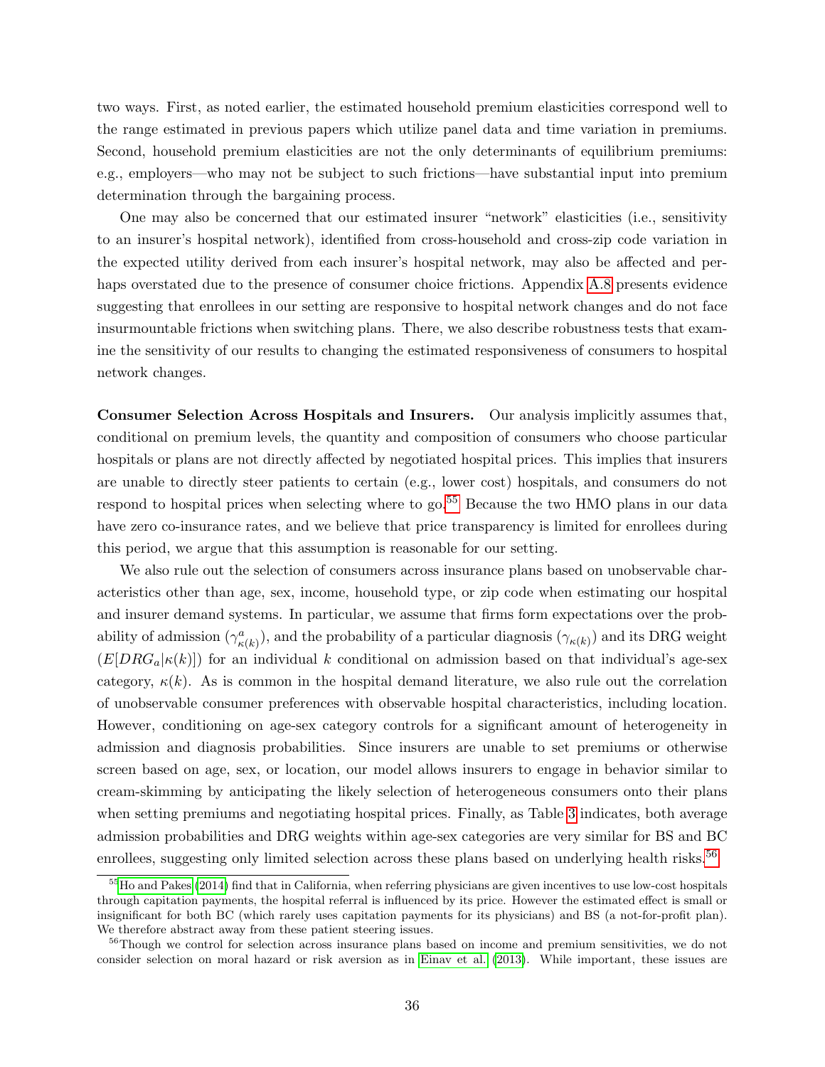two ways. First, as noted earlier, the estimated household premium elasticities correspond well to the range estimated in previous papers which utilize panel data and time variation in premiums. Second, household premium elasticities are not the only determinants of equilibrium premiums: e.g., employers—who may not be subject to such frictions—have substantial input into premium determination through the bargaining process.

One may also be concerned that our estimated insurer "network" elasticities (i.e., sensitivity to an insurer's hospital network), identified from cross-household and cross-zip code variation in the expected utility derived from each insurer's hospital network, may also be affected and perhaps overstated due to the presence of consumer choice frictions. Appendix A.8 presents evidence suggesting that enrollees in our setting are responsive to hospital network changes and do not face insurmountable frictions when switching plans. There, we also describe robustness tests that examine the sensitivity of our results to changing the estimated responsiveness of consumers to hospital network changes.

**Consumer Selection Across Hospitals and Insurers.** Our analysis implicitly assumes that, conditional on premium levels, the quantity and composition of consumers who choose particular hospitals or plans are not directly affected by negotiated hospital prices. This implies that insurers are unable to directly steer patients to certain (e.g., lower cost) hospitals, and consumers do not respond to hospital prices when selecting where to go.[55] Because the two HMO plans in our data have zero co-insurance rates, and we believe that price transparency is limited for enrollees during this period, we argue that this assumption is reasonable for our setting.

We also rule out the selection of consumers across insurance plans based on unobservable characteristics other than age, sex, income, household type, or zip code when estimating our hospital and insurer demand systems. In particular, we assume that firms form expectations over the probability of admission ($\gamma^a_{\kappa(k)}$), and the probability of a particular diagnosis ($\gamma_{\kappa(k)}$) and its DRG weight ($E[DRG_a|\kappa(k)]$) for an individual $k$ conditional on admission based on that individual's age-sex category, $\kappa(k)$. As is common in the hospital demand literature, we also rule out the correlation of unobservable consumer preferences with observable hospital characteristics, including location. However, conditioning on age-sex category controls for a significant amount of heterogeneity in admission and diagnosis probabilities. Since insurers are unable to set premiums or otherwise screen based on age, sex, or location, our model allows insurers to engage in behavior similar to cream-skimming by anticipating the likely selection of heterogeneous consumers onto their plans when setting premiums and negotiating hospital prices. Finally, as Table 3 indicates, both average admission probabilities and DRG weights within age-sex categories are very similar for BS and BC enrollees, suggesting only limited selection across these plans based on underlying health risks.[56]

[55] Ho and Pakes (2014) find that in California, when referring physicians are given incentives to use low-cost hospitals through capitation payments, the hospital referral is influenced by its price. However the estimated effect is small or insignificant for both BC (which rarely uses capitation payments for its physicians) and BS (a not-for-profit plan). We therefore abstract away from these patient steering issues.

[56] Though we control for selection across insurance plans based on income and premium sensitivities, we do not consider selection on moral hazard or risk aversion as in Einav et al. (2013). While important, these issues are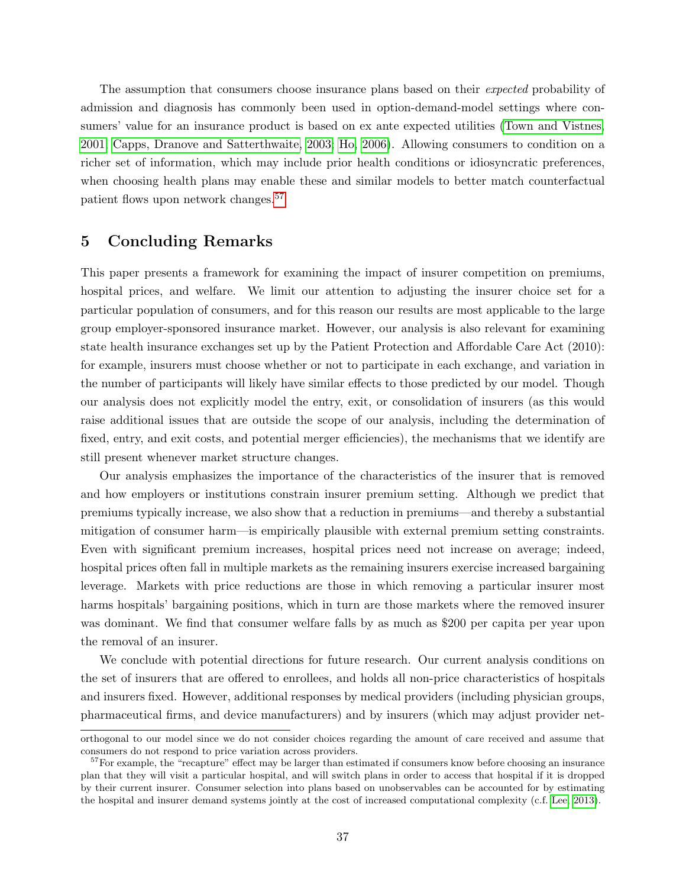The assumption that consumers choose insurance plans based on their *expected* probability of admission and diagnosis has commonly been used in option-demand-model settings where consumers' value for an insurance product is based on ex ante expected utilities (Town and Vistnes, 2001; Capps, Dranove and Satterthwaite, 2003; Ho, 2006). Allowing consumers to condition on a richer set of information, which may include prior health conditions or idiosyncratic preferences, when choosing health plans may enable these and similar models to better match counterfactual patient flows upon network changes.[57]

## 5 Concluding Remarks

This paper presents a framework for examining the impact of insurer competition on premiums, hospital prices, and welfare. We limit our attention to adjusting the insurer choice set for a particular population of consumers, and for this reason our results are most applicable to the large group employer-sponsored insurance market. However, our analysis is also relevant for examining state health insurance exchanges set up by the Patient Protection and Affordable Care Act (2010): for example, insurers must choose whether or not to participate in each exchange, and variation in the number of participants will likely have similar effects to those predicted by our model. Though our analysis does not explicitly model the entry, exit, or consolidation of insurers (as this would raise additional issues that are outside the scope of our analysis, including the determination of fixed, entry, and exit costs, and potential merger efficiencies), the mechanisms that we identify are still present whenever market structure changes.

Our analysis emphasizes the importance of the characteristics of the insurer that is removed and how employers or institutions constrain insurer premium setting. Although we predict that premiums typically increase, we also show that a reduction in premiums—and thereby a substantial mitigation of consumer harm—is empirically plausible with external premium setting constraints. Even with significant premium increases, hospital prices need not increase on average; indeed, hospital prices often fall in multiple markets as the remaining insurers exercise increased bargaining leverage. Markets with price reductions are those in which removing a particular insurer most harms hospitals' bargaining positions, which in turn are those markets where the removed insurer was dominant. We find that consumer welfare falls by as much as $200 per capita per year upon the removal of an insurer.

We conclude with potential directions for future research. Our current analysis conditions on the set of insurers that are offered to enrollees, and holds all non-price characteristics of hospitals and insurers fixed. However, additional responses by medical providers (including physician groups, pharmaceutical firms, and device manufacturers) and by insurers (which may adjust provider net-

orthogonal to our model since we do not consider choices regarding the amount of care received and assume that consumers do not respond to price variation across providers.

[57]For example, the "recapture" effect may be larger than estimated if consumers know before choosing an insurance plan that they will visit a particular hospital, and will switch plans in order to access that hospital if it is dropped by their current insurer. Consumer selection into plans based on unobservables can be accounted for by estimating the hospital and insurer demand systems jointly at the cost of increased computational complexity (c.f. Lee, 2013).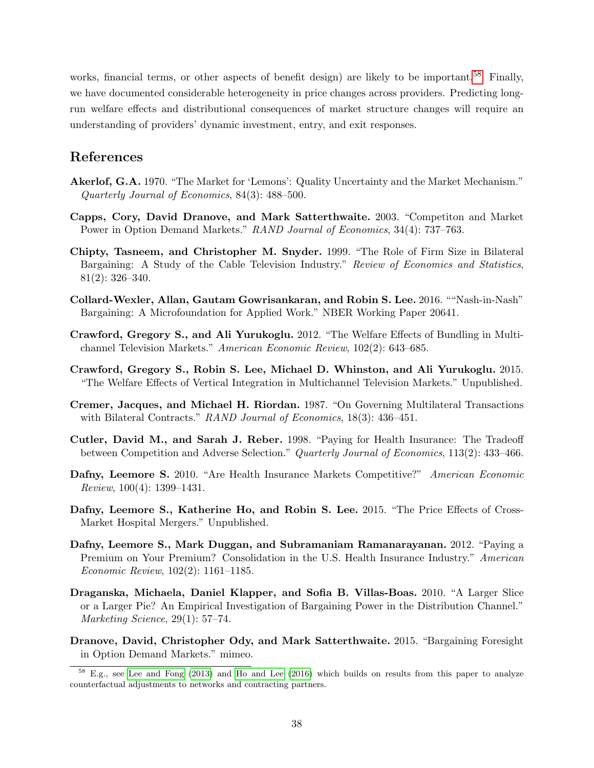works, financial terms, or other aspects of benefit design) are likely to be important.[58] Finally, we have documented considerable heterogeneity in price changes across providers. Predicting long-run welfare effects and distributional consequences of market structure changes will require an understanding of providers' dynamic investment, entry, and exit responses.

## References

**Akerlof, G.A.** 1970. "The Market for 'Lemons': Quality Uncertainty and the Market Mechanism." *Quarterly Journal of Economics*, 84(3): 488–500.

**Capps, Cory, David Dranove, and Mark Satterthwaite.** 2003. "Competiton and Market Power in Option Demand Markets." *RAND Journal of Economics*, 34(4): 737–763.

**Chipty, Tasneem, and Christopher M. Snyder.** 1999. "The Role of Firm Size in Bilateral Bargaining: A Study of the Cable Television Industry." *Review of Economics and Statistics*, 81(2): 326–340.

**Collard-Wexler, Allan, Gautam Gowrisankaran, and Robin S. Lee.** 2016. ""Nash-in-Nash" Bargaining: A Microfoundation for Applied Work." NBER Working Paper 20641.

**Crawford, Gregory S., and Ali Yurukoglu.** 2012. "The Welfare Effects of Bundling in Multichannel Television Markets." *American Economic Review*, 102(2): 643–685.

**Crawford, Gregory S., Robin S. Lee, Michael D. Whinston, and Ali Yurukoglu.** 2015. "The Welfare Effects of Vertical Integration in Multichannel Television Markets." Unpublished.

**Cremer, Jacques, and Michael H. Riordan.** 1987. "On Governing Multilateral Transactions with Bilateral Contracts." *RAND Journal of Economics*, 18(3): 436–451.

**Cutler, David M., and Sarah J. Reber.** 1998. "Paying for Health Insurance: The Tradeoff between Competition and Adverse Selection." *Quarterly Journal of Economics*, 113(2): 433–466.

**Dafny, Leemore S.** 2010. "Are Health Insurance Markets Competitive?" *American Economic Review*, 100(4): 1399–1431.

**Dafny, Leemore S., Katherine Ho, and Robin S. Lee.** 2015. "The Price Effects of Cross-Market Hospital Mergers." Unpublished.

**Dafny, Leemore S., Mark Duggan, and Subramaniam Ramanarayanan.** 2012. "Paying a Premium on Your Premium? Consolidation in the U.S. Health Insurance Industry." *American Economic Review*, 102(2): 1161–1185.

**Draganska, Michaela, Daniel Klapper, and Sofia B. Villas-Boas.** 2010. "A Larger Slice or a Larger Pie? An Empirical Investigation of Bargaining Power in the Distribution Channel." *Marketing Science*, 29(1): 57–74.

**Dranove, David, Christopher Ody, and Mark Satterthwaite.** 2015. "Bargaining Foresight in Option Demand Markets." mimeo.

---

[58] E.g., see Lee and Fong (2013) and Ho and Lee (2016) which builds on results from this paper to analyze counterfactual adjustments to networks and contracting partners.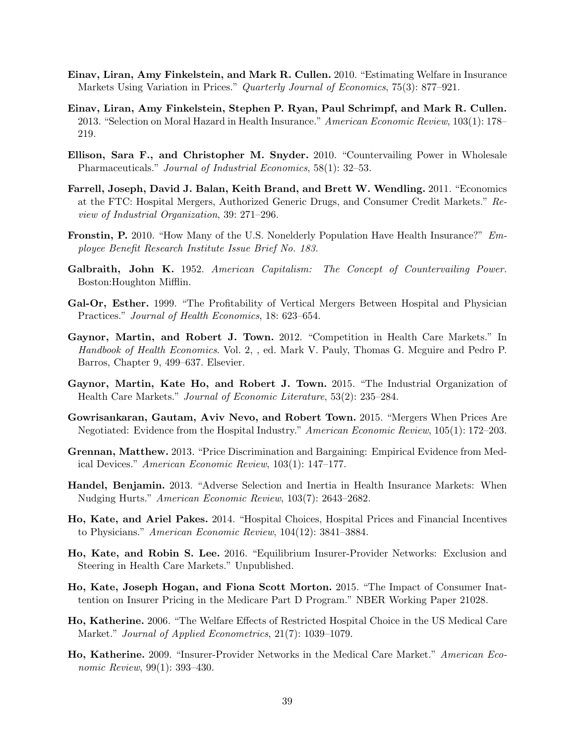**Einav, Liran, Amy Finkelstein, and Mark R. Cullen.** 2010. "Estimating Welfare in Insurance Markets Using Variation in Prices." *Quarterly Journal of Economics*, 75(3): 877–921.

**Einav, Liran, Amy Finkelstein, Stephen P. Ryan, Paul Schrimpf, and Mark R. Cullen.** 2013. "Selection on Moral Hazard in Health Insurance." *American Economic Review*, 103(1): 178–219.

**Ellison, Sara F., and Christopher M. Snyder.** 2010. "Countervailing Power in Wholesale Pharmaceuticals." *Journal of Industrial Economics*, 58(1): 32–53.

**Farrell, Joseph, David J. Balan, Keith Brand, and Brett W. Wendling.** 2011. "Economics at the FTC: Hospital Mergers, Authorized Generic Drugs, and Consumer Credit Markets." *Review of Industrial Organization*, 39: 271–296.

**Fronstin, P.** 2010. "How Many of the U.S. Nonelderly Population Have Health Insurance?" *Employee Benefit Research Institute Issue Brief No. 183.*

**Galbraith, John K.** 1952. *American Capitalism: The Concept of Countervailing Power.* Boston:Houghton Mifflin.

**Gal-Or, Esther.** 1999. "The Profitability of Vertical Mergers Between Hospital and Physician Practices." *Journal of Health Economics*, 18: 623–654.

**Gaynor, Martin, and Robert J. Town.** 2012. "Competition in Health Care Markets." In *Handbook of Health Economics.* Vol. 2, , ed. Mark V. Pauly, Thomas G. Mcguire and Pedro P. Barros, Chapter 9, 499–637. Elsevier.

**Gaynor, Martin, Kate Ho, and Robert J. Town.** 2015. "The Industrial Organization of Health Care Markets." *Journal of Economic Literature*, 53(2): 235–284.

**Gowrisankaran, Gautam, Aviv Nevo, and Robert Town.** 2015. "Mergers When Prices Are Negotiated: Evidence from the Hospital Industry." *American Economic Review*, 105(1): 172–203.

**Grennan, Matthew.** 2013. "Price Discrimination and Bargaining: Empirical Evidence from Medical Devices." *American Economic Review*, 103(1): 147–177.

**Handel, Benjamin.** 2013. "Adverse Selection and Inertia in Health Insurance Markets: When Nudging Hurts." *American Economic Review*, 103(7): 2643–2682.

**Ho, Kate, and Ariel Pakes.** 2014. "Hospital Choices, Hospital Prices and Financial Incentives to Physicians." *American Economic Review*, 104(12): 3841–3884.

**Ho, Kate, and Robin S. Lee.** 2016. "Equilibrium Insurer-Provider Networks: Exclusion and Steering in Health Care Markets." Unpublished.

**Ho, Kate, Joseph Hogan, and Fiona Scott Morton.** 2015. "The Impact of Consumer Inattention on Insurer Pricing in the Medicare Part D Program." NBER Working Paper 21028.

**Ho, Katherine.** 2006. "The Welfare Effects of Restricted Hospital Choice in the US Medical Care Market." *Journal of Applied Econometrics*, 21(7): 1039–1079.

**Ho, Katherine.** 2009. "Insurer-Provider Networks in the Medical Care Market." *American Economic Review*, 99(1): 393–430.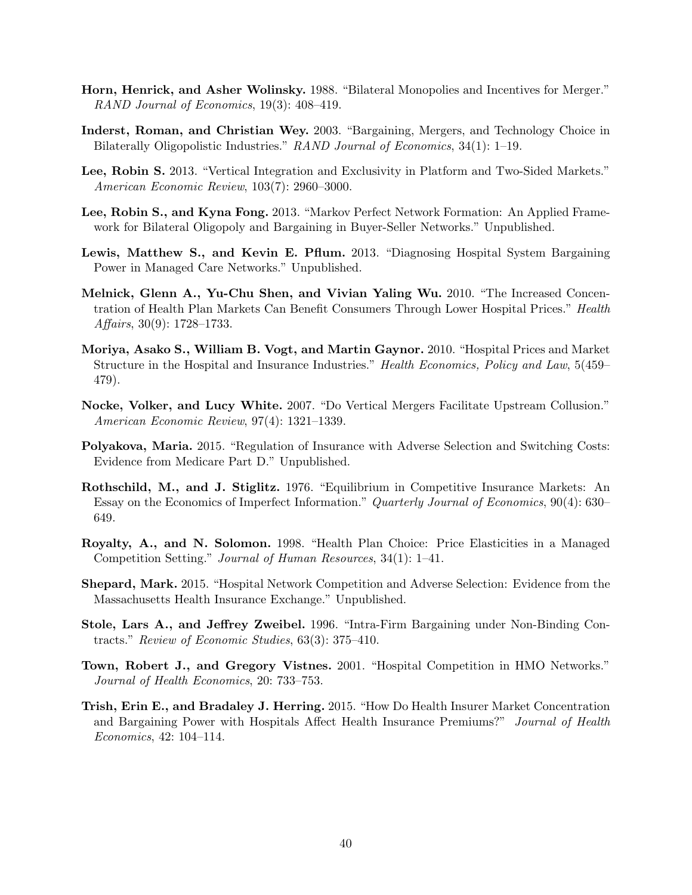**Horn, Henrick, and Asher Wolinsky.** 1988. "Bilateral Monopolies and Incentives for Merger." *RAND Journal of Economics*, 19(3): 408–419.

**Inderst, Roman, and Christian Wey.** 2003. "Bargaining, Mergers, and Technology Choice in Bilaterally Oligopolistic Industries." *RAND Journal of Economics*, 34(1): 1–19.

**Lee, Robin S.** 2013. "Vertical Integration and Exclusivity in Platform and Two-Sided Markets." *American Economic Review*, 103(7): 2960–3000.

**Lee, Robin S., and Kyna Fong.** 2013. "Markov Perfect Network Formation: An Applied Framework for Bilateral Oligopoly and Bargaining in Buyer-Seller Networks." Unpublished.

**Lewis, Matthew S., and Kevin E. Pflum.** 2013. "Diagnosing Hospital System Bargaining Power in Managed Care Networks." Unpublished.

**Melnick, Glenn A., Yu-Chu Shen, and Vivian Yaling Wu.** 2010. "The Increased Concentration of Health Plan Markets Can Benefit Consumers Through Lower Hospital Prices." *Health Affairs*, 30(9): 1728–1733.

**Moriya, Asako S., William B. Vogt, and Martin Gaynor.** 2010. "Hospital Prices and Market Structure in the Hospital and Insurance Industries." *Health Economics, Policy and Law*, 5(459–479).

**Nocke, Volker, and Lucy White.** 2007. "Do Vertical Mergers Facilitate Upstream Collusion." *American Economic Review*, 97(4): 1321–1339.

**Polyakova, Maria.** 2015. "Regulation of Insurance with Adverse Selection and Switching Costs: Evidence from Medicare Part D." Unpublished.

**Rothschild, M., and J. Stiglitz.** 1976. "Equilibrium in Competitive Insurance Markets: An Essay on the Economics of Imperfect Information." *Quarterly Journal of Economics*, 90(4): 630–649.

**Royalty, A., and N. Solomon.** 1998. "Health Plan Choice: Price Elasticities in a Managed Competition Setting." *Journal of Human Resources*, 34(1): 1–41.

**Shepard, Mark.** 2015. "Hospital Network Competition and Adverse Selection: Evidence from the Massachusetts Health Insurance Exchange." Unpublished.

**Stole, Lars A., and Jeffrey Zweibel.** 1996. "Intra-Firm Bargaining under Non-Binding Contracts." *Review of Economic Studies*, 63(3): 375–410.

**Town, Robert J., and Gregory Vistnes.** 2001. "Hospital Competition in HMO Networks." *Journal of Health Economics*, 20: 733–753.

**Trish, Erin E., and Bradaley J. Herring.** 2015. "How Do Health Insurer Market Concentration and Bargaining Power with Hospitals Affect Health Insurance Premiums?" *Journal of Health Economics*, 42: 104–114.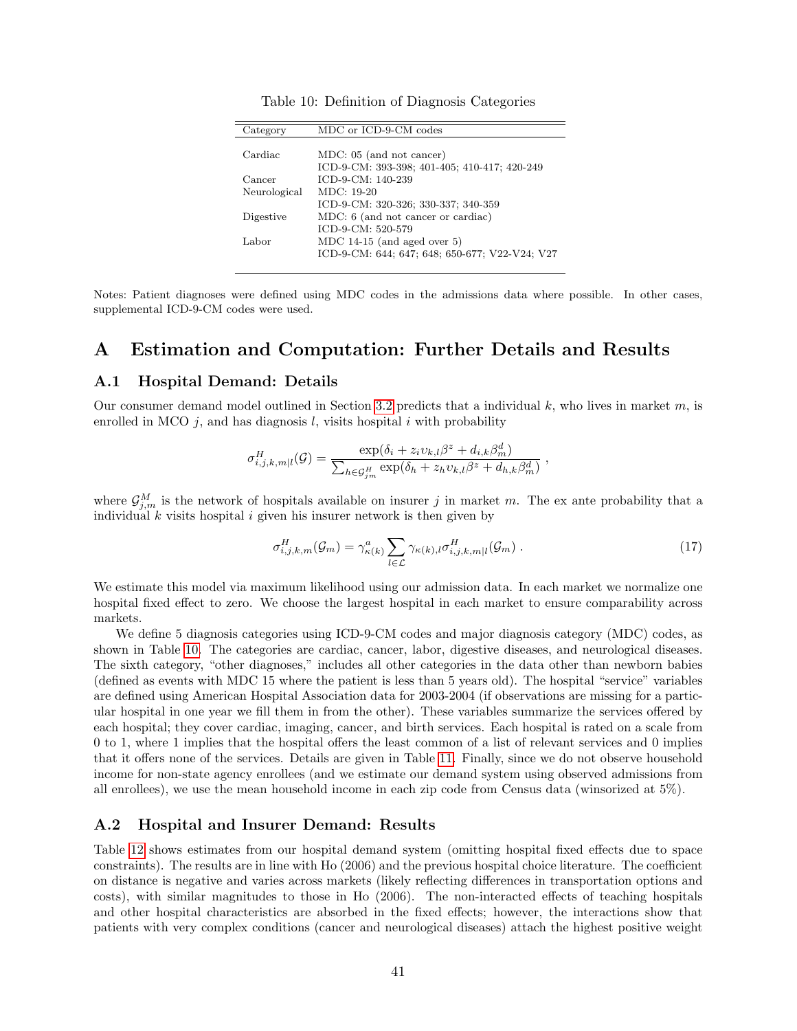Table 10: Definition of Diagnosis Categories

| Category | MDC or ICD-9-CM codes |
|---|---|
| Cardiac | MDC: 05 (and not cancer) |
| | ICD-9-CM: 393-398; 401-405; 410-417; 420-249 |
| Cancer | ICD-9-CM: 140-239 |
| Neurological | MDC: 19-20 |
| | ICD-9-CM: 320-326; 330-337; 340-359 |
| Digestive | MDC: 6 (and not cancer or cardiac) |
| | ICD-9-CM: 520-579 |
| Labor | MDC 14-15 (and aged over 5) |
| | ICD-9-CM: 644; 647; 648; 650-677; V22-V24; V27 |

Notes: Patient diagnoses were defined using MDC codes in the admissions data where possible. In other cases, supplemental ICD-9-CM codes were used.

# A Estimation and Computation: Further Details and Results

## A.1 Hospital Demand: Details

Our consumer demand model outlined in Section 3.2 predicts that a individual $k$, who lives in market $m$, is enrolled in MCO $j$, and has diagnosis $l$, visits hospital $i$ with probability

$$\sigma^H_{i,j,k,m|l}(\mathcal{G}) = \frac{\exp(\delta_i + z_i \upsilon_{k,l}\beta^z + d_{i,k}\beta^d_m)}{\sum_{h \in \mathcal{G}^H_{jm}} \exp(\delta_h + z_h \upsilon_{k,l}\beta^z + d_{h,k}\beta^d_m)} ,$$

where $\mathcal{G}^M_{j,m}$ is the network of hospitals available on insurer $j$ in market $m$. The ex ante probability that a individual $k$ visits hospital $i$ given his insurer network is then given by

$$\sigma^H_{i,j,k,m}(\mathcal{G}_m) = \gamma^a_{\kappa(k)} \sum_{l \in \mathcal{L}} \gamma_{\kappa(k),l} \sigma^H_{i,j,k,m|l}(\mathcal{G}_m) \ . \tag{17}$$

We estimate this model via maximum likelihood using our admission data. In each market we normalize one hospital fixed effect to zero. We choose the largest hospital in each market to ensure comparability across markets.

We define 5 diagnosis categories using ICD-9-CM codes and major diagnosis category (MDC) codes, as shown in Table 10. The categories are cardiac, cancer, labor, digestive diseases, and neurological diseases. The sixth category, "other diagnoses," includes all other categories in the data other than newborn babies (defined as events with MDC 15 where the patient is less than 5 years old). The hospital "service" variables are defined using American Hospital Association data for 2003-2004 (if observations are missing for a particular hospital in one year we fill them in from the other). These variables summarize the services offered by each hospital; they cover cardiac, imaging, cancer, and birth services. Each hospital is rated on a scale from 0 to 1, where 1 implies that the hospital offers the least common of a list of relevant services and 0 implies that it offers none of the services. Details are given in Table 11. Finally, since we do not observe household income for non-state agency enrollees (and we estimate our demand system using observed admissions from all enrollees), we use the mean household income in each zip code from Census data (winsorized at 5%).

## A.2 Hospital and Insurer Demand: Results

Table 12 shows estimates from our hospital demand system (omitting hospital fixed effects due to space constraints). The results are in line with Ho (2006) and the previous hospital choice literature. The coefficient on distance is negative and varies across markets (likely reflecting differences in transportation options and costs), with similar magnitudes to those in Ho (2006). The non-interacted effects of teaching hospitals and other hospital characteristics are absorbed in the fixed effects; however, the interactions show that patients with very complex conditions (cancer and neurological diseases) attach the highest positive weight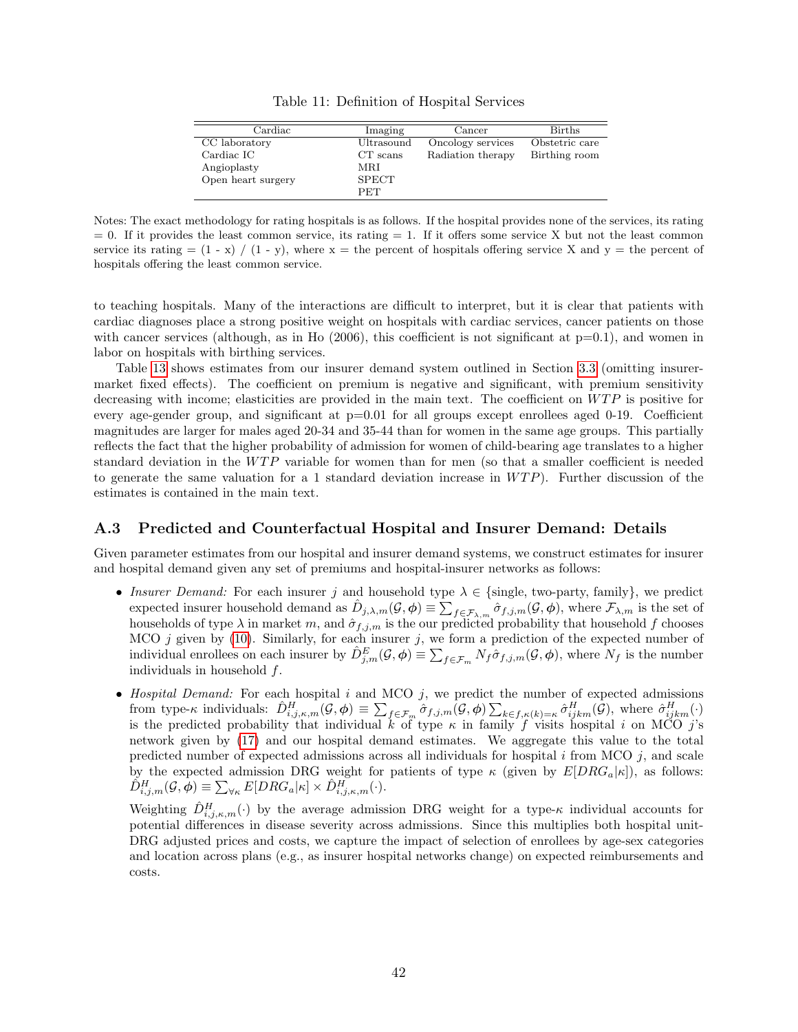Table 11: Definition of Hospital Services

| Cardiac | Imaging | Cancer | Births |
|---|---|---|---|
| CC laboratory | Ultrasound | Oncology services | Obstetric care |
| Cardiac IC | CT scans | Radiation therapy | Birthing room |
| Angioplasty | MRI | | |
| Open heart surgery | SPECT | | |
| | PET | | |

Notes: The exact methodology for rating hospitals is as follows. If the hospital provides none of the services, its rating = 0. If it provides the least common service, its rating = 1. If it offers some service X but not the least common service its rating = (1 - x) / (1 - y), where x = the percent of hospitals offering service X and y = the percent of hospitals offering the least common service.

to teaching hospitals. Many of the interactions are difficult to interpret, but it is clear that patients with cardiac diagnoses place a strong positive weight on hospitals with cardiac services, cancer patients on those with cancer services (although, as in Ho (2006), this coefficient is not significant at p=0.1), and women in labor on hospitals with birthing services.

Table 13 shows estimates from our insurer demand system outlined in Section 3.3 (omitting insurer-market fixed effects). The coefficient on premium is negative and significant, with premium sensitivity decreasing with income; elasticities are provided in the main text. The coefficient on $WTP$ is positive for every age-gender group, and significant at p=0.01 for all groups except enrollees aged 0-19. Coefficient magnitudes are larger for males aged 20-34 and 35-44 than for women in the same age groups. This partially reflects the fact that the higher probability of admission for women of child-bearing age translates to a higher standard deviation in the $WTP$ variable for women than for men (so that a smaller coefficient is needed to generate the same valuation for a 1 standard deviation increase in $WTP$). Further discussion of the estimates is contained in the main text.

## A.3 Predicted and Counterfactual Hospital and Insurer Demand: Details

Given parameter estimates from our hospital and insurer demand systems, we construct estimates for insurer and hospital demand given any set of premiums and hospital-insurer networks as follows:

- *Insurer Demand:* For each insurer $j$ and household type $\lambda \in$ {single, two-party, family}, we predict expected insurer household demand as $\hat{D}_{j,\lambda,m}(\mathcal{G},\boldsymbol{\phi}) \equiv \sum_{f\in\mathcal{F}_{\lambda,m}} \hat{\sigma}_{f,j,m}(\mathcal{G},\boldsymbol{\phi})$, where $\mathcal{F}_{\lambda,m}$ is the set of households of type $\lambda$ in market $m$, and $\hat{\sigma}_{f,j,m}$ is the our predicted probability that household $f$ chooses MCO $j$ given by (10). Similarly, for each insurer $j$, we form a prediction of the expected number of individual enrollees on each insurer by $\hat{D}^E_{j,m}(\mathcal{G},\boldsymbol{\phi}) \equiv \sum_{f\in\mathcal{F}_m} N_f \hat{\sigma}_{f,j,m}(\mathcal{G},\boldsymbol{\phi})$, where $N_f$ is the number individuals in household $f$.

- *Hospital Demand:* For each hospital $i$ and MCO $j$, we predict the number of expected admissions from type-$\kappa$ individuals: $\hat{D}^H_{i,j,\kappa,m}(\mathcal{G},\boldsymbol{\phi}) \equiv \sum_{f\in\mathcal{F}_m} \hat{\sigma}_{f,j,m}(\mathcal{G},\boldsymbol{\phi}) \sum_{k\in f,\kappa(k)=\kappa} \hat{\sigma}^H_{ijkm}(\mathcal{G})$, where $\hat{\sigma}^H_{ijkm}(\cdot)$ is the predicted probability that individual $k$ of type $\kappa$ in family $f$ visits hospital $i$ on MCO $j$'s network given by (17) and our hospital demand estimates. We aggregate this value to the total predicted number of expected admissions across all individuals for hospital $i$ from MCO $j$, and scale by the expected admission DRG weight for patients of type $\kappa$ (given by $E[DRG_a|\kappa]$), as follows: $\hat{D}^H_{i,j,m}(\mathcal{G},\boldsymbol{\phi}) \equiv \sum_{\forall\kappa} E[DRG_a|\kappa] \times \hat{D}^H_{i,j,\kappa,m}(\cdot)$.

  Weighting $\hat{D}^H_{i,j,\kappa,m}(\cdot)$ by the average admission DRG weight for a type-$\kappa$ individual accounts for potential differences in disease severity across admissions. Since this multiplies both hospital unit-DRG adjusted prices and costs, we capture the impact of selection of enrollees by age-sex categories and location across plans (e.g., as insurer hospital networks change) on expected reimbursements and costs.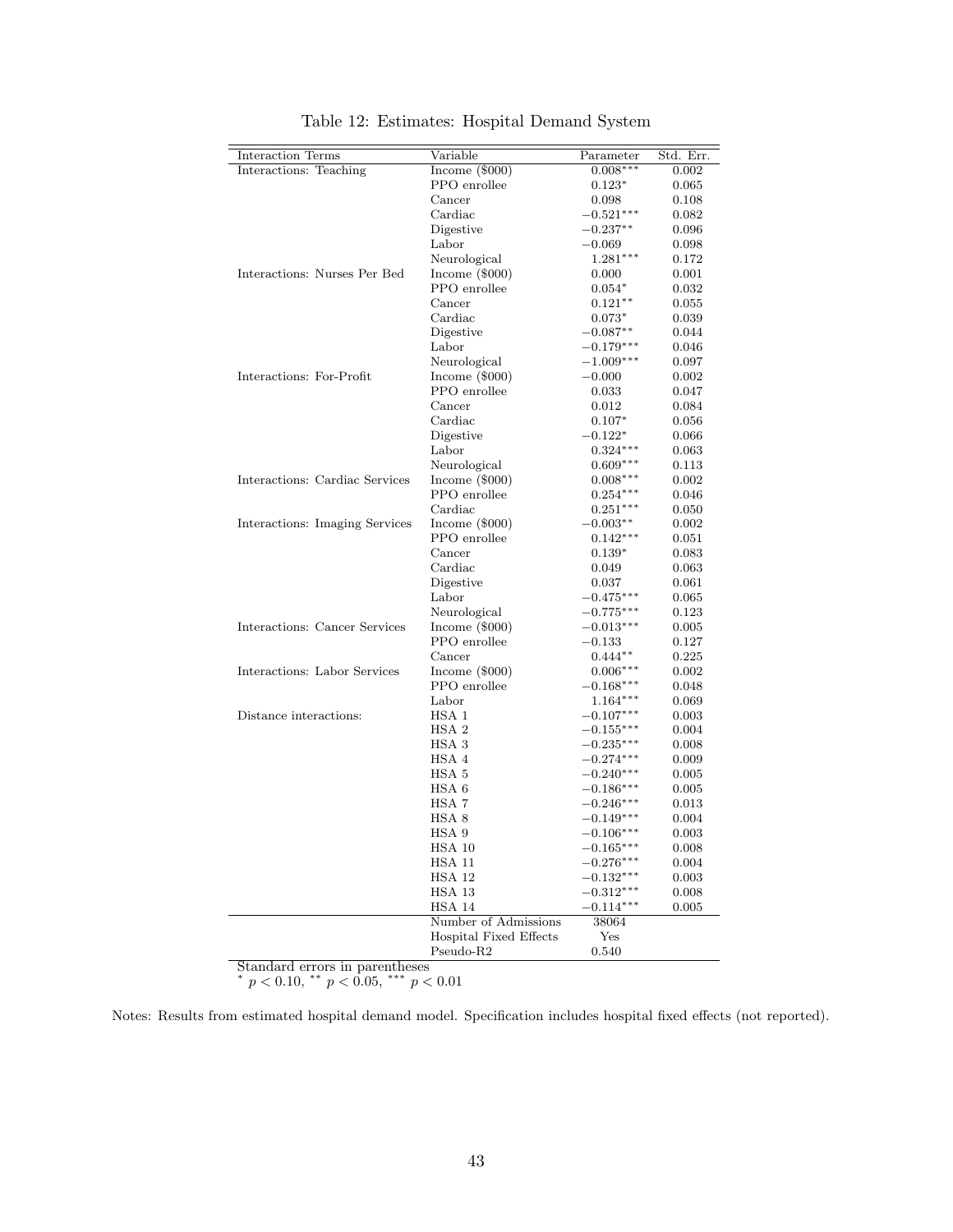Table 12: Estimates: Hospital Demand System

| Interaction Terms | Variable | Parameter | Std. Err. |
|---|---|---|---|
| Interactions: Teaching | Income ($000) | $0.008^{***}$ | 0.002 |
| | PPO enrollee | $0.123^{*}$ | 0.065 |
| | Cancer | 0.098 | 0.108 |
| | Cardiac | $-0.521^{***}$ | 0.082 |
| | Digestive | $-0.237^{**}$ | 0.096 |
| | Labor | $-0.069$ | 0.098 |
| | Neurological | $1.281^{***}$ | 0.172 |
| Interactions: Nurses Per Bed | Income ($000) | 0.000 | 0.001 |
| | PPO enrollee | $0.054^{*}$ | 0.032 |
| | Cancer | $0.121^{**}$ | 0.055 |
| | Cardiac | $0.073^{*}$ | 0.039 |
| | Digestive | $-0.087^{**}$ | 0.044 |
| | Labor | $-0.179^{***}$ | 0.046 |
| | Neurological | $-1.009^{***}$ | 0.097 |
| Interactions: For-Profit | Income ($000) | $-0.000$ | 0.002 |
| | PPO enrollee | 0.033 | 0.047 |
| | Cancer | 0.012 | 0.084 |
| | Cardiac | $0.107^{*}$ | 0.056 |
| | Digestive | $-0.122^{*}$ | 0.066 |
| | Labor | $0.324^{***}$ | 0.063 |
| | Neurological | $0.609^{***}$ | 0.113 |
| Interactions: Cardiac Services | Income ($000) | $0.008^{***}$ | 0.002 |
| | PPO enrollee | $0.254^{***}$ | 0.046 |
| | Cardiac | $0.251^{***}$ | 0.050 |
| Interactions: Imaging Services | Income ($000) | $-0.003^{**}$ | 0.002 |
| | PPO enrollee | $0.142^{***}$ | 0.051 |
| | Cancer | $0.139^{*}$ | 0.083 |
| | Cardiac | 0.049 | 0.063 |
| | Digestive | 0.037 | 0.061 |
| | Labor | $-0.475^{***}$ | 0.065 |
| | Neurological | $-0.775^{***}$ | 0.123 |
| Interactions: Cancer Services | Income ($000) | $-0.013^{***}$ | 0.005 |
| | PPO enrollee | $-0.133$ | 0.127 |
| | Cancer | $0.444^{**}$ | 0.225 |
| Interactions: Labor Services | Income ($000) | $0.006^{***}$ | 0.002 |
| | PPO enrollee | $-0.168^{***}$ | 0.048 |
| | Labor | $1.164^{***}$ | 0.069 |
| Distance interactions: | HSA 1 | $-0.107^{***}$ | 0.003 |
| | HSA 2 | $-0.155^{***}$ | 0.004 |
| | HSA 3 | $-0.235^{***}$ | 0.008 |
| | HSA 4 | $-0.274^{***}$ | 0.009 |
| | HSA 5 | $-0.240^{***}$ | 0.005 |
| | HSA 6 | $-0.186^{***}$ | 0.005 |
| | HSA 7 | $-0.246^{***}$ | 0.013 |
| | HSA 8 | $-0.149^{***}$ | 0.004 |
| | HSA 9 | $-0.106^{***}$ | 0.003 |
| | HSA 10 | $-0.165^{***}$ | 0.008 |
| | HSA 11 | $-0.276^{***}$ | 0.004 |
| | HSA 12 | $-0.132^{***}$ | 0.003 |
| | HSA 13 | $-0.312^{***}$ | 0.008 |
| | HSA 14 | $-0.114^{***}$ | 0.005 |
| | Number of Admissions | 38064 | |
| | Hospital Fixed Effects | Yes | |
| | Pseudo-R2 | 0.540 | |

Standard errors in parentheses
$^{*}$ $p < 0.10$, $^{**}$ $p < 0.05$, $^{***}$ $p < 0.01$

Notes: Results from estimated hospital demand model. Specification includes hospital fixed effects (not reported).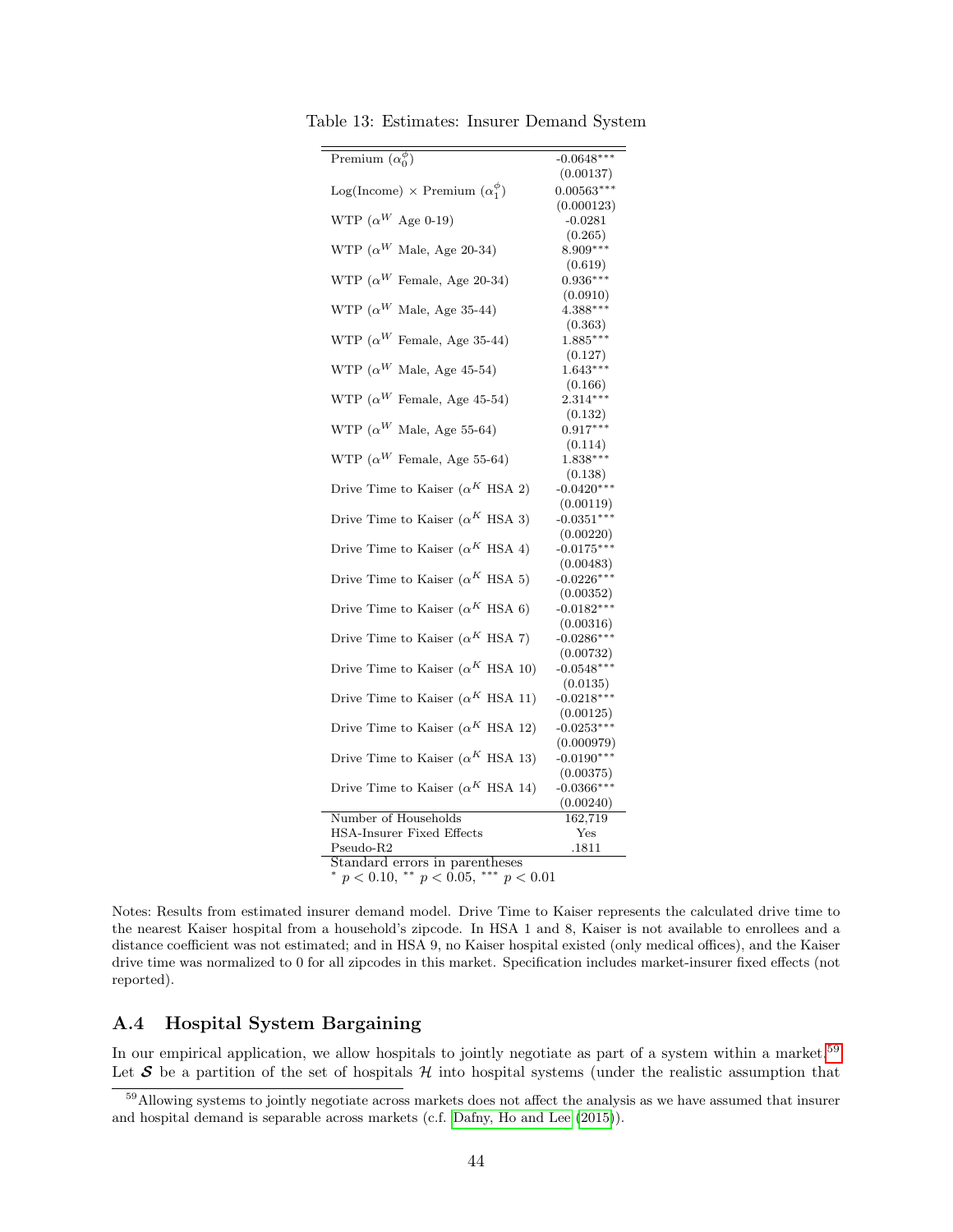Table 13: Estimates: Insurer Demand System

| | |
|---|---|
| Premium ($\alpha_0^\phi$) | -0.0648*** |
| | (0.00137) |
| Log(Income) × Premium ($\alpha_1^\phi$) | 0.00563*** |
| | (0.000123) |
| WTP ($\alpha^W$ Age 0-19) | -0.0281 |
| | (0.265) |
| WTP ($\alpha^W$ Male, Age 20-34) | 8.909*** |
| | (0.619) |
| WTP ($\alpha^W$ Female, Age 20-34) | 0.936*** |
| | (0.0910) |
| WTP ($\alpha^W$ Male, Age 35-44) | 4.388*** |
| | (0.363) |
| WTP ($\alpha^W$ Female, Age 35-44) | 1.885*** |
| | (0.127) |
| WTP ($\alpha^W$ Male, Age 45-54) | 1.643*** |
| | (0.166) |
| WTP ($\alpha^W$ Female, Age 45-54) | 2.314*** |
| | (0.132) |
| WTP ($\alpha^W$ Male, Age 55-64) | 0.917*** |
| | (0.114) |
| WTP ($\alpha^W$ Female, Age 55-64) | 1.838*** |
| | (0.138) |
| Drive Time to Kaiser ($\alpha^K$ HSA 2) | -0.0420*** |
| | (0.00119) |
| Drive Time to Kaiser ($\alpha^K$ HSA 3) | -0.0351*** |
| | (0.00220) |
| Drive Time to Kaiser ($\alpha^K$ HSA 4) | -0.0175*** |
| | (0.00483) |
| Drive Time to Kaiser ($\alpha^K$ HSA 5) | -0.0226*** |
| | (0.00352) |
| Drive Time to Kaiser ($\alpha^K$ HSA 6) | -0.0182*** |
| | (0.00316) |
| Drive Time to Kaiser ($\alpha^K$ HSA 7) | -0.0286*** |
| | (0.00732) |
| Drive Time to Kaiser ($\alpha^K$ HSA 10) | -0.0548*** |
| | (0.0135) |
| Drive Time to Kaiser ($\alpha^K$ HSA 11) | -0.0218*** |
| | (0.00125) |
| Drive Time to Kaiser ($\alpha^K$ HSA 12) | -0.0253*** |
| | (0.000979) |
| Drive Time to Kaiser ($\alpha^K$ HSA 13) | -0.0190*** |
| | (0.00375) |
| Drive Time to Kaiser ($\alpha^K$ HSA 14) | -0.0366*** |
| | (0.00240) |
| Number of Households | 162,719 |
| HSA-Insurer Fixed Effects | Yes |
| Pseudo-R2 | .1811 |

Standard errors in parentheses
\* $p < 0.10$, \*\* $p < 0.05$, \*\*\* $p < 0.01$

Notes: Results from estimated insurer demand model. Drive Time to Kaiser represents the calculated drive time to the nearest Kaiser hospital from a household's zipcode. In HSA 1 and 8, Kaiser is not available to enrollees and a distance coefficient was not estimated; and in HSA 9, no Kaiser hospital existed (only medical offices), and the Kaiser drive time was normalized to 0 for all zipcodes in this market. Specification includes market-insurer fixed effects (not reported).

## A.4 Hospital System Bargaining

In our empirical application, we allow hospitals to jointly negotiate as part of a system within a market.[59] Let $\boldsymbol{\mathcal{S}}$ be a partition of the set of hospitals $\mathcal{H}$ into hospital systems (under the realistic assumption that

[59] Allowing systems to jointly negotiate across markets does not affect the analysis as we have assumed that insurer and hospital demand is separable across markets (c.f. Dafny, Ho and Lee (2015)).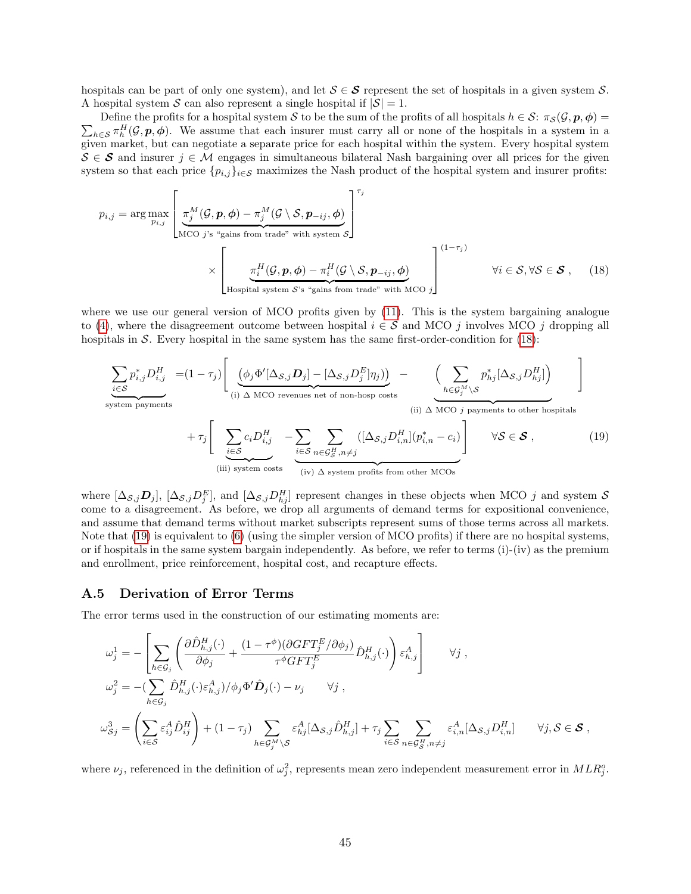hospitals can be part of only one system), and let $\mathcal{S} \in \boldsymbol{\mathcal{S}}$ represent the set of hospitals in a given system $\mathcal{S}$. A hospital system $\mathcal{S}$ can also represent a single hospital if $|\mathcal{S}| = 1$.

Define the profits for a hospital system $\mathcal{S}$ to be the sum of the profits of all hospitals $h \in \mathcal{S}$: $\pi_{\mathcal{S}}(\mathcal{G}, \boldsymbol{p}, \boldsymbol{\phi}) = \sum_{h \in \mathcal{S}} \pi_h^H(\mathcal{G}, \boldsymbol{p}, \boldsymbol{\phi})$. We assume that each insurer must carry all or none of the hospitals in a system in a given market, but can negotiate a separate price for each hospital within the system. Every hospital system $\mathcal{S} \in \boldsymbol{\mathcal{S}}$ and insurer $j \in \mathcal{M}$ engages in simultaneous bilateral Nash bargaining over all prices for the given system so that each price $\{p_{i,j}\}_{i \in \mathcal{S}}$ maximizes the Nash product of the hospital system and insurer profits:

$$p_{i,j} = \arg\max_{p_{i,j}} \Bigg[ \underbrace{\pi_j^M(\mathcal{G}, \boldsymbol{p}, \boldsymbol{\phi}) - \pi_j^M(\mathcal{G} \setminus \mathcal{S}, \boldsymbol{p}_{-ij}, \boldsymbol{\phi})}_{\text{MCO } j\text{'s "gains from trade" with system } \mathcal{S}} \Bigg]^{\tau_j} \times \Bigg[ \underbrace{\pi_i^H(\mathcal{G}, \boldsymbol{p}, \boldsymbol{\phi}) - \pi_i^H(\mathcal{G} \setminus \mathcal{S}, \boldsymbol{p}_{-ij}, \boldsymbol{\phi})}_{\text{Hospital system } \mathcal{S}\text{'s "gains from trade" with MCO } j} \Bigg]^{(1-\tau_j)} \quad \forall i \in \mathcal{S}, \forall \mathcal{S} \in \boldsymbol{\mathcal{S}} , \tag{18}$$

where we use our general version of MCO profits given by (11). This is the system bargaining analogue to (4), where the disagreement outcome between hospital $i \in \mathcal{S}$ and MCO $j$ involves MCO $j$ dropping all hospitals in $\mathcal{S}$. Every hospital in the same system has the same first-order-condition for (18):

$$\underbrace{\sum_{i \in \mathcal{S}} p_{i,j}^* D_{i,j}^H}_{\text{system payments}} = (1 - \tau_j) \Bigg[ \underbrace{\left(\phi_j \Phi' [\Delta_{\mathcal{S},j} \boldsymbol{D}_j] - [\Delta_{\mathcal{S},j} D_j^E] \eta_j \right)}_{\text{(i) } \Delta \text{ MCO revenues net of non-hosp costs}} - \underbrace{\Big( \sum_{h \in \mathcal{G}_j^M \setminus \mathcal{S}} p_{hj}^* [\Delta_{\mathcal{S},j} D_{hj}^H] \Big)}_{\text{(ii) } \Delta \text{ MCO } j \text{ payments to other hospitals}} \Bigg] + \tau_j \Bigg[ \underbrace{\sum_{i \in \mathcal{S}} c_i D_{i,j}^H}_{\text{(iii) system costs}} - \underbrace{\sum_{i \in \mathcal{S}} \sum_{n \in \mathcal{G}_{\mathcal{S}}^H, n \neq j} ([\Delta_{\mathcal{S},j} D_{i,n}^H](p_{i,n}^* - c_i)}_{\text{(iv) } \Delta \text{ system profits from other MCOs}} \Bigg] \quad \forall \mathcal{S} \in \boldsymbol{\mathcal{S}} , \tag{19}$$

where $[\Delta_{\mathcal{S},j} \boldsymbol{D}_j]$, $[\Delta_{\mathcal{S},j} D_j^E]$, and $[\Delta_{\mathcal{S},j} D_{hj}^H]$ represent changes in these objects when MCO $j$ and system $\mathcal{S}$ come to a disagreement. As before, we drop all arguments of demand terms for expositional convenience, and assume that demand terms without market subscripts represent sums of those terms across all markets. Note that (19) is equivalent to (6) (using the simpler version of MCO profits) if there are no hospital systems, or if hospitals in the same system bargain independently. As before, we refer to terms (i)-(iv) as the premium and enrollment, price reinforcement, hospital cost, and recapture effects.

## A.5 Derivation of Error Terms

The error terms used in the construction of our estimating moments are:

$$\omega_j^1 = - \left[ \sum_{h \in \mathcal{G}_j} \left( \frac{\partial \hat{D}_{h,j}^H(\cdot)}{\partial \phi_j} + \frac{(1 - \tau^\phi)(\partial GFT_j^E / \partial \phi_j)}{\tau^\phi GFT_j^E} \hat{D}_{h,j}^H(\cdot) \right) \varepsilon_{h,j}^A \right] \quad \forall j ,$$

$$\omega_j^2 = -(\sum_{h \in \mathcal{G}_j} \hat{D}_{h,j}^H(\cdot) \varepsilon_{h,j}^A) / \phi_j \Phi' \hat{\boldsymbol{D}}_j(\cdot) - \nu_j \quad \forall j ,$$

$$\omega_{\mathcal{S}j}^3 = \left( \sum_{i \in \mathcal{S}} \varepsilon_{ij}^A \hat{D}_{ij}^H \right) + (1 - \tau_j) \sum_{h \in \mathcal{G}_j^M \setminus \mathcal{S}} \varepsilon_{hj}^A [\Delta_{\mathcal{S},j} \hat{D}_{h,j}^H] + \tau_j \sum_{i \in \mathcal{S}} \sum_{n \in \mathcal{G}_{\mathcal{S}}^H, n \neq j} \varepsilon_{i,n}^A [\Delta_{\mathcal{S},j} D_{i,n}^H] \quad \forall j, \mathcal{S} \in \boldsymbol{\mathcal{S}} ,$$

where $\nu_j$, referenced in the definition of $\omega_j^2$, represents mean zero independent measurement error in $MLR_j^o$.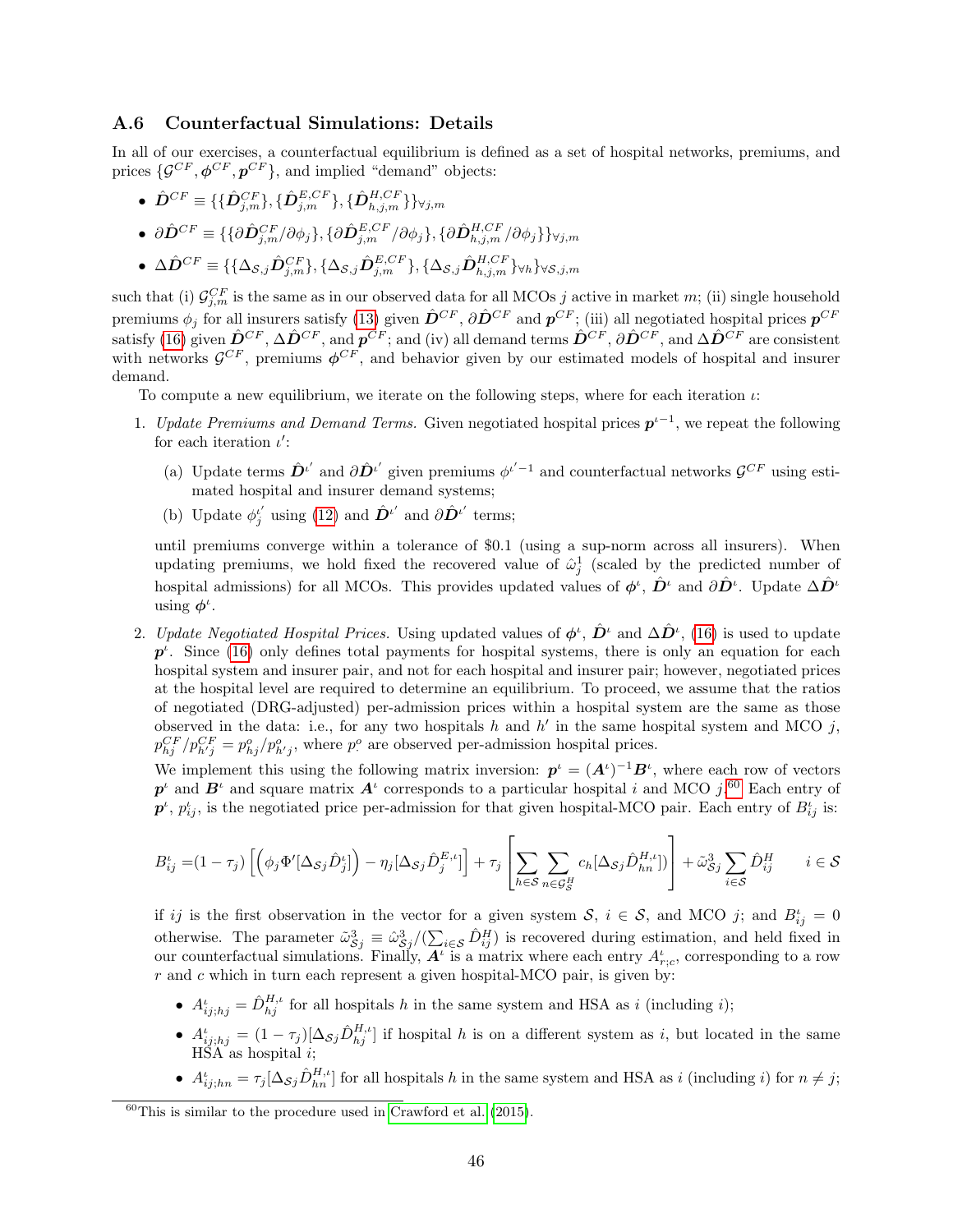### A.6 Counterfactual Simulations: Details

In all of our exercises, a counterfactual equilibrium is defined as a set of hospital networks, premiums, and prices $\{\mathcal{G}^{CF}, \boldsymbol{\phi}^{CF}, \boldsymbol{p}^{CF}\}$, and implied "demand" objects:

- $\hat{\boldsymbol{D}}^{CF} \equiv \{\{\hat{\boldsymbol{D}}^{CF}_{j,m}\}, \{\hat{\boldsymbol{D}}^{E,CF}_{j,m}\}, \{\hat{\boldsymbol{D}}^{H,CF}_{h,j,m}\}\}_{\forall j,m}$
- $\partial\hat{\boldsymbol{D}}^{CF} \equiv \{\{\partial\hat{\boldsymbol{D}}^{CF}_{j,m}/\partial\phi_j\}, \{\partial\hat{\boldsymbol{D}}^{E,CF}_{j,m}/\partial\phi_j\}, \{\partial\hat{\boldsymbol{D}}^{H,CF}_{h,j,m}/\partial\phi_j\}\}_{\forall j,m}$
- $\Delta\hat{\boldsymbol{D}}^{CF} \equiv \{\{\Delta_{\mathcal{S},j}\hat{\boldsymbol{D}}^{CF}_{j,m}\}, \{\Delta_{\mathcal{S},j}\hat{\boldsymbol{D}}^{E,CF}_{j,m}\}, \{\Delta_{\mathcal{S},j}\hat{\boldsymbol{D}}^{H,CF}_{h,j,m}\}_{\forall h}\}_{\forall \mathcal{S},j,m}$

such that (i) $\mathcal{G}^{CF}_{j,m}$ is the same as in our observed data for all MCOs $j$ active in market $m$; (ii) single household premiums $\phi_j$ for all insurers satisfy (13) given $\hat{\boldsymbol{D}}^{CF}$, $\partial\hat{\boldsymbol{D}}^{CF}$ and $\boldsymbol{p}^{CF}$; (iii) all negotiated hospital prices $\boldsymbol{p}^{CF}$ satisfy (16) given $\hat{\boldsymbol{D}}^{CF}$, $\Delta\hat{\boldsymbol{D}}^{CF}$, and $\boldsymbol{p}^{CF}$; and (iv) all demand terms $\hat{\boldsymbol{D}}^{CF}$, $\partial\hat{\boldsymbol{D}}^{CF}$, and $\Delta\hat{\boldsymbol{D}}^{CF}$ are consistent with networks $\mathcal{G}^{CF}$, premiums $\boldsymbol{\phi}^{CF}$, and behavior given by our estimated models of hospital and insurer demand.

To compute a new equilibrium, we iterate on the following steps, where for each iteration $\iota$:

1. *Update Premiums and Demand Terms.* Given negotiated hospital prices $\boldsymbol{p}^{\iota-1}$, we repeat the following for each iteration $\iota'$:

   (a) Update terms $\hat{\boldsymbol{D}}^{\iota'}$ and $\partial\hat{\boldsymbol{D}}^{\iota'}$ given premiums $\phi^{\iota'-1}$ and counterfactual networks $\mathcal{G}^{CF}$ using estimated hospital and insurer demand systems;

   (b) Update $\phi^{\iota'}_j$ using (12) and $\hat{\boldsymbol{D}}^{\iota'}$ and $\partial\hat{\boldsymbol{D}}^{\iota'}$ terms;

   until premiums converge within a tolerance of \$0.1 (using a sup-norm across all insurers). When updating premiums, we hold fixed the recovered value of $\hat{\omega}^1_j$ (scaled by the predicted number of hospital admissions) for all MCOs. This provides updated values of $\boldsymbol{\phi}^{\iota}$, $\hat{\boldsymbol{D}}^{\iota}$ and $\partial\hat{\boldsymbol{D}}^{\iota}$. Update $\Delta\hat{\boldsymbol{D}}^{\iota}$ using $\boldsymbol{\phi}^{\iota}$.

2. *Update Negotiated Hospital Prices.* Using updated values of $\boldsymbol{\phi}^{\iota}$, $\hat{\boldsymbol{D}}^{\iota}$ and $\Delta\hat{\boldsymbol{D}}^{\iota}$, (16) is used to update $\boldsymbol{p}^{\iota}$. Since (16) only defines total payments for hospital systems, there is only an equation for each hospital system and insurer pair, and not for each hospital and insurer pair; however, negotiated prices at the hospital level are required to determine an equilibrium. To proceed, we assume that the ratios of negotiated (DRG-adjusted) per-admission prices within a hospital system are the same as those observed in the data: i.e., for any two hospitals $h$ and $h'$ in the same hospital system and MCO $j$, $p^{CF}_{hj}/p^{CF}_{h'j} = p^o_{hj}/p^o_{h'j}$, where $p^o_{\cdot}$ are observed per-admission hospital prices.

   We implement this using the following matrix inversion: $\boldsymbol{p}^{\iota} = (\boldsymbol{A}^{\iota})^{-1}\boldsymbol{B}^{\iota}$, where each row of vectors $\boldsymbol{p}^{\iota}$ and $\boldsymbol{B}^{\iota}$ and square matrix $\boldsymbol{A}^{\iota}$ corresponds to a particular hospital $i$ and MCO $j$.[60] Each entry of $\boldsymbol{p}^{\iota}$, $p^{\iota}_{ij}$, is the negotiated price per-admission for that given hospital-MCO pair. Each entry of $B^{\iota}_{ij}$ is:

$$B^{\iota}_{ij} = (1-\tau_j)\left[\left(\phi_j\Phi'[\Delta_{\mathcal{S}j}\hat{D}^{\iota}_j]\right) - \eta_j[\Delta_{\mathcal{S}j}\hat{D}^{E,\iota}_j]\right] + \tau_j\left[\sum_{h\in\mathcal{S}}\sum_{n\in\mathcal{G}^H_{\mathcal{S}}} c_h[\Delta_{\mathcal{S}j}\hat{D}^{H,\iota}_{hn}]\right] + \tilde{\omega}^3_{\mathcal{S}j}\sum_{i\in\mathcal{S}}\hat{D}^H_{ij} \qquad i\in\mathcal{S}$$

   if $ij$ is the first observation in the vector for a given system $\mathcal{S}$, $i\in\mathcal{S}$, and MCO $j$; and $B^{\iota}_{ij} = 0$ otherwise. The parameter $\tilde{\omega}^3_{\mathcal{S}j} \equiv \hat{\omega}^3_{\mathcal{S}j}/(\sum_{i\in\mathcal{S}}\hat{D}^H_{ij})$ is recovered during estimation, and held fixed in our counterfactual simulations. Finally, $\boldsymbol{A}^{\iota}$ is a matrix where each entry $A^{\iota}_{r;c}$, corresponding to a row $r$ and $c$ which in turn each represent a given hospital-MCO pair, is given by:

   - $A^{\iota}_{ij;hj} = \hat{D}^{H,\iota}_{hj}$ for all hospitals $h$ in the same system and HSA as $i$ (including $i$);
   - $A^{\iota}_{ij;hj} = (1-\tau_j)[\Delta_{\mathcal{S}j}\hat{D}^{H,\iota}_{hj}]$ if hospital $h$ is on a different system as $i$, but located in the same HSA as hospital $i$;
   - $A^{\iota}_{ij;hn} = \tau_j[\Delta_{\mathcal{S}j}\hat{D}^{H,\iota}_{hn}]$ for all hospitals $h$ in the same system and HSA as $i$ (including $i$) for $n \neq j$;

[60] This is similar to the procedure used in Crawford et al. (2015).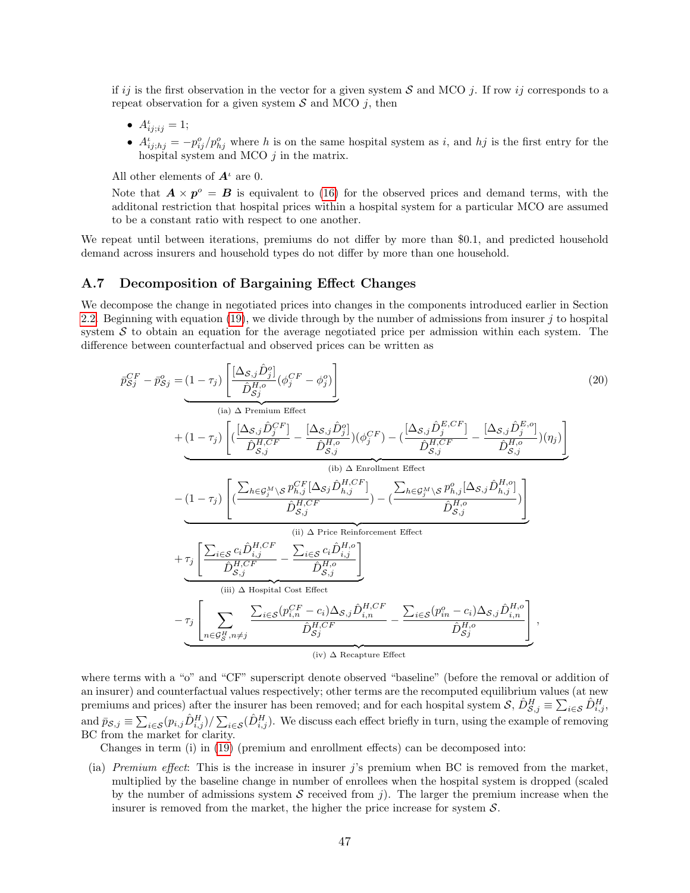if $ij$ is the first observation in the vector for a given system $\mathcal{S}$ and MCO $j$. If row $ij$ corresponds to a repeat observation for a given system $\mathcal{S}$ and MCO $j$, then

- $A^{\iota}_{ij;ij} = 1$;
- $A^{\iota}_{ij;hj} = -p^o_{ij}/p^o_{hj}$ where $h$ is on the same hospital system as $i$, and $hj$ is the first entry for the hospital system and MCO $j$ in the matrix.

All other elements of $\boldsymbol{A}^{\iota}$ are 0.

Note that $\boldsymbol{A} \times \boldsymbol{p}^o = \boldsymbol{B}$ is equivalent to (16) for the observed prices and demand terms, with the additonal restriction that hospital prices within a hospital system for a particular MCO are assumed to be a constant ratio with respect to one another.

We repeat until between iterations, premiums do not differ by more than \$0.1, and predicted household demand across insurers and household types do not differ by more than one household.

## A.7 Decomposition of Bargaining Effect Changes

We decompose the change in negotiated prices into changes in the components introduced earlier in Section 2.2. Beginning with equation (19), we divide through by the number of admissions from insurer $j$ to hospital system $\mathcal{S}$ to obtain an equation for the average negotiated price per admission within each system. The difference between counterfactual and observed prices can be written as

$$
\begin{aligned}
\bar{p}^{CF}_{\mathcal{S}j} - \bar{p}^{o}_{\mathcal{S}j} =& \underbrace{(1-\tau_j)\left[\frac{[\Delta_{\mathcal{S},j}\hat{D}^o_j]}{\hat{D}^{H,o}_{\mathcal{S}j}}(\phi^{CF}_j - \phi^o_j)\right]}_{\text{(ia) } \Delta \text{ Premium Effect}} \\
&+ \underbrace{(1-\tau_j)\left[(\frac{[\Delta_{\mathcal{S},j}\hat{D}^{CF}_j]}{\hat{D}^{H,CF}_{\mathcal{S},j}} - \frac{[\Delta_{\mathcal{S},j}\hat{D}^{o}_j]}{\hat{D}^{H,o}_{\mathcal{S},j}})(\phi^{CF}_j) - (\frac{[\Delta_{\mathcal{S},j}\hat{D}^{E,CF}_j]}{\hat{D}^{H,CF}_{\mathcal{S},j}} - \frac{[\Delta_{\mathcal{S},j}\hat{D}^{E,o}_j]}{\hat{D}^{H,o}_{\mathcal{S},j}})(\eta_j)\right]}_{\text{(ib) } \Delta \text{ Enrollment Effect}} \\
&- \underbrace{(1-\tau_j)\left[(\frac{\sum_{h\in\mathcal{G}^M_j\setminus\mathcal{S}} p^{CF}_{h,j}[\Delta_{\mathcal{S}j}\hat{D}^{H,CF}_{h,j}]}{\hat{D}^{H,CF}_{\mathcal{S},j}}) - (\frac{\sum_{h\in\mathcal{G}^M_j\setminus\mathcal{S}} p^{o}_{h,j}[\Delta_{\mathcal{S},j}\hat{D}^{H,o}_{h,j}]}{\hat{D}^{H,o}_{\mathcal{S},j}})\right]}_{\text{(ii) } \Delta \text{ Price Reinforcement Effect}} \\
&+ \underbrace{\tau_j\left[\frac{\sum_{i\in\mathcal{S}} c_i\hat{D}^{H,CF}_{i,j}}{\hat{D}^{H,CF}_{\mathcal{S},j}} - \frac{\sum_{i\in\mathcal{S}} c_i\hat{D}^{H,o}_{i,j}}{\hat{D}^{H,o}_{\mathcal{S},j}}\right]}_{\text{(iii) } \Delta \text{ Hospital Cost Effect}} \\
&- \underbrace{\tau_j\left[\sum_{n\in\mathcal{G}^H_{\mathcal{S}},n\neq j} \frac{\sum_{i\in\mathcal{S}}(p^{CF}_{i,n} - c_i)\Delta_{\mathcal{S},j}\hat{D}^{H,CF}_{i,n}}{\hat{D}^{H,CF}_{\mathcal{S}j}} - \frac{\sum_{i\in\mathcal{S}}(p^{o}_{in} - c_i)\Delta_{\mathcal{S},j}\hat{D}^{H,o}_{i,n}}{\hat{D}^{H,o}_{\mathcal{S}j}}\right]}_{\text{(iv) } \Delta \text{ Recapture Effect}},
\end{aligned}
\tag{20}
$$

where terms with a "o" and "CF" superscript denote observed "baseline" (before the removal or addition of an insurer) and counterfactual values respectively; other terms are the recomputed equilibrium values (at new premiums and prices) after the insurer has been removed; and for each hospital system $\mathcal{S}$, $\hat{D}^H_{\mathcal{S},j} \equiv \sum_{i\in\mathcal{S}} \hat{D}^H_{i,j}$, and $\bar{p}_{\mathcal{S},j} \equiv \sum_{i\in\mathcal{S}}(p_{i,j}\hat{D}^H_{i,j})/\sum_{i\in\mathcal{S}}(\hat{D}^H_{i,j})$. We discuss each effect briefly in turn, using the example of removing BC from the market for clarity.

Changes in term (i) in (19) (premium and enrollment effects) can be decomposed into:

(ia) *Premium effect*: This is the increase in insurer $j$'s premium when BC is removed from the market, multiplied by the baseline change in number of enrollees when the hospital system is dropped (scaled by the number of admissions system $\mathcal{S}$ received from $j$). The larger the premium increase when the insurer is removed from the market, the higher the price increase for system $\mathcal{S}$.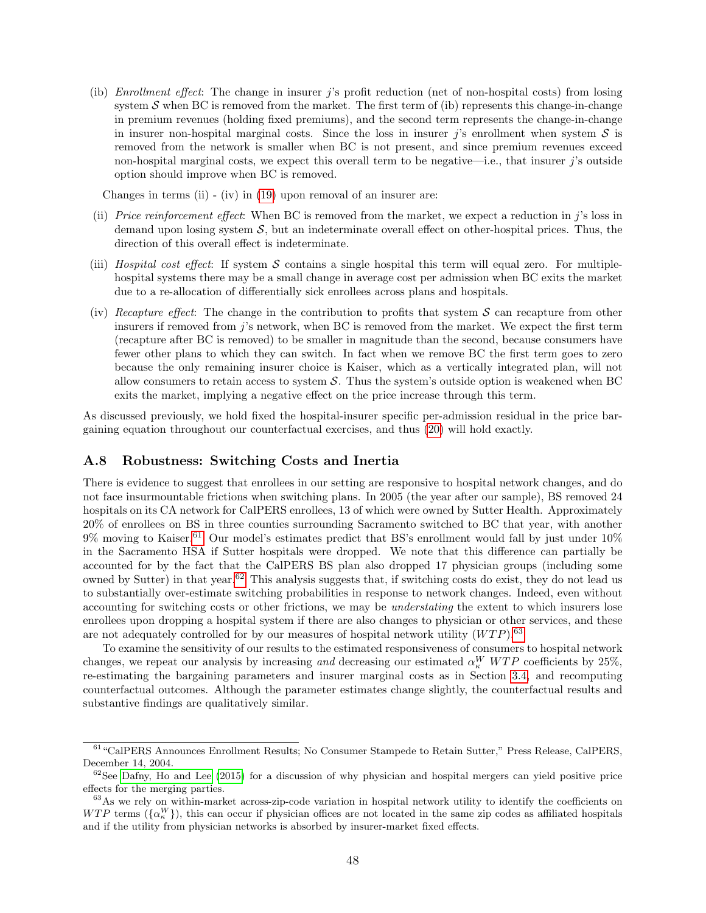(ib) *Enrollment effect*: The change in insurer $j$'s profit reduction (net of non-hospital costs) from losing system $\mathcal{S}$ when BC is removed from the market. The first term of (ib) represents this change-in-change in premium revenues (holding fixed premiums), and the second term represents the change-in-change in insurer non-hospital marginal costs. Since the loss in insurer $j$'s enrollment when system $\mathcal{S}$ is removed from the network is smaller when BC is not present, and since premium revenues exceed non-hospital marginal costs, we expect this overall term to be negative—i.e., that insurer $j$'s outside option should improve when BC is removed.

Changes in terms (ii) - (iv) in (19) upon removal of an insurer are:

(ii) *Price reinforcement effect*: When BC is removed from the market, we expect a reduction in $j$'s loss in demand upon losing system $\mathcal{S}$, but an indeterminate overall effect on other-hospital prices. Thus, the direction of this overall effect is indeterminate.

(iii) *Hospital cost effect*: If system $\mathcal{S}$ contains a single hospital this term will equal zero. For multiple-hospital systems there may be a small change in average cost per admission when BC exits the market due to a re-allocation of differentially sick enrollees across plans and hospitals.

(iv) *Recapture effect*: The change in the contribution to profits that system $\mathcal{S}$ can recapture from other insurers if removed from $j$'s network, when BC is removed from the market. We expect the first term (recapture after BC is removed) to be smaller in magnitude than the second, because consumers have fewer other plans to which they can switch. In fact when we remove BC the first term goes to zero because the only remaining insurer choice is Kaiser, which as a vertically integrated plan, will not allow consumers to retain access to system $\mathcal{S}$. Thus the system's outside option is weakened when BC exits the market, implying a negative effect on the price increase through this term.

As discussed previously, we hold fixed the hospital-insurer specific per-admission residual in the price bargaining equation throughout our counterfactual exercises, and thus (20) will hold exactly.

### A.8 Robustness: Switching Costs and Inertia

There is evidence to suggest that enrollees in our setting are responsive to hospital network changes, and do not face insurmountable frictions when switching plans. In 2005 (the year after our sample), BS removed 24 hospitals on its CA network for CalPERS enrollees, 13 of which were owned by Sutter Health. Approximately 20% of enrollees on BS in three counties surrounding Sacramento switched to BC that year, with another 9% moving to Kaiser.[61] Our model's estimates predict that BS's enrollment would fall by just under 10% in the Sacramento HSA if Sutter hospitals were dropped. We note that this difference can partially be accounted for by the fact that the CalPERS BS plan also dropped 17 physician groups (including some owned by Sutter) in that year.[62] This analysis suggests that, if switching costs do exist, they do not lead us to substantially over-estimate switching probabilities in response to network changes. Indeed, even without accounting for switching costs or other frictions, we may be *understating* the extent to which insurers lose enrollees upon dropping a hospital system if there are also changes to physician or other services, and these are not adequately controlled for by our measures of hospital network utility ($WTP$).[63]

To examine the sensitivity of our results to the estimated responsiveness of consumers to hospital network changes, we repeat our analysis by increasing *and* decreasing our estimated $\alpha^W_\kappa$ $WTP$ coefficients by 25%, re-estimating the bargaining parameters and insurer marginal costs as in Section 3.4, and recomputing counterfactual outcomes. Although the parameter estimates change slightly, the counterfactual results and substantive findings are qualitatively similar.

---

[61] "CalPERS Announces Enrollment Results; No Consumer Stampede to Retain Sutter," Press Release, CalPERS, December 14, 2004.

[62] See Dafny, Ho and Lee (2015) for a discussion of why physician and hospital mergers can yield positive price effects for the merging parties.

[63] As we rely on within-market across-zip-code variation in hospital network utility to identify the coefficients on $WTP$ terms ($\{\alpha^W_\kappa\}$), this can occur if physician offices are not located in the same zip codes as affiliated hospitals and if the utility from physician networks is absorbed by insurer-market fixed effects.